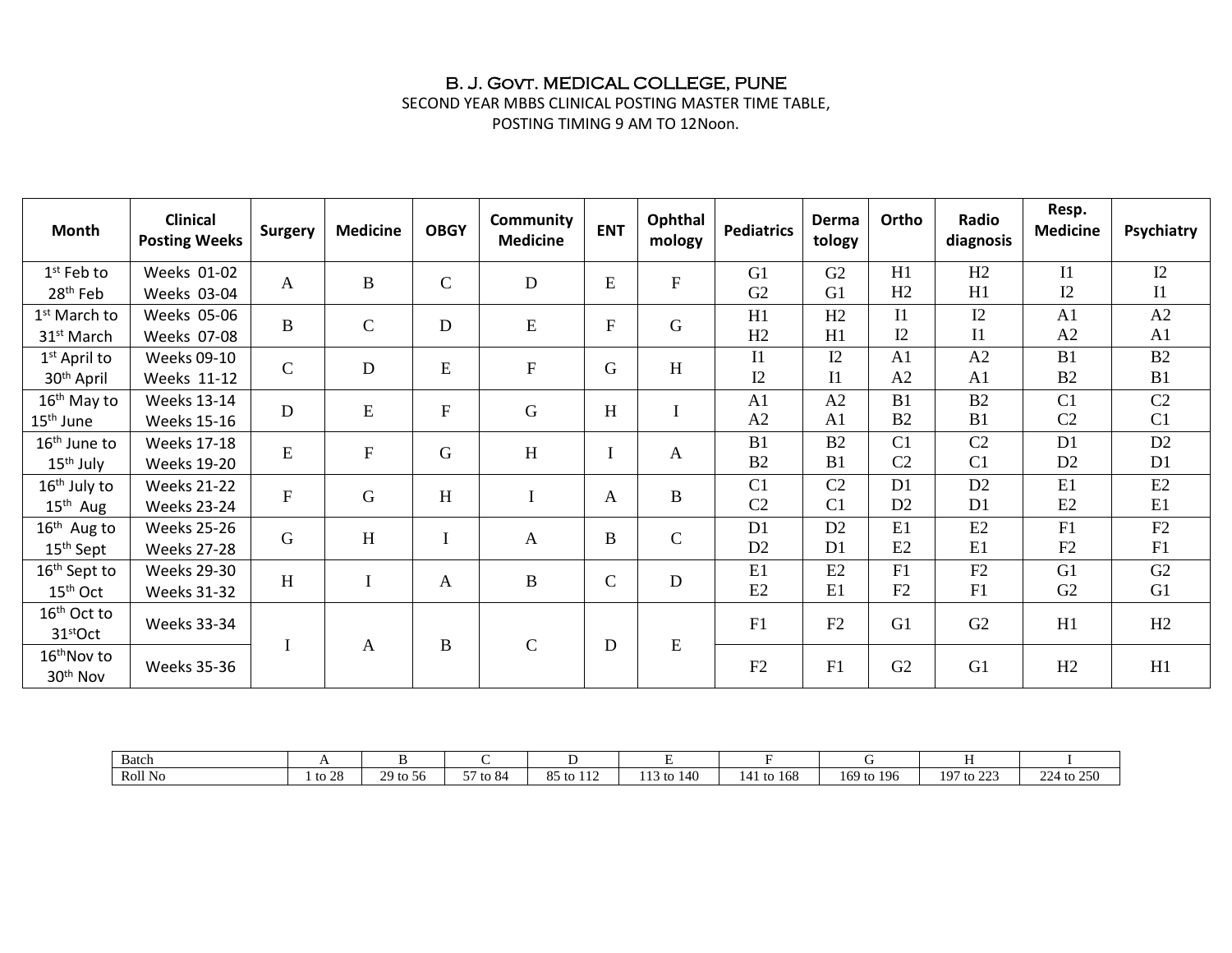# B. J. Govt. MEDICAL COLLEGE, PUNE

SECOND YEAR MBBS CLINICAL POSTING MASTER TIME TABLE,
POSTING TIMING 9 AM TO 12Noon.

| Month | Clinical Posting Weeks | Surgery | Medicine | OBGY | Community Medicine | ENT | Ophthal mology | Pediatrics | Derma tology | Ortho | Radio diagnosis | Resp. Medicine | Psychiatry |
|---|---|---|---|---|---|---|---|---|---|---|---|---|---|
| 1st Feb to 28th Feb | Weeks 01-02<br>Weeks 03-04 | A | B | C | D | E | F | G1<br>G2 | G2<br>G1 | H1<br>H2 | H2<br>H1 | I1<br>I2 | I2<br>I1 |
| 1st March to 31st March | Weeks 05-06<br>Weeks 07-08 | B | C | D | E | F | G | H1<br>H2 | H2<br>H1 | I1<br>I2 | I2<br>I1 | A1<br>A2 | A2<br>A1 |
| 1st April to 30th April | Weeks 09-10<br>Weeks 11-12 | C | D | E | F | G | H | I1<br>I2 | I2<br>I1 | A1<br>A2 | A2<br>A1 | B1<br>B2 | B2<br>B1 |
| 16th May to 15th June | Weeks 13-14<br>Weeks 15-16 | D | E | F | G | H | I | A1<br>A2 | A2<br>A1 | B1<br>B2 | B2<br>B1 | C1<br>C2 | C2<br>C1 |
| 16th June to 15th July | Weeks 17-18<br>Weeks 19-20 | E | F | G | H | I | A | B1<br>B2 | B2<br>B1 | C1<br>C2 | C2<br>C1 | D1<br>D2 | D2<br>D1 |
| 16th July to 15th Aug | Weeks 21-22<br>Weeks 23-24 | F | G | H | I | A | B | C1<br>C2 | C2<br>C1 | D1<br>D2 | D2<br>D1 | E1<br>E2 | E2<br>E1 |
| 16th Aug to 15th Sept | Weeks 25-26<br>Weeks 27-28 | G | H | I | A | B | C | D1<br>D2 | D2<br>D1 | E1<br>E2 | E2<br>E1 | F1<br>F2 | F2<br>F1 |
| 16th Sept to 15th Oct | Weeks 29-30<br>Weeks 31-32 | H | I | A | B | C | D | E1<br>E2 | E2<br>E1 | F1<br>F2 | F2<br>F1 | G1<br>G2 | G2<br>G1 |
| 16th Oct to 31stOct | Weeks 33-34 | I | A | B | C | D | E | F1 | F2 | G1 | G2 | H1 | H2 |
| 16thNov to 30th Nov | Weeks 35-36 | | | | | | | F2 | F1 | G2 | G1 | H2 | H1 |

| Batch | A | B | C | D | E | F | G | H | I |
|---|---|---|---|---|---|---|---|---|---|
| Roll No | 1 to 28 | 29 to 56 | 57 to 84 | 85 to 112 | 113 to 140 | 141 to 168 | 169 to 196 | 197 to 223 | 224 to 250 |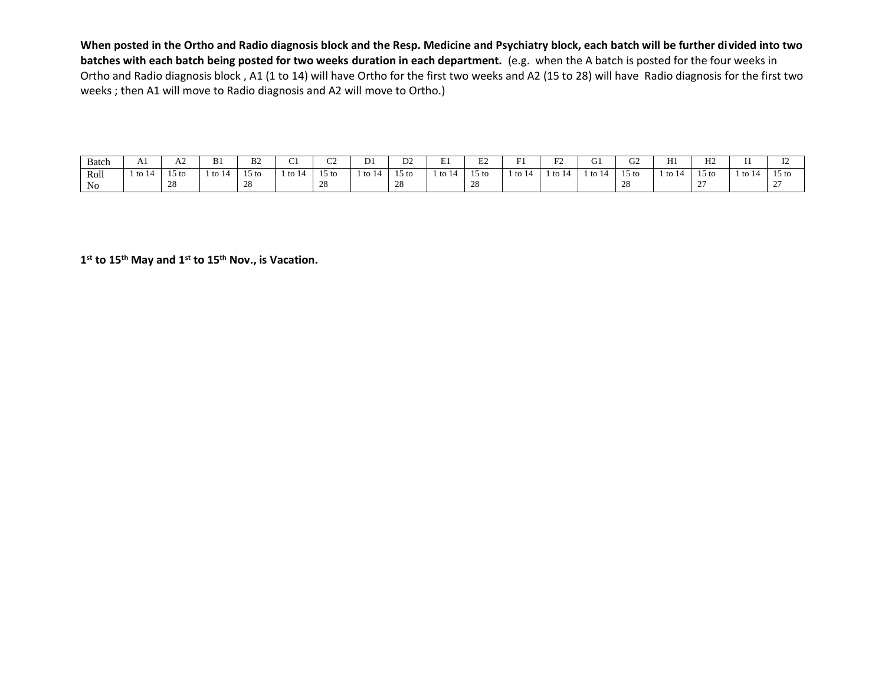**When posted in the Ortho and Radio diagnosis block and the Resp. Medicine and Psychiatry block, each batch will be further divided into two batches with each batch being posted for two weeks duration in each department.** (e.g. when the A batch is posted for the four weeks in Ortho and Radio diagnosis block , A1 (1 to 14) will have Ortho for the first two weeks and A2 (15 to 28) will have Radio diagnosis for the first two weeks ; then A1 will move to Radio diagnosis and A2 will move to Ortho.)

| Batch | A1 | A2 | B1 | B2 | C1 | C2 | D1 | D2 | E1 | E2 | F1 | F2 | G1 | G2 | H1 | H2 | I1 | I2 |
|---|---|---|---|---|---|---|---|---|---|---|---|---|---|---|---|---|---|---|
| Roll No | 1 to 14 | 15 to 28 | 1 to 14 | 15 to 28 | 1 to 14 | 15 to 28 | 1 to 14 | 15 to 28 | 1 to 14 | 15 to 28 | 1 to 14 | 1 to 14 | 1 to 14 | 15 to 28 | 1 to 14 | 15 to 27 | 1 to 14 | 15 to 27 |

**1st to 15th May and 1st to 15th Nov., is Vacation.**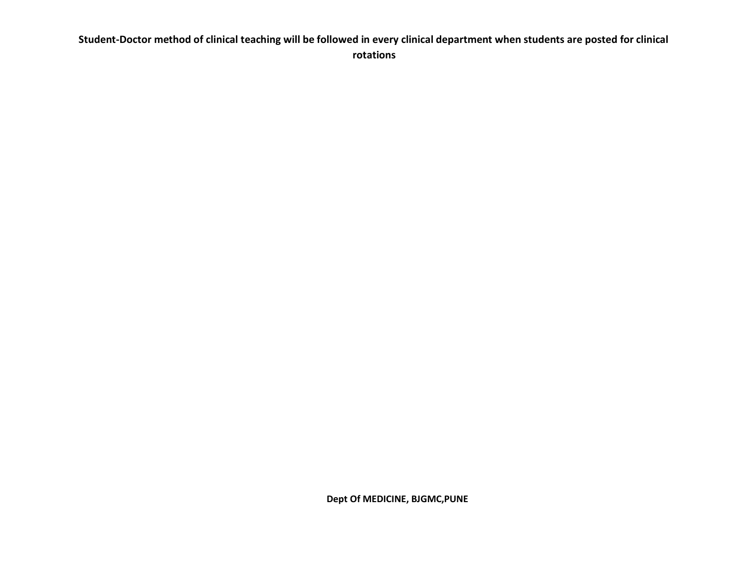**Student-Doctor method of clinical teaching will be followed in every clinical department when students are posted for clinical rotations**

**Dept Of MEDICINE, BJGMC,PUNE**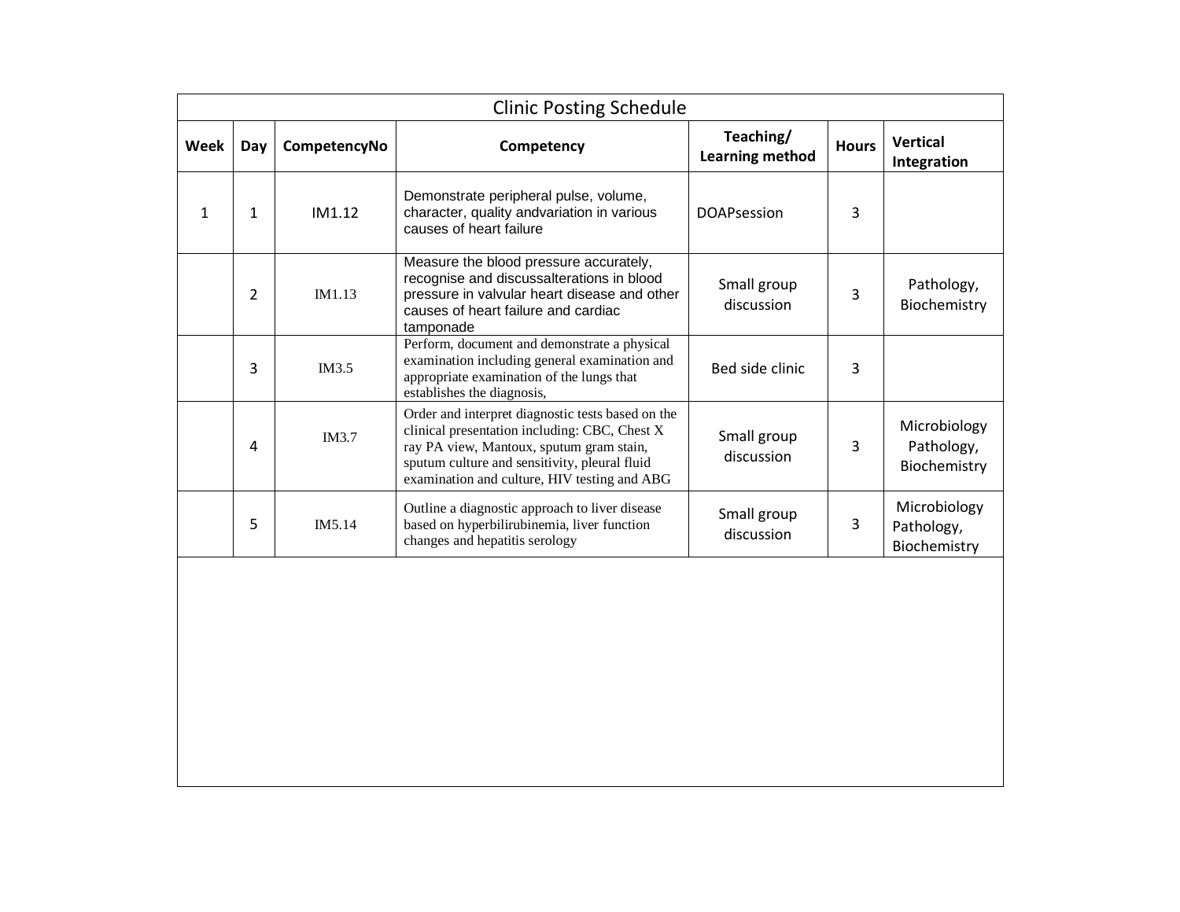| Clinic Posting Schedule | | | | | | |
|---|---|---|---|---|---|---|
| **Week** | **Day** | **CompetencyNo** | **Competency** | **Teaching/ Learning method** | **Hours** | **Vertical Integration** |
| 1 | 1 | IM1.12 | Demonstrate peripheral pulse, volume, character, quality andvariation in various causes of heart failure | DOAPsession | 3 | |
| | 2 | IM1.13 | Measure the blood pressure accurately, recognise and discussalterations in blood pressure in valvular heart disease and other causes of heart failure and cardiac tamponade | Small group discussion | 3 | Pathology, Biochemistry |
| | 3 | IM3.5 | Perform, document and demonstrate a physical examination including general examination and appropriate examination of the lungs that establishes the diagnosis, | Bed side clinic | 3 | |
| | 4 | IM3.7 | Order and interpret diagnostic tests based on the clinical presentation including: CBC, Chest X ray PA view, Mantoux, sputum gram stain, sputum culture and sensitivity, pleural fluid examination and culture, HIV testing and ABG | Small group discussion | 3 | Microbiology Pathology, Biochemistry |
| | 5 | IM5.14 | Outline a diagnostic approach to liver disease based on hyperbilirubinemia, liver function changes and hepatitis serology | Small group discussion | 3 | Microbiology Pathology, Biochemistry |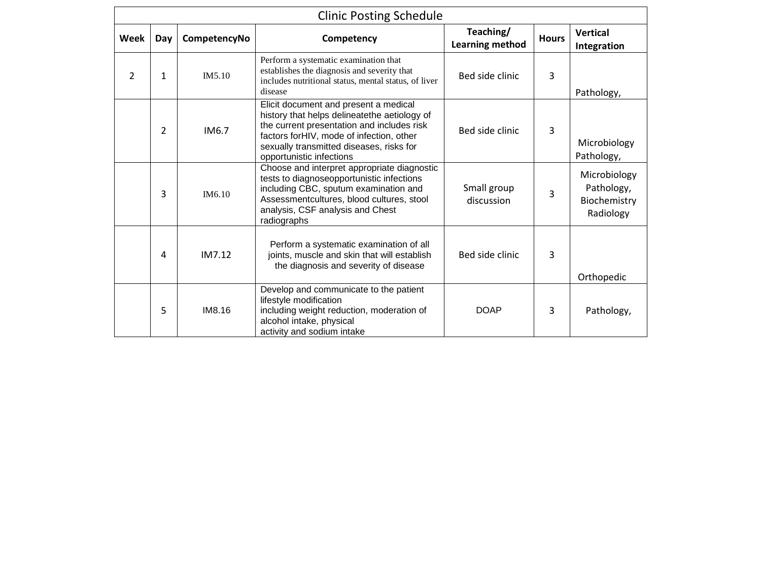| Clinic Posting Schedule | | | | | | |
|---|---|---|---|---|---|---|
| **Week** | **Day** | **CompetencyNo** | **Competency** | **Teaching/ Learning method** | **Hours** | **Vertical Integration** |
| 2 | 1 | IM5.10 | Perform a systematic examination that establishes the diagnosis and severity that includes nutritional status, mental status, of liver disease | Bed side clinic | 3 | Pathology, |
| | 2 | IM6.7 | Elicit document and present a medical history that helps delineatethe aetiology of the current presentation and includes risk factors forHIV, mode of infection, other sexually transmitted diseases, risks for opportunistic infections | Bed side clinic | 3 | Microbiology Pathology, |
| | 3 | IM6.10 | Choose and interpret appropriate diagnostic tests to diagnoseopportunistic infections including CBC, sputum examination and Assessmentcultures, blood cultures, stool analysis, CSF analysis and Chest radiographs | Small group discussion | 3 | Microbiology Pathology, Biochemistry Radiology |
| | 4 | IM7.12 | Perform a systematic examination of all joints, muscle and skin that will establish the diagnosis and severity of disease | Bed side clinic | 3 | Orthopedic |
| | 5 | IM8.16 | Develop and communicate to the patient lifestyle modification including weight reduction, moderation of alcohol intake, physical activity and sodium intake | DOAP | 3 | Pathology, |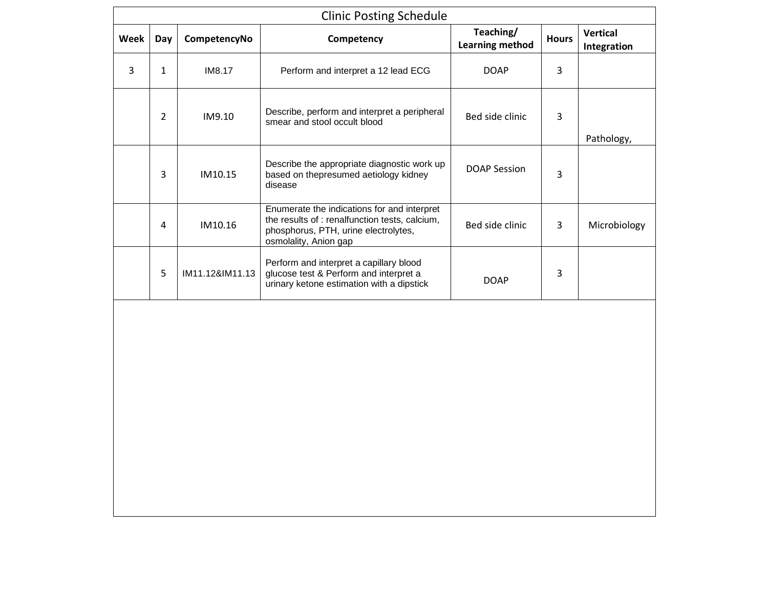| Clinic Posting Schedule | | | | | | |
|---|---|---|---|---|---|---|
| **Week** | **Day** | **CompetencyNo** | **Competency** | **Teaching/ Learning method** | **Hours** | **Vertical Integration** |
| 3 | 1 | IM8.17 | Perform and interpret a 12 lead ECG | DOAP | 3 | |
| | 2 | IM9.10 | Describe, perform and interpret a peripheral smear and stool occult blood | Bed side clinic | 3 | Pathology, |
| | 3 | IM10.15 | Describe the appropriate diagnostic work up based on thepresumed aetiology kidney disease | DOAP Session | 3 | |
| | 4 | IM10.16 | Enumerate the indications for and interpret the results of : renalfunction tests, calcium, phosphorus, PTH, urine electrolytes, osmolality, Anion gap | Bed side clinic | 3 | Microbiology |
| | 5 | IM11.12&IM11.13 | Perform and interpret a capillary blood glucose test & Perform and interpret a urinary ketone estimation with a dipstick | DOAP | 3 | |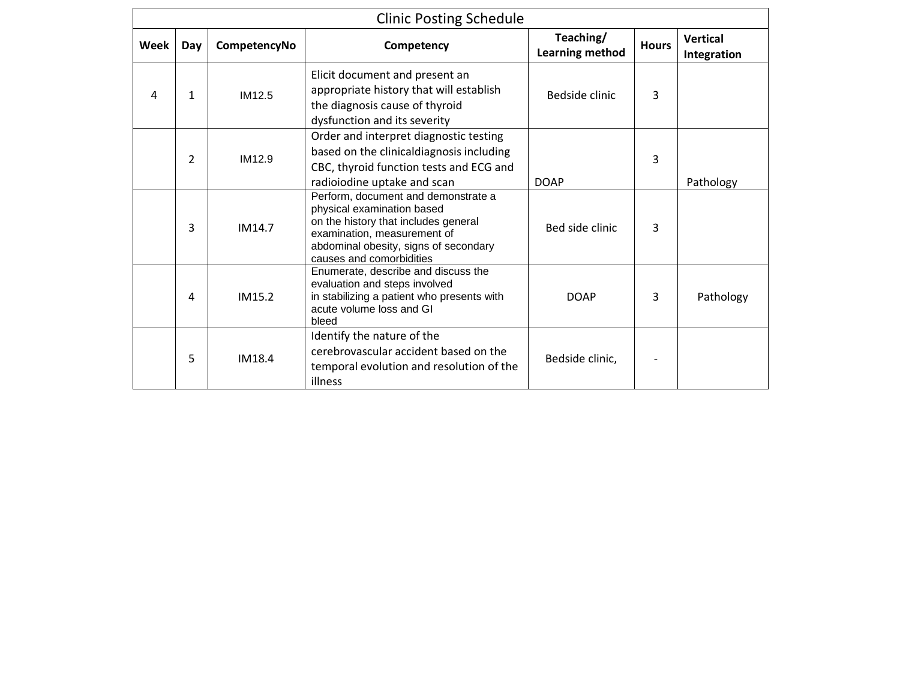| Clinic Posting Schedule | | | | | | |
|---|---|---|---|---|---|---|
| **Week** | **Day** | **CompetencyNo** | **Competency** | **Teaching/ Learning method** | **Hours** | **Vertical Integration** |
| 4 | 1 | IM12.5 | Elicit document and present an appropriate history that will establish the diagnosis cause of thyroid dysfunction and its severity | Bedside clinic | 3 | |
| | 2 | IM12.9 | Order and interpret diagnostic testing based on the clinicaldiagnosis including CBC, thyroid function tests and ECG and radioiodine uptake and scan | DOAP | 3 | Pathology |
| | 3 | IM14.7 | Perform, document and demonstrate a physical examination based on the history that includes general examination, measurement of abdominal obesity, signs of secondary causes and comorbidities | Bed side clinic | 3 | |
| | 4 | IM15.2 | Enumerate, describe and discuss the evaluation and steps involved in stabilizing a patient who presents with acute volume loss and GI bleed | DOAP | 3 | Pathology |
| | 5 | IM18.4 | Identify the nature of the cerebrovascular accident based on the temporal evolution and resolution of the illness | Bedside clinic, | - | |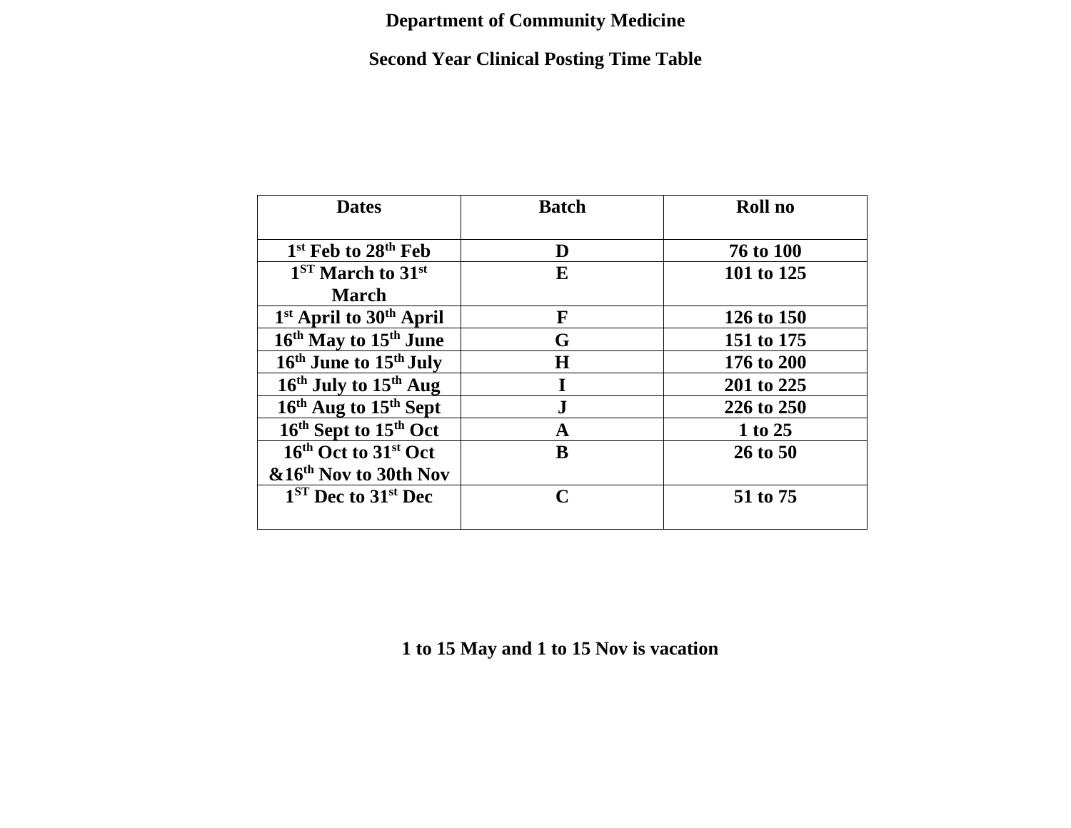# Department of Community Medicine

## Second Year Clinical Posting Time Table

| Dates | Batch | Roll no |
|---|---|---|
| 1st Feb to 28th Feb | D | 76 to 100 |
| 1ST March to 31st March | E | 101 to 125 |
| 1st April to 30th April | F | 126 to 150 |
| 16th May to 15th June | G | 151 to 175 |
| 16th June to 15th July | H | 176 to 200 |
| 16th July to 15th Aug | I | 201 to 225 |
| 16th Aug to 15th Sept | J | 226 to 250 |
| 16th Sept to 15th Oct | A | 1 to 25 |
| 16th Oct to 31st Oct &16th Nov to 30th Nov | B | 26 to 50 |
| 1ST Dec to 31st Dec | C | 51 to 75 |

**1 to 15 May and 1 to 15 Nov is vacation**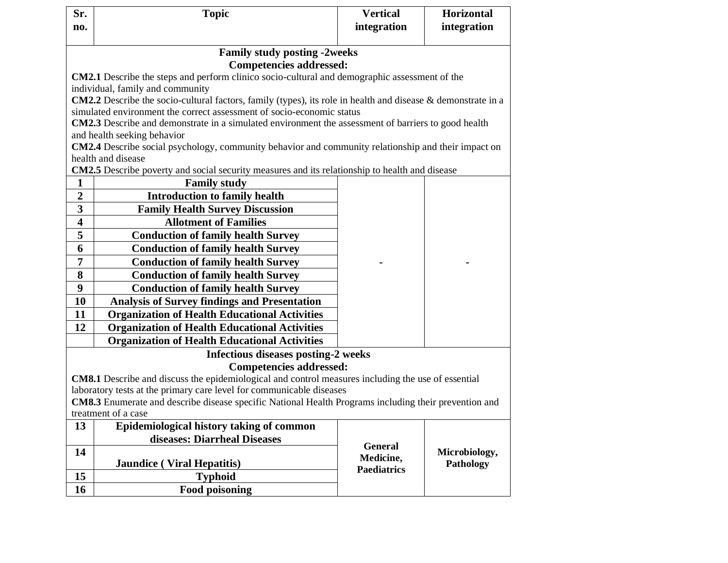| Sr. no. | Topic | Vertical integration | Horizontal integration |
|---|---|---|---|
| **Family study posting -2weeks**<br>**Competencies addressed:**<br>**CM2.1** Describe the steps and perform clinico socio-cultural and demographic assessment of the individual, family and community<br>**CM2.2** Describe the socio-cultural factors, family (types), its role in health and disease & demonstrate in a simulated environment the correct assessment of socio-economic status<br>**CM2.3** Describe and demonstrate in a simulated environment the assessment of barriers to good health and health seeking behavior<br>**CM2.4** Describe social psychology, community behavior and community relationship and their impact on health and disease<br>**CM2.5** Describe poverty and social security measures and its relationship to health and disease | | | |
| 1 | Family study | - | - |
| 2 | Introduction to family health | | |
| 3 | Family Health Survey Discussion | | |
| 4 | Allotment of Families | | |
| 5 | Conduction of family health Survey | | |
| 6 | Conduction of family health Survey | | |
| 7 | Conduction of family health Survey | | |
| 8 | Conduction of family health Survey | | |
| 9 | Conduction of family health Survey | | |
| 10 | Analysis of Survey findings and Presentation | | |
| 11 | Organization of Health Educational Activities | | |
| 12 | Organization of Health Educational Activities | | |
| | Organization of Health Educational Activities | | |
| **Infectious diseases posting-2 weeks**<br>**Competencies addressed:**<br>**CM8.1** Describe and discuss the epidemiological and control measures including the use of essential laboratory tests at the primary care level for communicable diseases<br>**CM8.3** Enumerate and describe disease specific National Health Programs including their prevention and treatment of a case | | | |
| 13 | Epidemiological history taking of common diseases: Diarrheal Diseases | General Medicine, Paediatrics | Microbiology, Pathology |
| 14 | Jaundice ( Viral Hepatitis) | | |
| 15 | Typhoid | | |
| 16 | Food poisoning | | |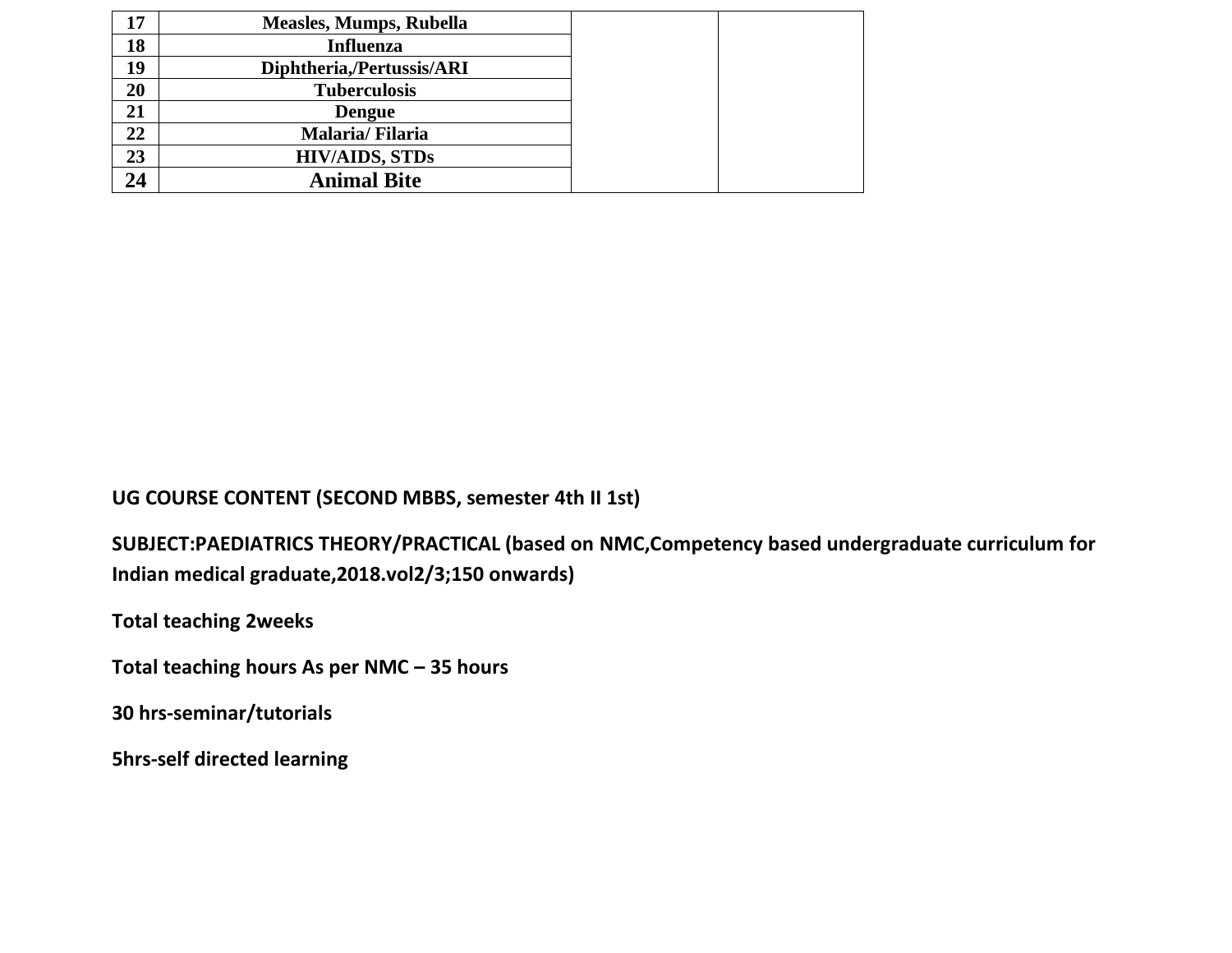| | | | |
|---|---|---|---|
| 17 | Measles, Mumps, Rubella | | |
| 18 | Influenza | | |
| 19 | Diphtheria,/Pertussis/ARI | | |
| 20 | Tuberculosis | | |
| 21 | Dengue | | |
| 22 | Malaria/ Filaria | | |
| 23 | HIV/AIDS, STDs | | |
| 24 | Animal Bite | | |

**UG COURSE CONTENT (SECOND MBBS, semester 4th II 1st)**

**SUBJECT:PAEDIATRICS THEORY/PRACTICAL (based on NMC,Competency based undergraduate curriculum for Indian medical graduate,2018.vol2/3;150 onwards)**

**Total teaching 2weeks**

**Total teaching hours As per NMC – 35 hours**

**30 hrs-seminar/tutorials**

**5hrs-self directed learning**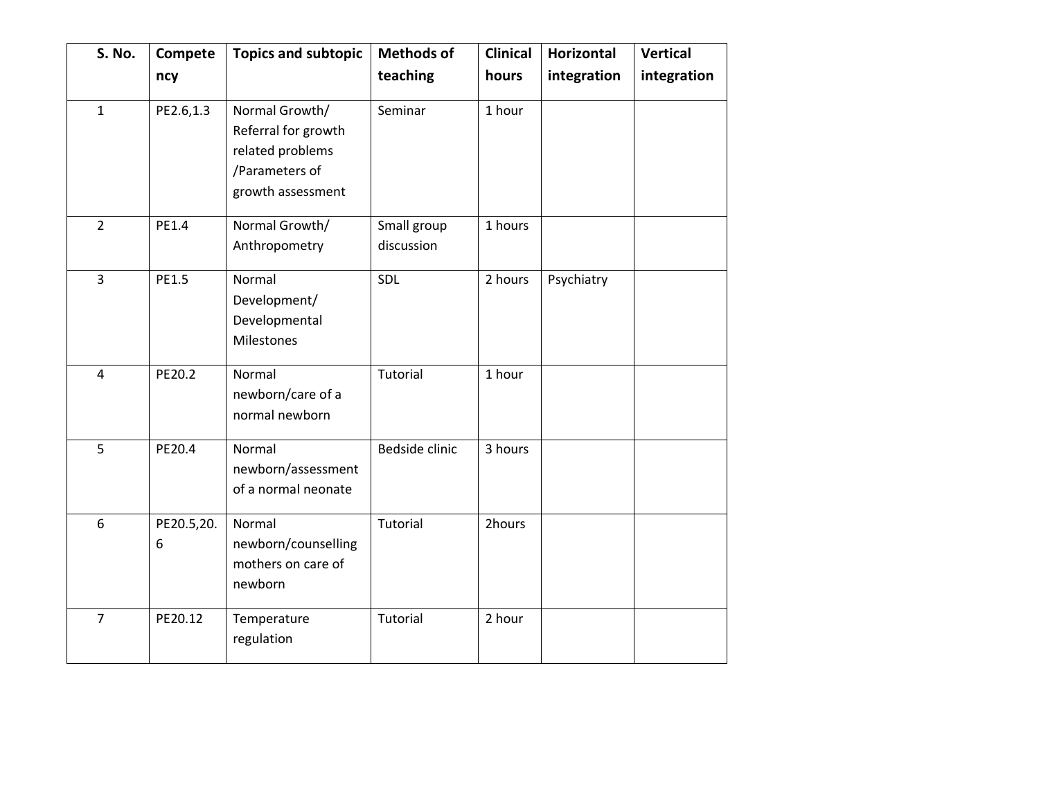| S. No. | Competency | Topics and subtopic | Methods of teaching | Clinical hours | Horizontal integration | Vertical integration |
|---|---|---|---|---|---|---|
| 1 | PE2.6,1.3 | Normal Growth/ Referral for growth related problems /Parameters of growth assessment | Seminar | 1 hour | | |
| 2 | PE1.4 | Normal Growth/ Anthropometry | Small group discussion | 1 hours | | |
| 3 | PE1.5 | Normal Development/ Developmental Milestones | SDL | 2 hours | Psychiatry | |
| 4 | PE20.2 | Normal newborn/care of a normal newborn | Tutorial | 1 hour | | |
| 5 | PE20.4 | Normal newborn/assessment of a normal neonate | Bedside clinic | 3 hours | | |
| 6 | PE20.5,20.6 | Normal newborn/counselling mothers on care of newborn | Tutorial | 2hours | | |
| 7 | PE20.12 | Temperature regulation | Tutorial | 2 hour | | |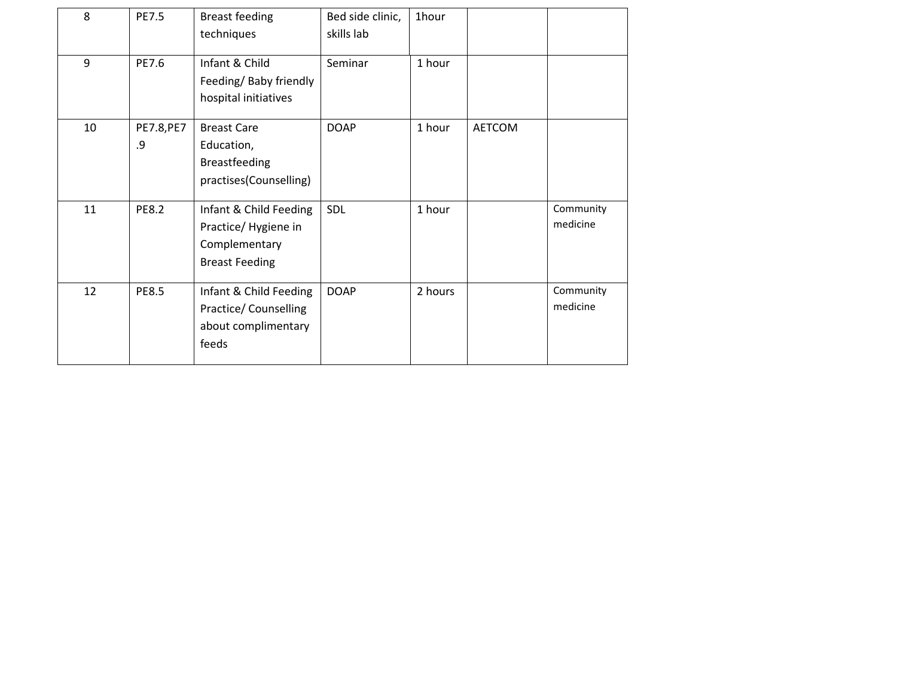| 8 | PE7.5 | Breast feeding techniques | Bed side clinic, skills lab | 1hour | | |
|---|---|---|---|---|---|---|
| 9 | PE7.6 | Infant & Child Feeding/ Baby friendly hospital initiatives | Seminar | 1 hour | | |
| 10 | PE7.8,PE7.9 | Breast Care Education, Breastfeeding practises(Counselling) | DOAP | 1 hour | AETCOM | |
| 11 | PE8.2 | Infant & Child Feeding Practice/ Hygiene in Complementary Breast Feeding | SDL | 1 hour | | Community medicine |
| 12 | PE8.5 | Infant & Child Feeding Practice/ Counselling about complimentary feeds | DOAP | 2 hours | | Community medicine |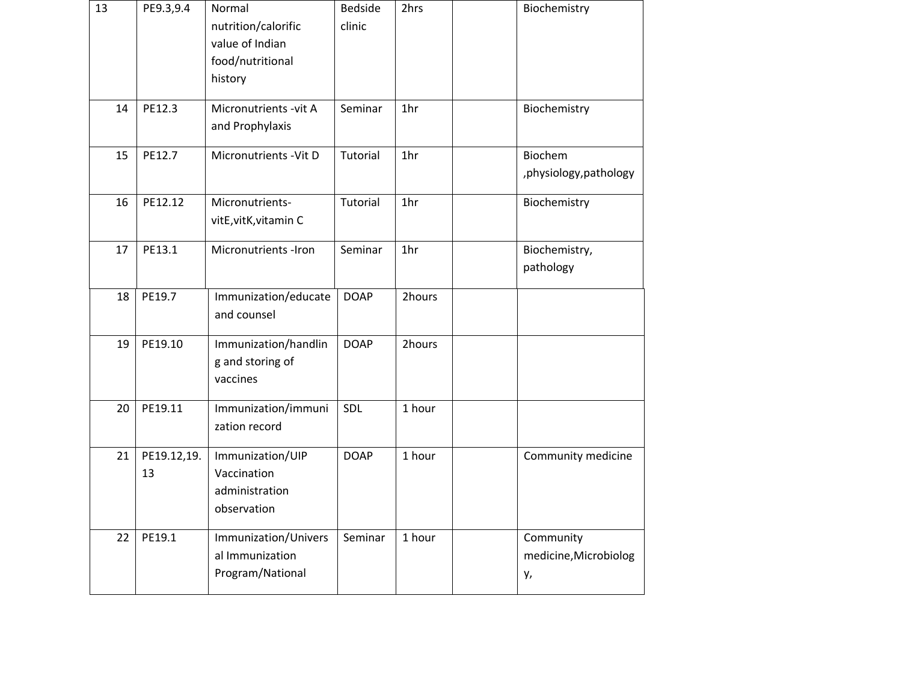| 13 | PE9.3,9.4 | Normal nutrition/calorific value of Indian food/nutritional history | Bedside clinic | 2hrs | | Biochemistry |
|---|---|---|---|---|---|---|
| 14 | PE12.3 | Micronutrients -vit A and Prophylaxis | Seminar | 1hr | | Biochemistry |
| 15 | PE12.7 | Micronutrients -Vit D | Tutorial | 1hr | | Biochem ,physiology,pathology |
| 16 | PE12.12 | Micronutrients- vitE,vitK,vitamin C | Tutorial | 1hr | | Biochemistry |
| 17 | PE13.1 | Micronutrients -Iron | Seminar | 1hr | | Biochemistry, pathology |
| 18 | PE19.7 | Immunization/educate and counsel | DOAP | 2hours | | |
| 19 | PE19.10 | Immunization/handling and storing of vaccines | DOAP | 2hours | | |
| 20 | PE19.11 | Immunization/immunization record | SDL | 1 hour | | |
| 21 | PE19.12,19.13 | Immunization/UIP Vaccination administration observation | DOAP | 1 hour | | Community medicine |
| 22 | PE19.1 | Immunization/Universal Immunization Program/National | Seminar | 1 hour | | Community medicine,Microbiology, |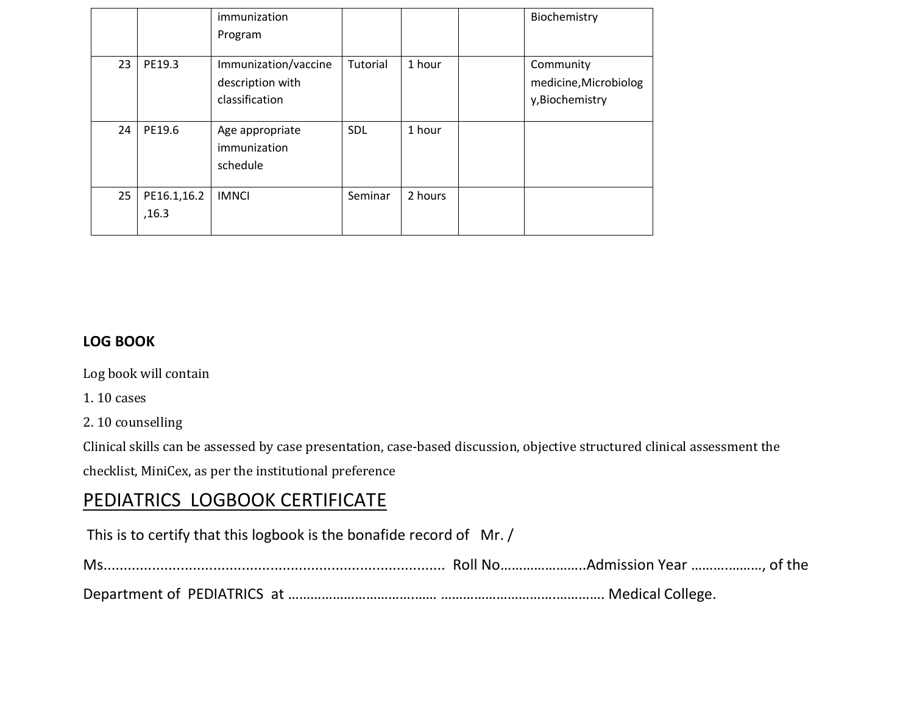| | | immunization Program | | | | Biochemistry |
|---|---|---|---|---|---|---|
| 23 | PE19.3 | Immunization/vaccine description with classification | Tutorial | 1 hour | | Community medicine,Microbiology,Biochemistry |
| 24 | PE19.6 | Age appropriate immunization schedule | SDL | 1 hour | | |
| 25 | PE16.1,16.2,16.3 | IMNCI | Seminar | 2 hours | | |

**LOG BOOK**

Log book will contain

1. 10 cases
2. 10 counselling

Clinical skills can be assessed by case presentation, case-based discussion, objective structured clinical assessment the checklist, MiniCex, as per the institutional preference

## PEDIATRICS LOGBOOK CERTIFICATE

This is to certify that this logbook is the bonafide record of Mr. / Ms...................................................................................... Roll No…………………..Admission Year ………………, of the Department of PEDIATRICS at ………………………………… ……………………………………. Medical College.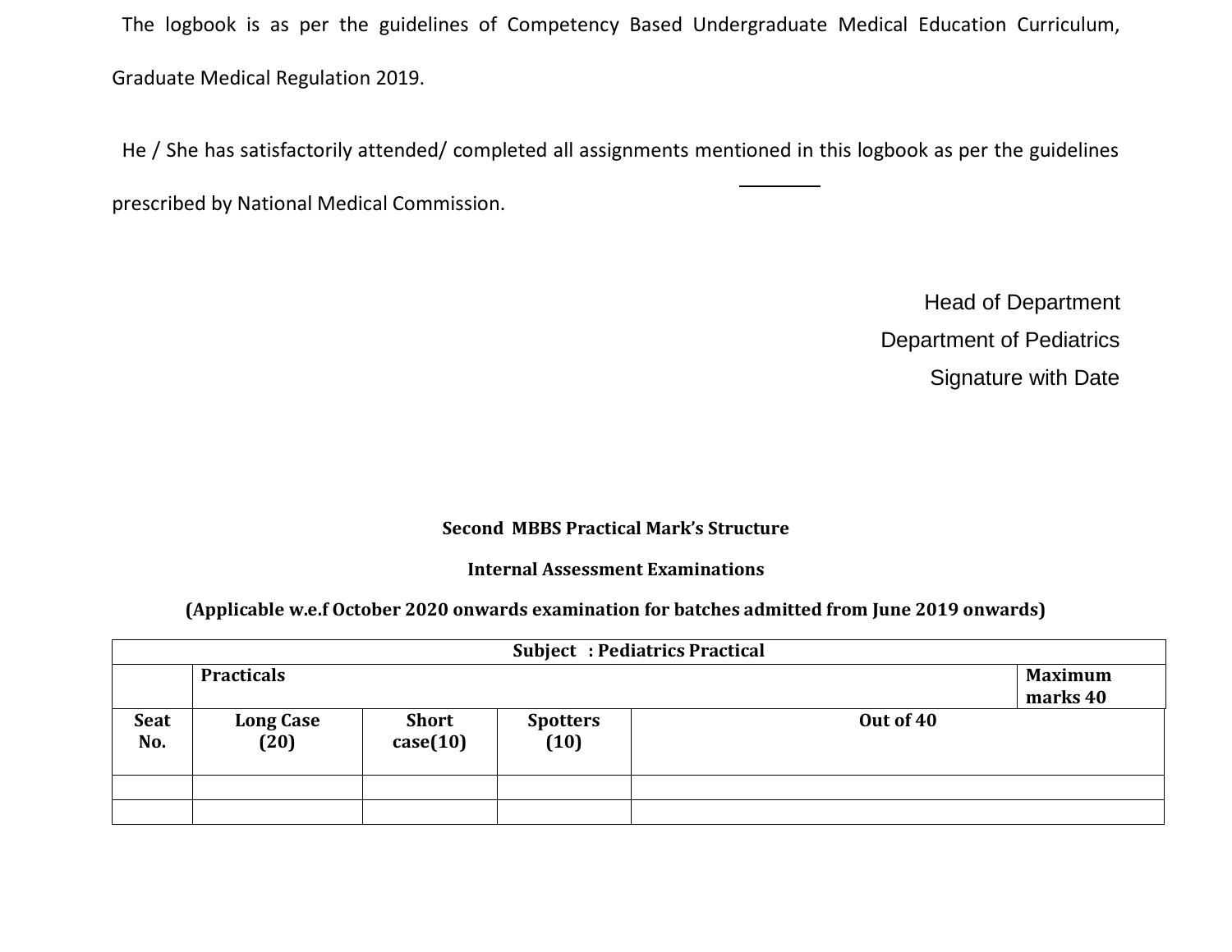The logbook is as per the guidelines of Competency Based Undergraduate Medical Education Curriculum, Graduate Medical Regulation 2019.

He / She has satisfactorily attended/ completed all assignments mentioned in this logbook as per the guidelines prescribed by National Medical Commission.

Head of Department
Department of Pediatrics
Signature with Date

**Second MBBS Practical Mark's Structure**

**Internal Assessment Examinations**

**(Applicable w.e.f October 2020 onwards examination for batches admitted from June 2019 onwards)**

| **Subject : Pediatrics Practical** | | | | |
|---|---|---|---|---|
| | **Practicals** | | | **Maximum marks 40** |
| **Seat No.** | **Long Case (20)** | **Short case(10)** | **Spotters (10)** | **Out of 40** |
| | | | | |
| | | | | |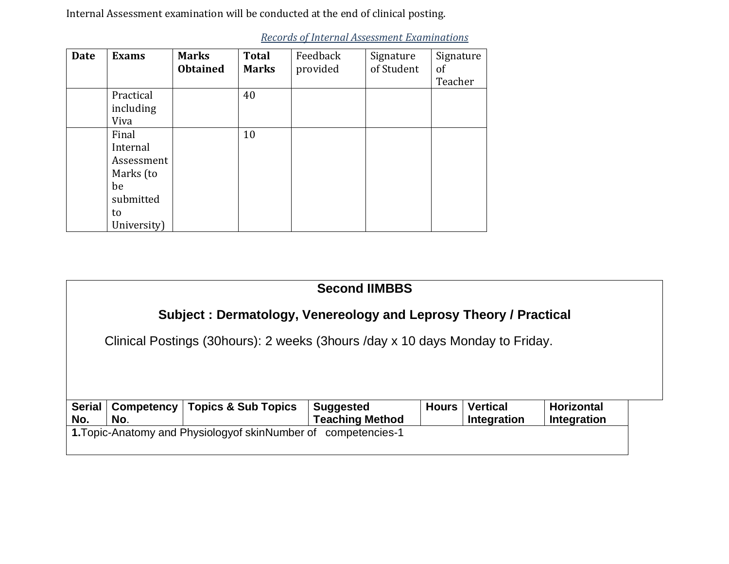Internal Assessment examination will be conducted at the end of clinical posting.

*Records of Internal Assessment Examinations*

| Date | Exams | Marks Obtained | Total Marks | Feedback provided | Signature of Student | Signature of Teacher |
|---|---|---|---|---|---|---|
| | Practical including Viva | | 40 | | | |
| | Final Internal Assessment Marks (to be submitted to University) | | 10 | | | |

**Second IIMBBS**

**Subject : Dermatology, Venereology and Leprosy Theory / Practical**

Clinical Postings (30hours): 2 weeks (3hours /day x 10 days Monday to Friday.

| Serial No. | Competency No. | Topics & Sub Topics | Suggested Teaching Method | Hours | Vertical Integration | Horizontal Integration |
|---|---|---|---|---|---|---|
| **1.**Topic-Anatomy and Physiologyof skinNumber of competencies-1 | | | | | | |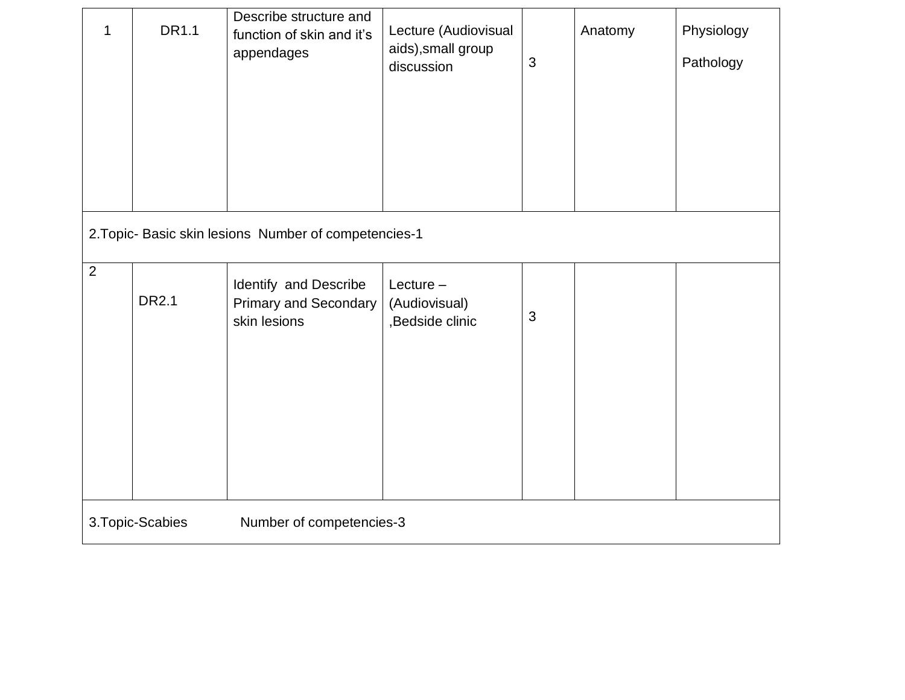| 1 | DR1.1 | Describe structure and function of skin and it's appendages | Lecture (Audiovisual aids),small group discussion | 3 | Anatomy | Physiology<br><br>Pathology |
|---|---|---|---|---|---|---|
| 2.Topic- Basic skin lesions Number of competencies-1 | | | | | | |
| 2 | DR2.1 | Identify and Describe Primary and Secondary skin lesions | Lecture – (Audiovisual) ,Bedside clinic | 3 | | |
| 3.Topic-Scabies Number of competencies-3 | | | | | | |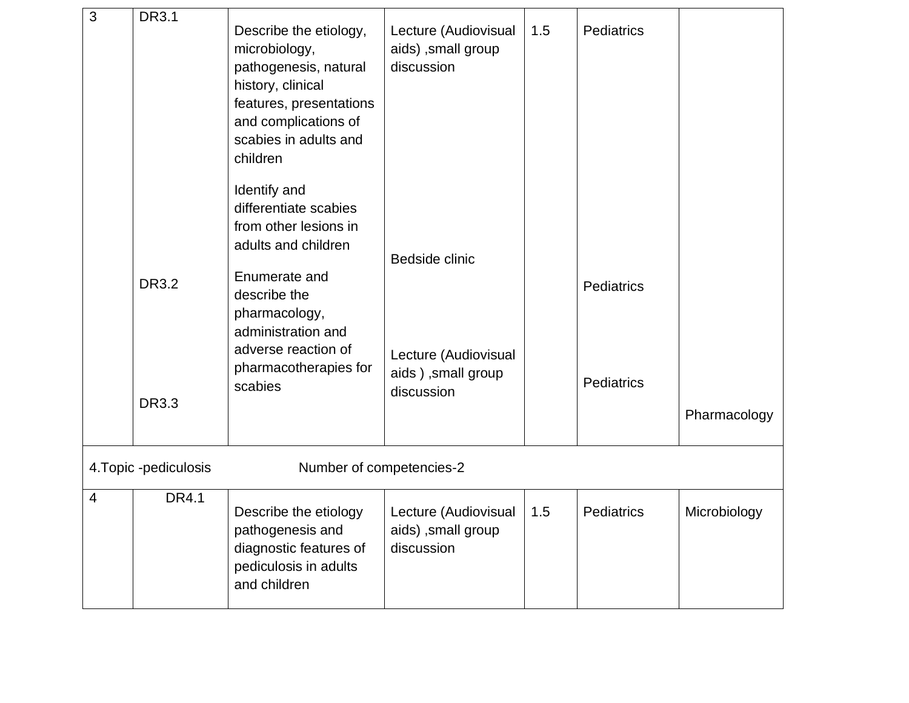| 3 | DR3.1 | Describe the etiology, microbiology, pathogenesis, natural history, clinical features, presentations and complications of scabies in adults and children | Lecture (Audiovisual aids) ,small group discussion | 1.5 | Pediatrics | |
|---|---|---|---|---|---|---|
| | DR3.2 | Identify and differentiate scabies from other lesions in adults and children | Bedside clinic | | Pediatrics | |
| | DR3.3 | Enumerate and describe the pharmacology, administration and adverse reaction of pharmacotherapies for scabies | Lecture (Audiovisual aids ) ,small group discussion | | Pediatrics | Pharmacology |
| 4.Topic -pediculosis | Number of competencies-2 | | | | | |
| 4 | DR4.1 | Describe the etiology pathogenesis and diagnostic features of pediculosis in adults and children | Lecture (Audiovisual aids) ,small group discussion | 1.5 | Pediatrics | Microbiology |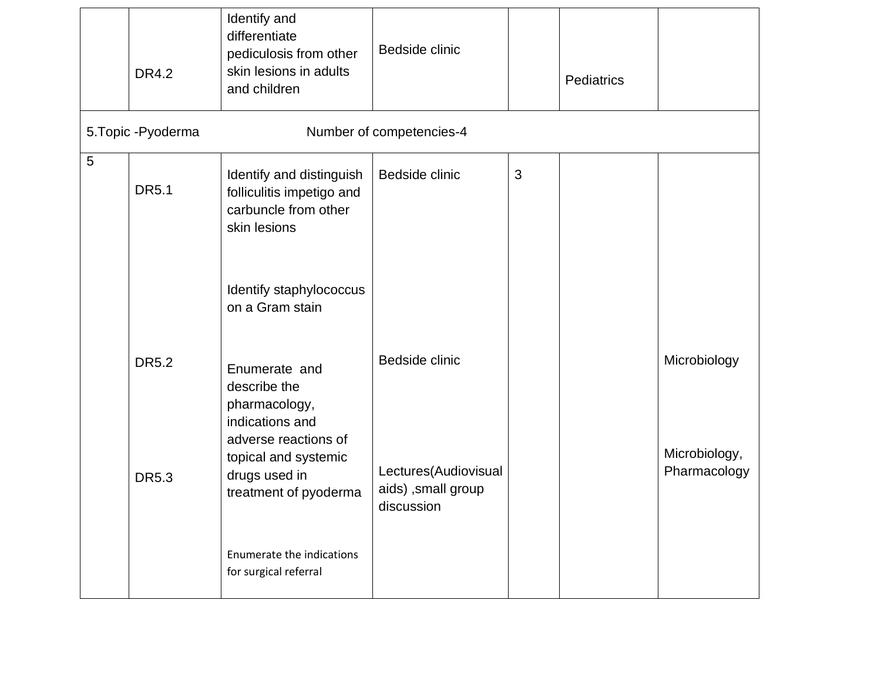| | DR4.2 | Identify and differentiate pediculosis from other skin lesions in adults and children | Bedside clinic | | Pediatrics | |
|---|---|---|---|---|---|---|
| 5.Topic -Pyoderma Number of competencies-4 | | | | | | |
| 5 | DR5.1 | Identify and distinguish folliculitis impetigo and carbuncle from other skin lesions | Bedside clinic | 3 | | |
| | DR5.2 | Identify staphylococcus on a Gram stain | Bedside clinic | | | Microbiology |
| | DR5.3 | Enumerate and describe the pharmacology, indications and adverse reactions of topical and systemic drugs used in treatment of pyoderma | Lectures(Audiovisual aids) ,small group discussion | | | Microbiology, Pharmacology |
| | | Enumerate the indications for surgical referral | | | | |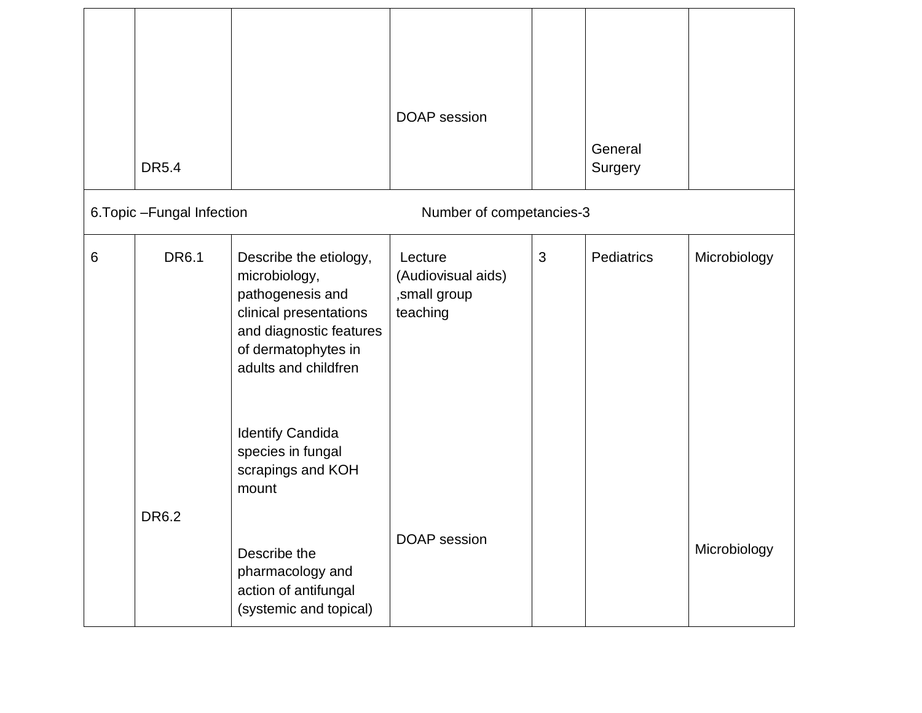| | | | | | | |
|---|---|---|---|---|---|---|
| | DR5.4 | | DOAP session | | General Surgery | |
| 6.Topic –Fungal Infection Number of competancies-3 | | | | | | |
| 6 | DR6.1 | Describe the etiology, microbiology, pathogenesis and clinical presentations and diagnostic features of dermatophytes in adults and childfren | Lecture (Audiovisual aids) ,small group teaching | 3 | Pediatrics | Microbiology |
| | DR6.2 | Identify Candida species in fungal scrapings and KOH mount<br><br>Describe the pharmacology and action of antifungal (systemic and topical) | DOAP session | | | Microbiology |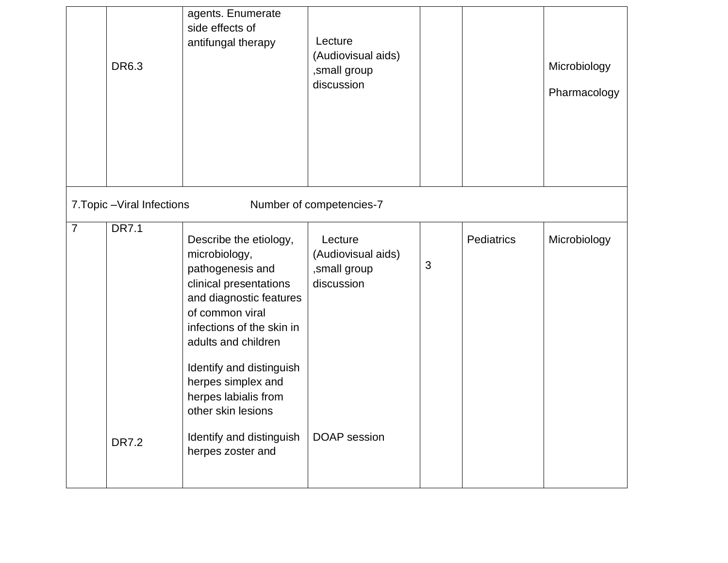| | | | | | | |
|---|---|---|---|---|---|---|
| | DR6.3 | agents. Enumerate side effects of antifungal therapy | Lecture (Audiovisual aids) ,small group discussion | | | Microbiology Pharmacology |
| 7.Topic –Viral Infections Number of competencies-7 | | | | | | |
| 7 | DR7.1 | Describe the etiology, microbiology, pathogenesis and clinical presentations and diagnostic features of common viral infections of the skin in adults and children Identify and distinguish herpes simplex and herpes labialis from other skin lesions | Lecture (Audiovisual aids) ,small group discussion | 3 | Pediatrics | Microbiology |
| | DR7.2 | Identify and distinguish herpes zoster and | DOAP session | | | |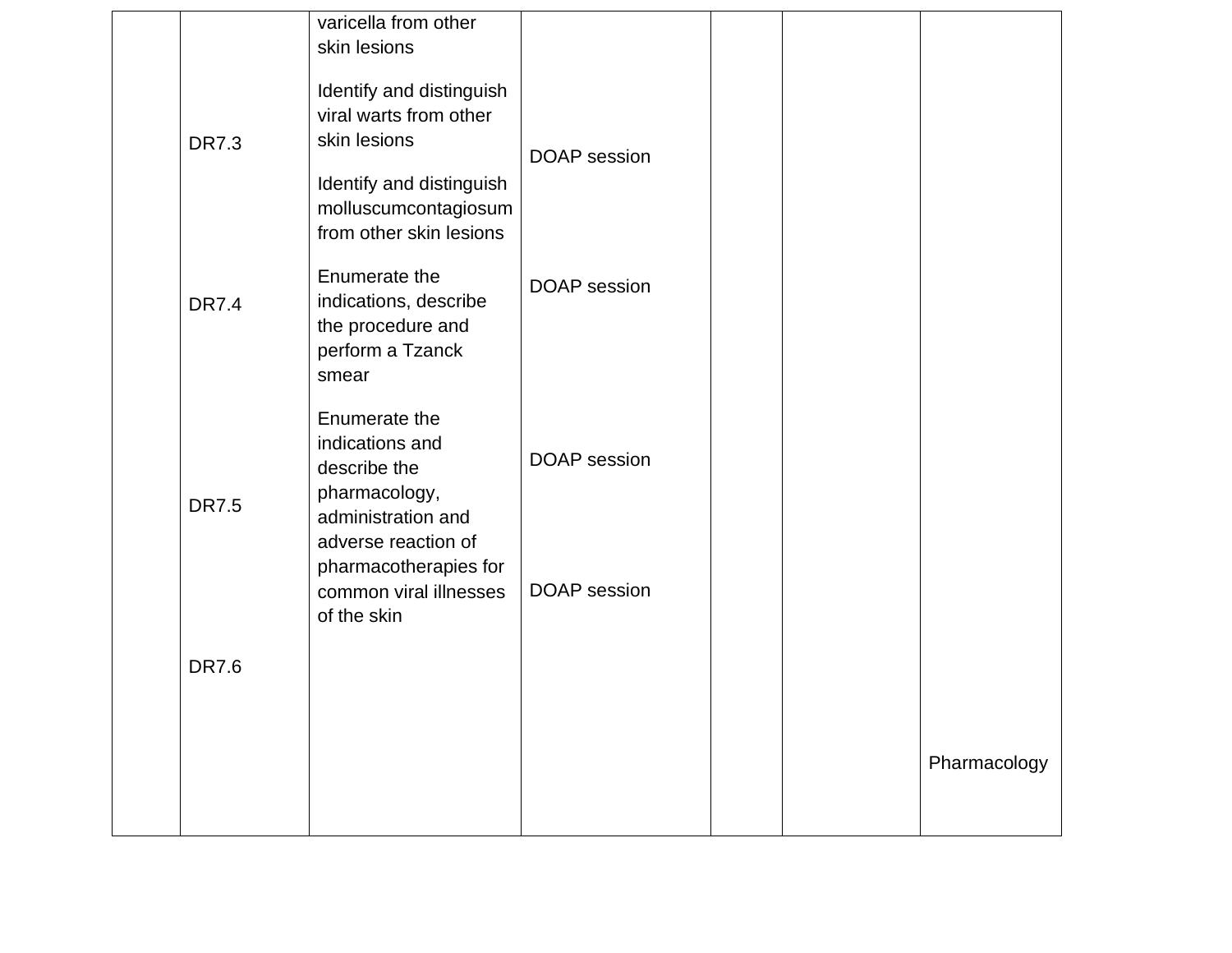| | | | | | | |
|---|---|---|---|---|---|---|
| | | varicella from other skin lesions | | | | |
| | DR7.3 | Identify and distinguish viral warts from other skin lesions<br><br>Identify and distinguish molluscumcontagiosum from other skin lesions | DOAP session | | | |
| | DR7.4 | Enumerate the indications, describe the procedure and perform a Tzanck smear | DOAP session | | | |
| | DR7.5 | Enumerate the indications and describe the pharmacology, administration and adverse reaction of pharmacotherapies for common viral illnesses of the skin | DOAP session | | | |
| | DR7.6 | | DOAP session | | | Pharmacology |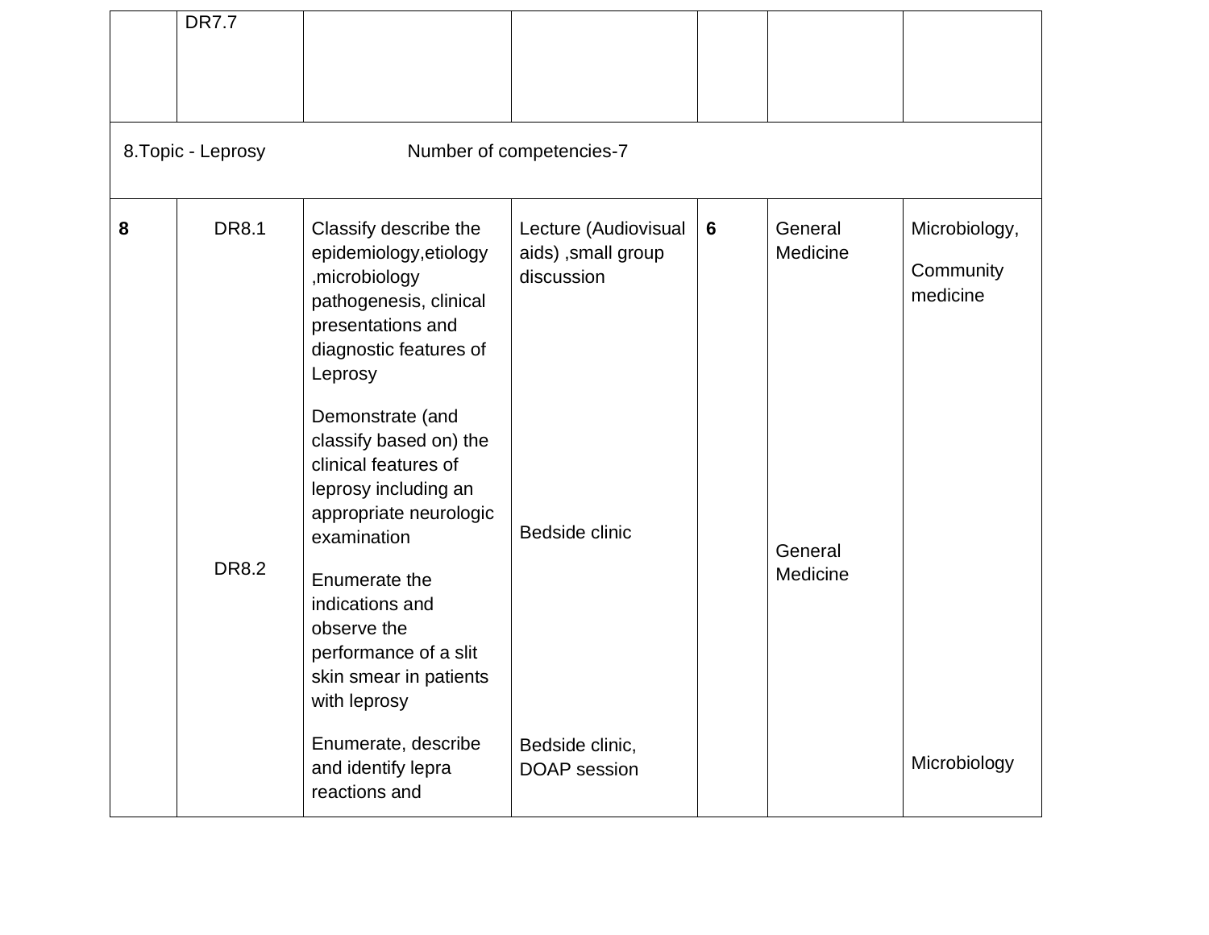| | DR7.7 | | | | | |
|---|---|---|---|---|---|---|
| 8.Topic - Leprosy Number of competencies-7 | | | | | | |
| **8** | DR8.1 | Classify describe the epidemiology,etiology ,microbiology pathogenesis, clinical presentations and diagnostic features of Leprosy | Lecture (Audiovisual aids) ,small group discussion | **6** | General Medicine | Microbiology, Community medicine |
| | DR8.2 | Demonstrate (and classify based on) the clinical features of leprosy including an appropriate neurologic examination | Bedside clinic | | General Medicine | |
| | | Enumerate the indications and observe the performance of a slit skin smear in patients with leprosy | | | | |
| | | Enumerate, describe and identify lepra reactions and | Bedside clinic, DOAP session | | | Microbiology |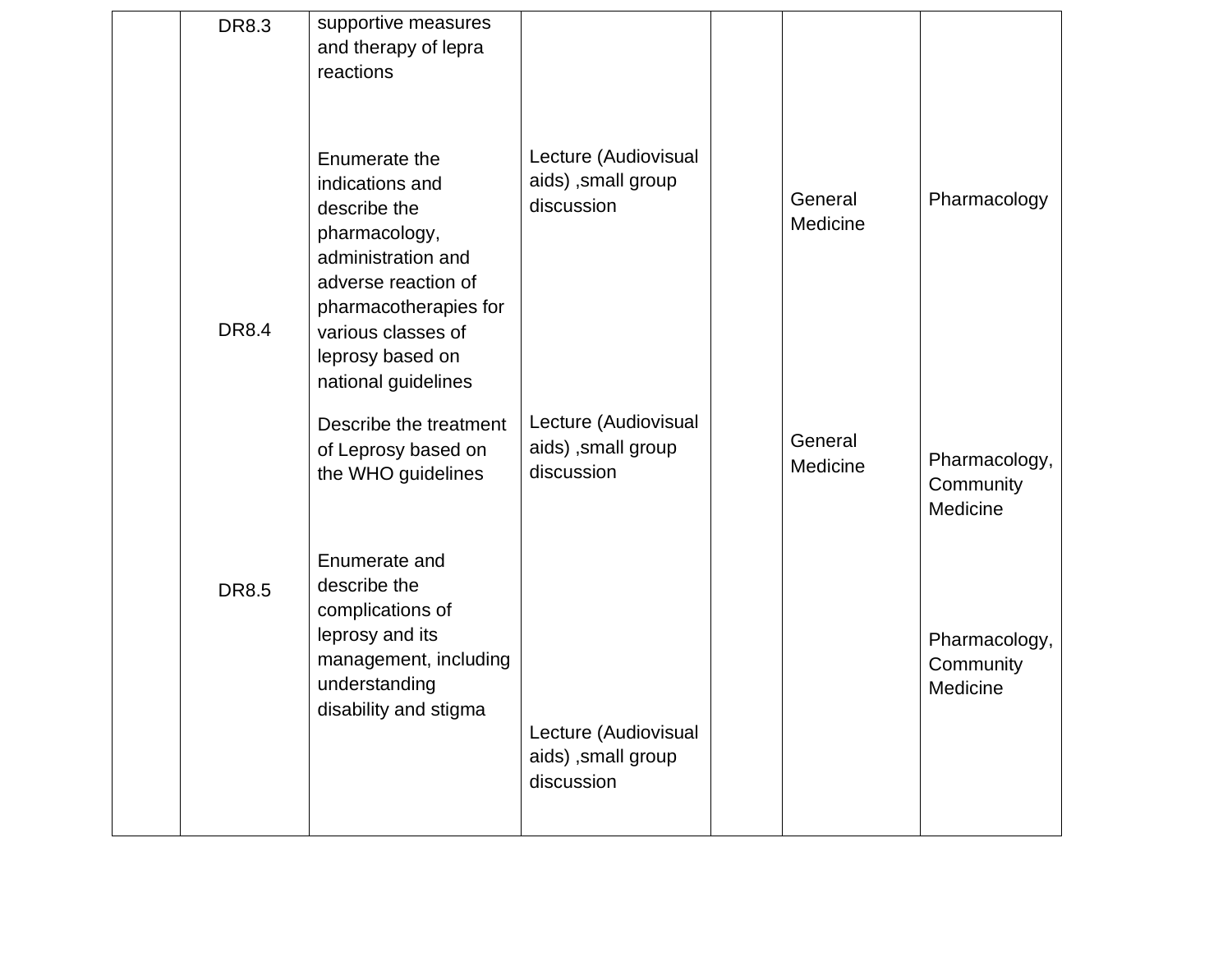| | | | | | | |
|---|---|---|---|---|---|---|
| | DR8.3 | supportive measures and therapy of lepra reactions | | | | |
| | DR8.4 | Enumerate the indications and describe the pharmacology, administration and adverse reaction of pharmacotherapies for various classes of leprosy based on national guidelines | Lecture (Audiovisual aids) ,small group discussion | | General Medicine | Pharmacology |
| | | Describe the treatment of Leprosy based on the WHO guidelines | Lecture (Audiovisual aids) ,small group discussion | | General Medicine | Pharmacology, Community Medicine |
| | DR8.5 | Enumerate and describe the complications of leprosy and its management, including understanding disability and stigma | Lecture (Audiovisual aids) ,small group discussion | | | Pharmacology, Community Medicine |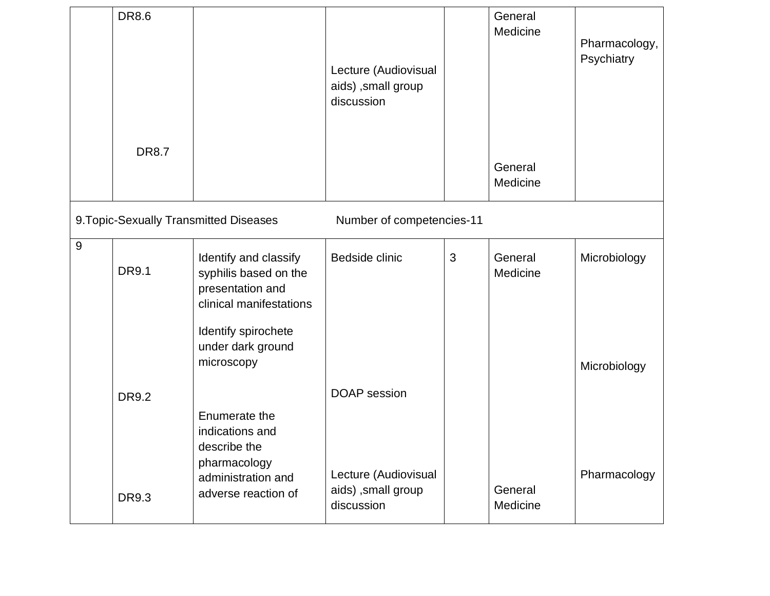| | | | | | | |
|---|---|---|---|---|---|---|
| | DR8.6 | | Lecture (Audiovisual aids) ,small group discussion | | General Medicine | Pharmacology, Psychiatry |
| | DR8.7 | | | | General Medicine | |
| 9.Topic-Sexually Transmitted Diseases | | Number of competencies-11 | | | | |
| 9 | DR9.1 | Identify and classify syphilis based on the presentation and clinical manifestations | Bedside clinic | 3 | General Medicine | Microbiology |
| | DR9.2 | Identify spirochete under dark ground microscopy | DOAP session | | | Microbiology |
| | DR9.3 | Enumerate the indications and describe the pharmacology administration and adverse reaction of | Lecture (Audiovisual aids) ,small group discussion | | General Medicine | Pharmacology |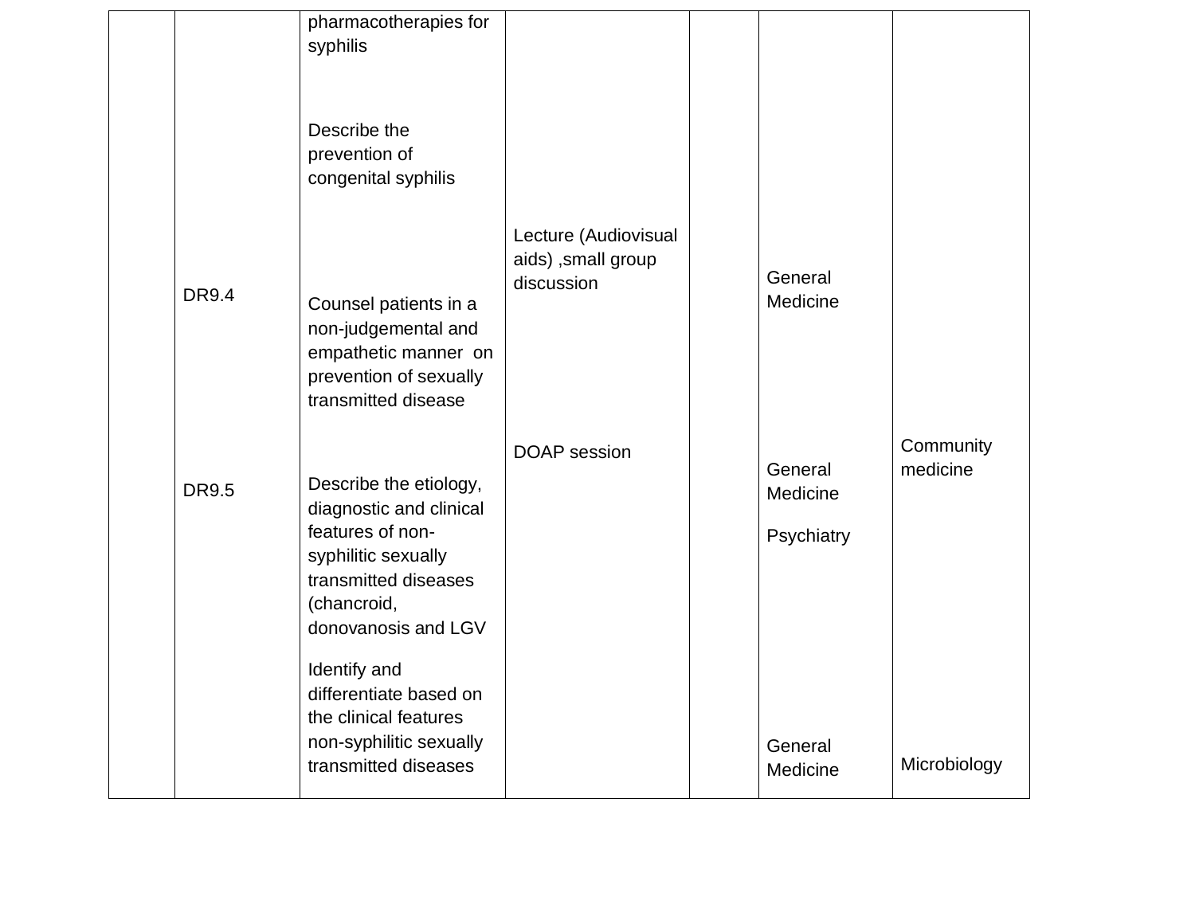| | | | | | | |
|---|---|---|---|---|---|---|
| | | pharmacotherapies for syphilis | | | | |
| | | Describe the prevention of congenital syphilis | | | | |
| | DR9.4 | Counsel patients in a non-judgemental and empathetic manner on prevention of sexually transmitted disease | Lecture (Audiovisual aids) ,small group discussion | | General Medicine | |
| | DR9.5 | Describe the etiology, diagnostic and clinical features of non-syphilitic sexually transmitted diseases (chancroid, donovanosis and LGV | DOAP session | | General Medicine<br>Psychiatry | Community medicine |
| | | Identify and differentiate based on the clinical features non-syphilitic sexually transmitted diseases | | | General Medicine | Microbiology |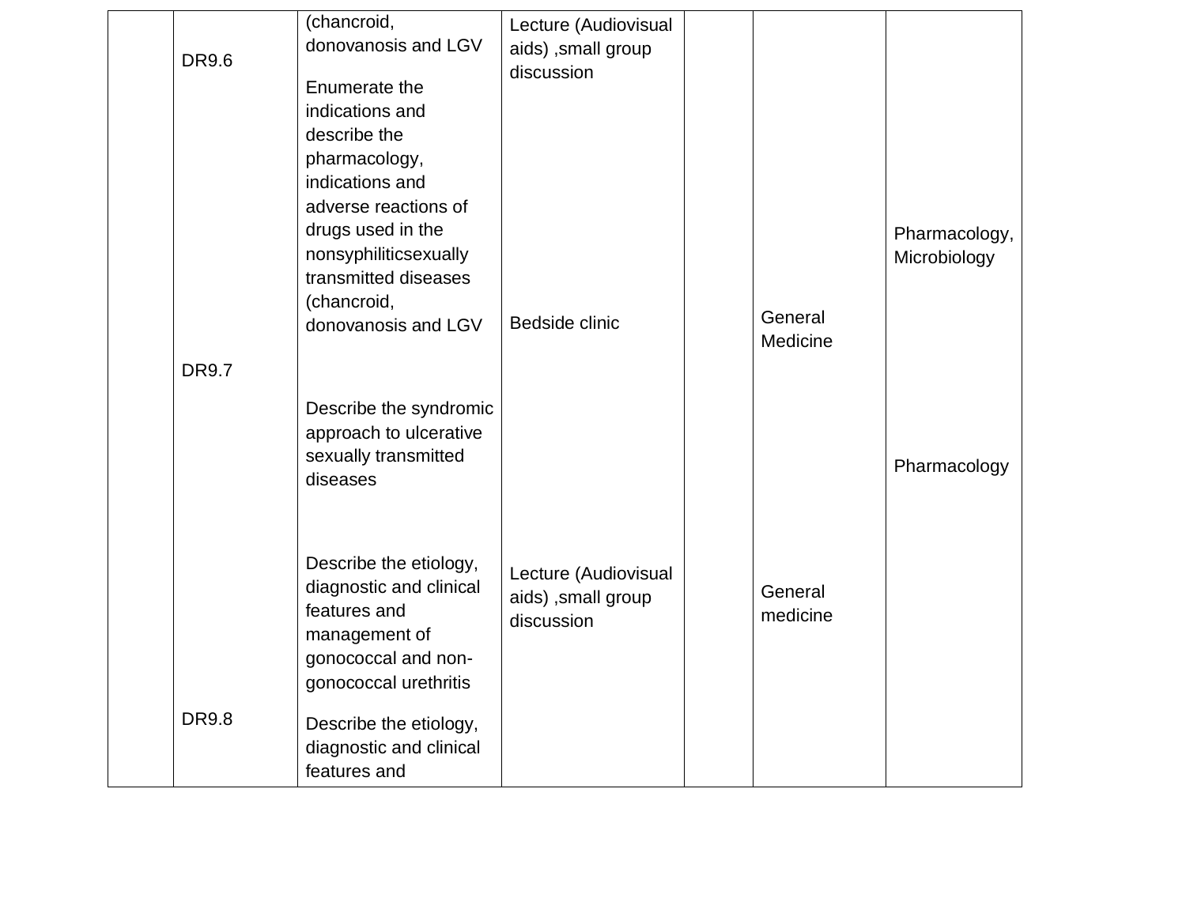|  |  |  |  |  |  |  |
|---|---|---|---|---|---|---|
|  |  | (chancroid, donovanosis and LGV | Lecture (Audiovisual aids) ,small group discussion |  |  |  |
|  | DR9.6 | Enumerate the indications and describe the pharmacology, indications and adverse reactions of drugs used in the nonsyphiliticsexually transmitted diseases (chancroid, donovanosis and LGV | Bedside clinic |  | General Medicine | Pharmacology, Microbiology |
|  | DR9.7 | Describe the syndromic approach to ulcerative sexually transmitted diseases |  |  |  | Pharmacology |
|  |  | Describe the etiology, diagnostic and clinical features and management of gonococcal and non-gonococcal urethritis | Lecture (Audiovisual aids) ,small group discussion |  | General medicine |  |
|  | DR9.8 | Describe the etiology, diagnostic and clinical features and |  |  |  |  |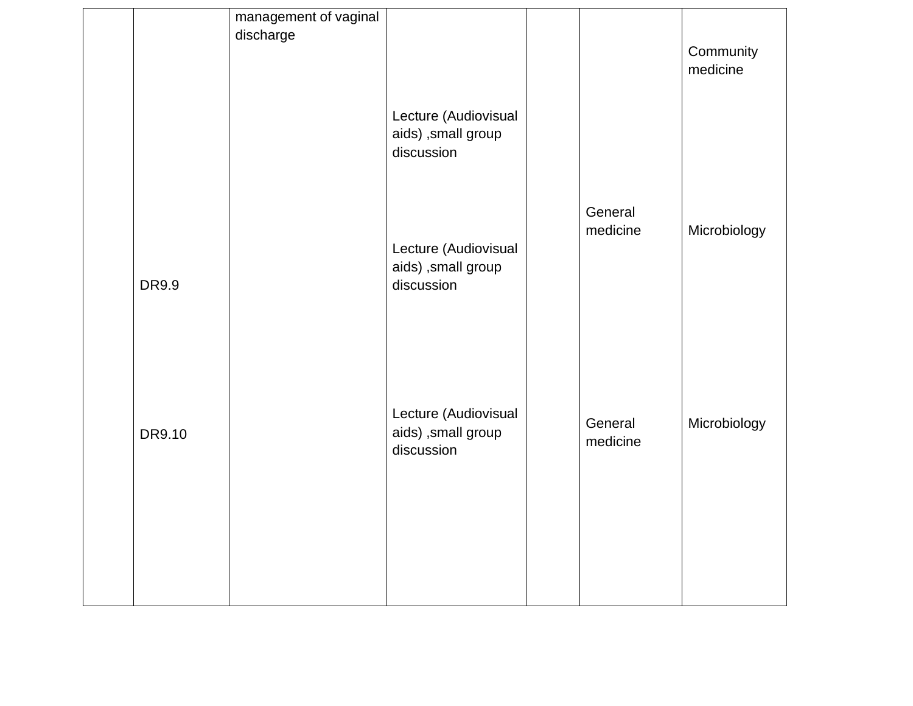| | | | | | | |
|---|---|---|---|---|---|---|
| | | management of vaginal discharge | Lecture (Audiovisual aids) ,small group discussion | | | Community medicine |
| | DR9.9 | | Lecture (Audiovisual aids) ,small group discussion | | General medicine | Microbiology |
| | DR9.10 | | Lecture (Audiovisual aids) ,small group discussion | | General medicine | Microbiology |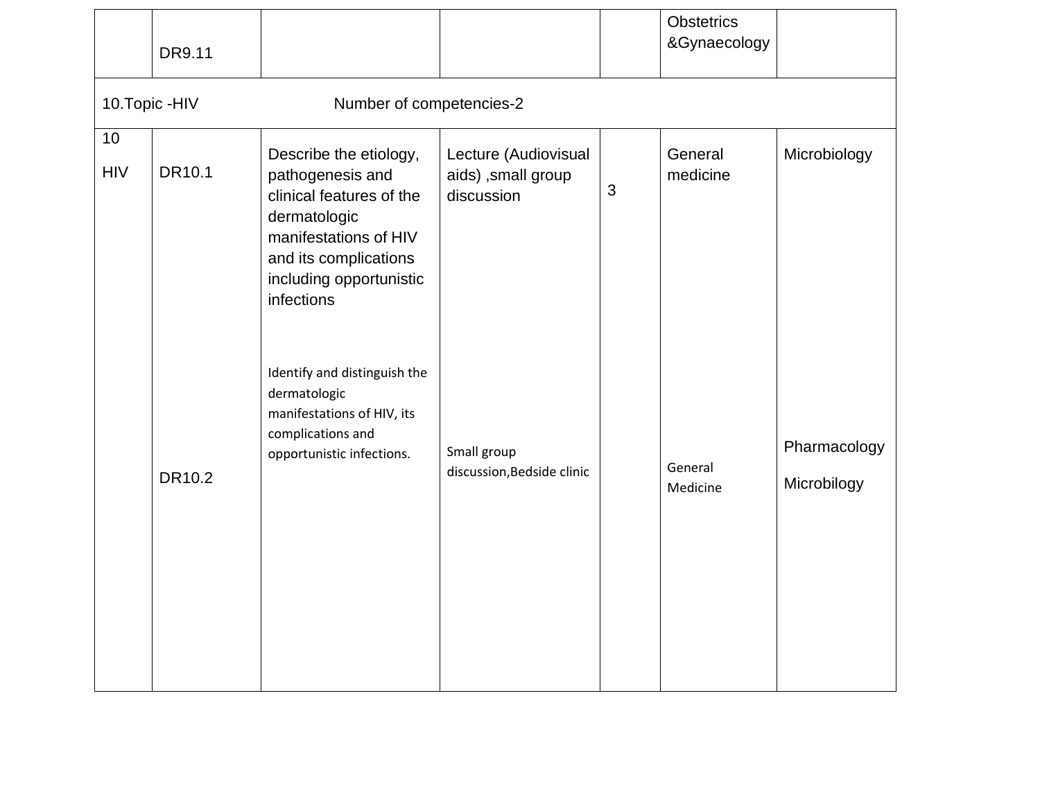| | | | | | | |
|---|---|---|---|---|---|---|
| | DR9.11 | | | | Obstetrics &Gynaecology | |
| 10.Topic -HIV Number of competencies-2 | | | | | | |
| 10 HIV | DR10.1 | Describe the etiology, pathogenesis and clinical features of the dermatologic manifestations of HIV and its complications including opportunistic infections | Lecture (Audiovisual aids) ,small group discussion | 3 | General medicine | Microbiology |
| | DR10.2 | Identify and distinguish the dermatologic manifestations of HIV, its complications and opportunistic infections. | Small group discussion,Bedside clinic | | General Medicine | Pharmacology Microbilogy |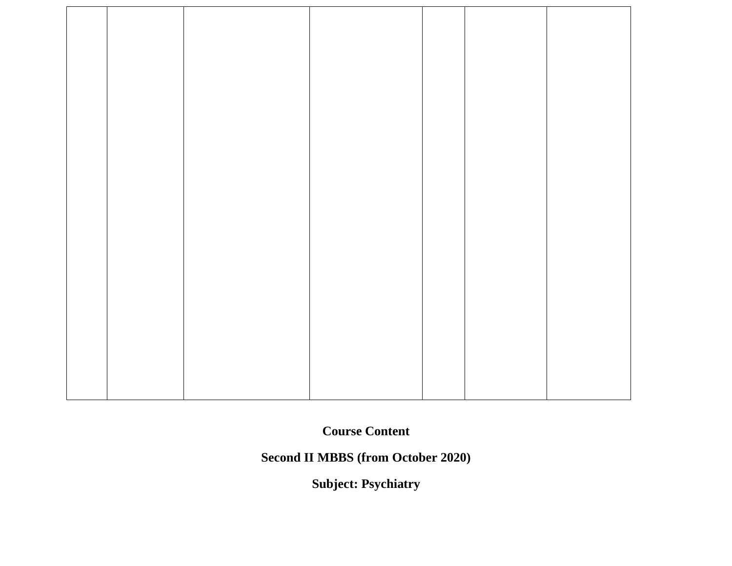| | | | | | | |
|---|---|---|---|---|---|---|
| | | | | | | |

**Course Content**

**Second II MBBS (from October 2020)**

**Subject: Psychiatry**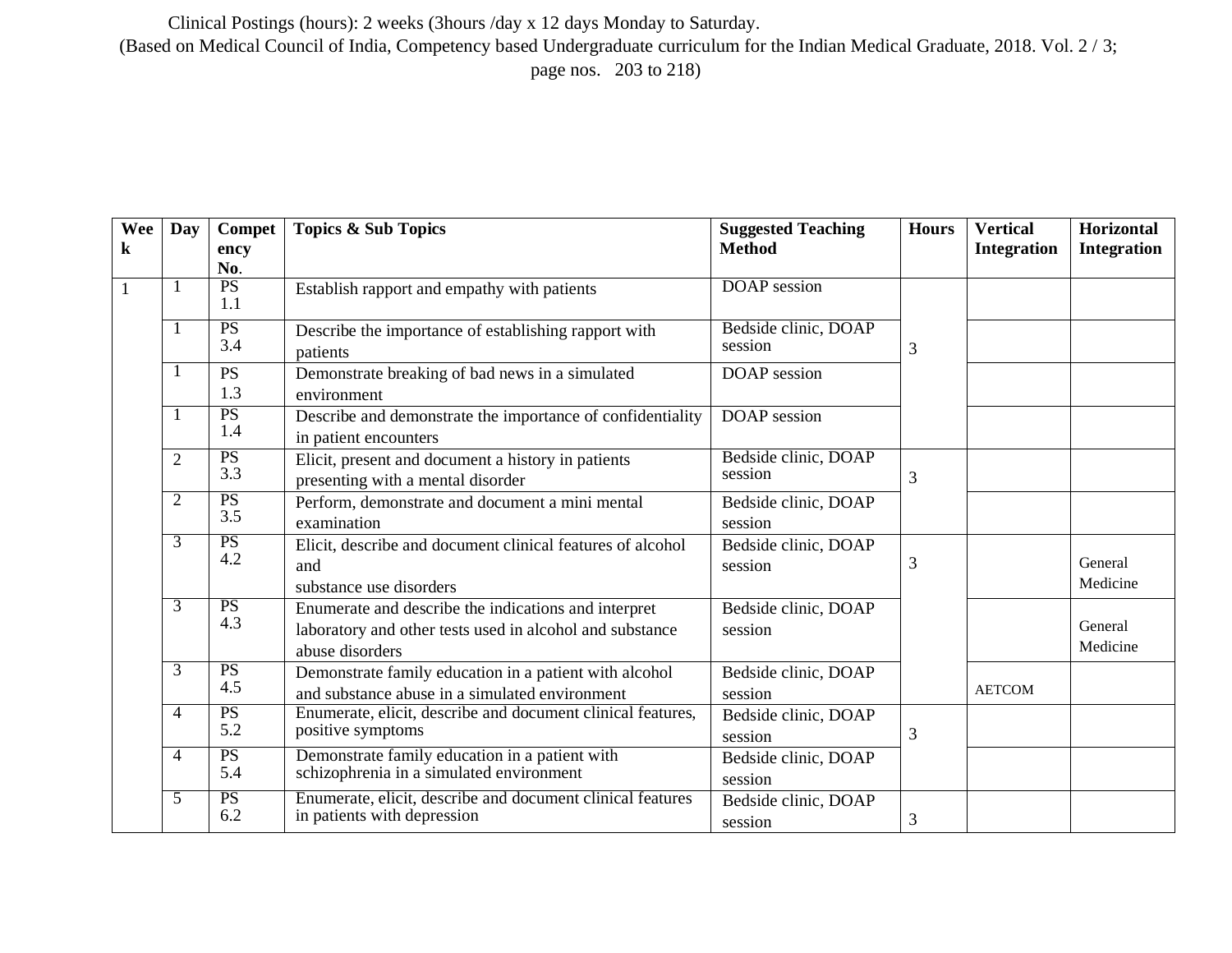Clinical Postings (hours): 2 weeks (3hours /day x 12 days Monday to Saturday.
(Based on Medical Council of India, Competency based Undergraduate curriculum for the Indian Medical Graduate, 2018. Vol. 2 / 3; page nos. 203 to 218)

| Week | Day | Competency No. | Topics & Sub Topics | Suggested Teaching Method | Hours | Vertical Integration | Horizontal Integration |
|---|---|---|---|---|---|---|---|
| 1 | 1 | PS 1.1 | Establish rapport and empathy with patients | DOAP session | 3 | | |
| | 1 | PS 3.4 | Describe the importance of establishing rapport with patients | Bedside clinic, DOAP session | | | |
| | 1 | PS 1.3 | Demonstrate breaking of bad news in a simulated environment | DOAP session | | | |
| | 1 | PS 1.4 | Describe and demonstrate the importance of confidentiality in patient encounters | DOAP session | | | |
| | 2 | PS 3.3 | Elicit, present and document a history in patients presenting with a mental disorder | Bedside clinic, DOAP session | 3 | | |
| | 2 | PS 3.5 | Perform, demonstrate and document a mini mental examination | Bedside clinic, DOAP session | | | |
| | 3 | PS 4.2 | Elicit, describe and document clinical features of alcohol and substance use disorders | Bedside clinic, DOAP session | 3 | | General Medicine |
| | 3 | PS 4.3 | Enumerate and describe the indications and interpret laboratory and other tests used in alcohol and substance abuse disorders | Bedside clinic, DOAP session | | | General Medicine |
| | 3 | PS 4.5 | Demonstrate family education in a patient with alcohol and substance abuse in a simulated environment | Bedside clinic, DOAP session | | AETCOM | |
| | 4 | PS 5.2 | Enumerate, elicit, describe and document clinical features, positive symptoms | Bedside clinic, DOAP session | 3 | | |
| | 4 | PS 5.4 | Demonstrate family education in a patient with schizophrenia in a simulated environment | Bedside clinic, DOAP session | | | |
| | 5 | PS 6.2 | Enumerate, elicit, describe and document clinical features in patients with depression | Bedside clinic, DOAP session | 3 | | |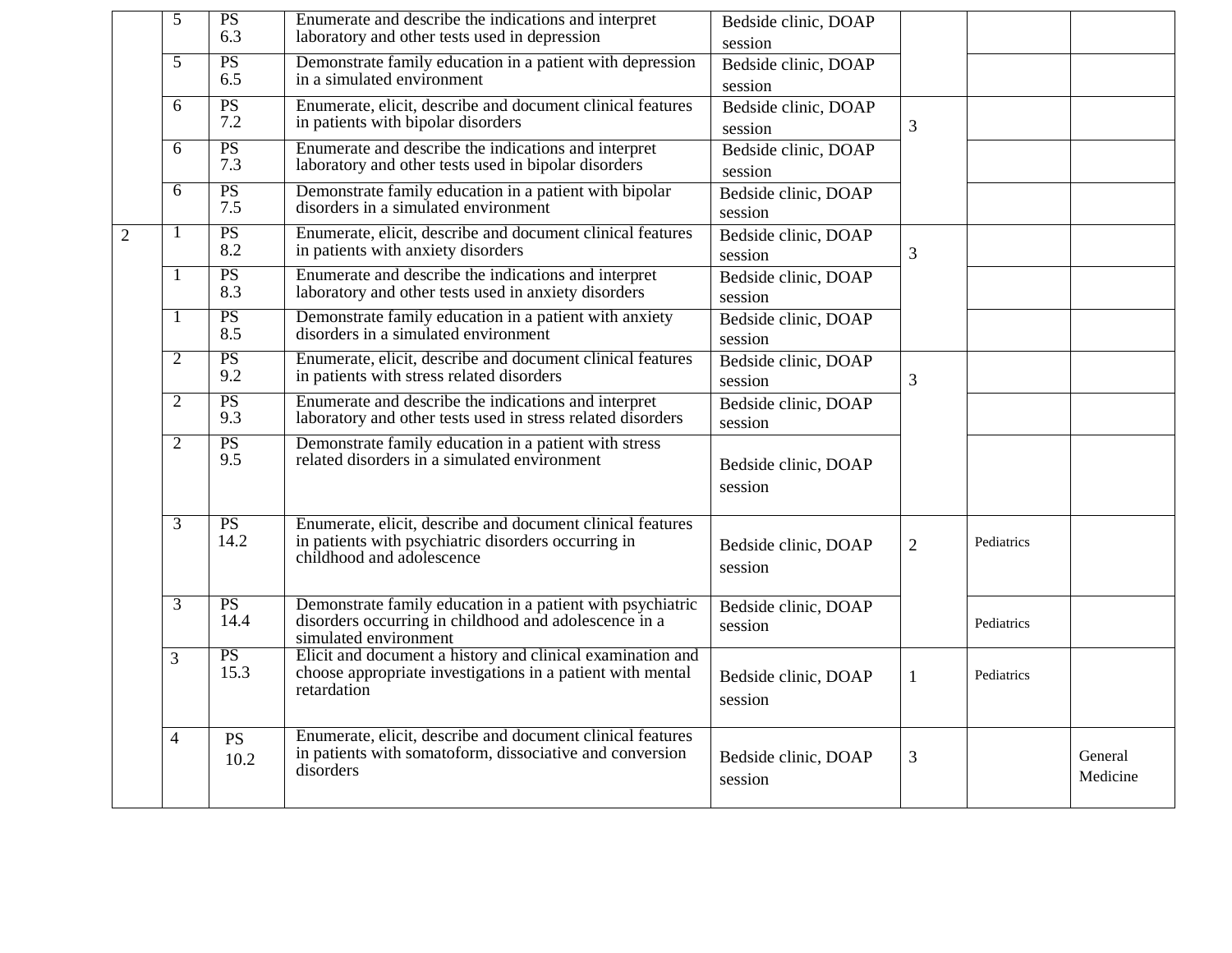| | | | | | | | |
|---|---|---|---|---|---|---|---|
| | 5 | PS 6.3 | Enumerate and describe the indications and interpret laboratory and other tests used in depression | Bedside clinic, DOAP session | | | |
| | 5 | PS 6.5 | Demonstrate family education in a patient with depression in a simulated environment | Bedside clinic, DOAP session | | | |
| | 6 | PS 7.2 | Enumerate, elicit, describe and document clinical features in patients with bipolar disorders | Bedside clinic, DOAP session | 3 | | |
| | 6 | PS 7.3 | Enumerate and describe the indications and interpret laboratory and other tests used in bipolar disorders | Bedside clinic, DOAP session | | | |
| | 6 | PS 7.5 | Demonstrate family education in a patient with bipolar disorders in a simulated environment | Bedside clinic, DOAP session | | | |
| 2 | 1 | PS 8.2 | Enumerate, elicit, describe and document clinical features in patients with anxiety disorders | Bedside clinic, DOAP session | 3 | | |
| | 1 | PS 8.3 | Enumerate and describe the indications and interpret laboratory and other tests used in anxiety disorders | Bedside clinic, DOAP session | | | |
| | 1 | PS 8.5 | Demonstrate family education in a patient with anxiety disorders in a simulated environment | Bedside clinic, DOAP session | | | |
| | 2 | PS 9.2 | Enumerate, elicit, describe and document clinical features in patients with stress related disorders | Bedside clinic, DOAP session | 3 | | |
| | 2 | PS 9.3 | Enumerate and describe the indications and interpret laboratory and other tests used in stress related disorders | Bedside clinic, DOAP session | | | |
| | 2 | PS 9.5 | Demonstrate family education in a patient with stress related disorders in a simulated environment | Bedside clinic, DOAP session | | | |
| | 3 | PS 14.2 | Enumerate, elicit, describe and document clinical features in patients with psychiatric disorders occurring in childhood and adolescence | Bedside clinic, DOAP session | 2 | Pediatrics | |
| | 3 | PS 14.4 | Demonstrate family education in a patient with psychiatric disorders occurring in childhood and adolescence in a simulated environment | Bedside clinic, DOAP session | | Pediatrics | |
| | 3 | PS 15.3 | Elicit and document a history and clinical examination and choose appropriate investigations in a patient with mental retardation | Bedside clinic, DOAP session | 1 | Pediatrics | |
| | 4 | PS 10.2 | Enumerate, elicit, describe and document clinical features in patients with somatoform, dissociative and conversion disorders | Bedside clinic, DOAP session | 3 | | General Medicine |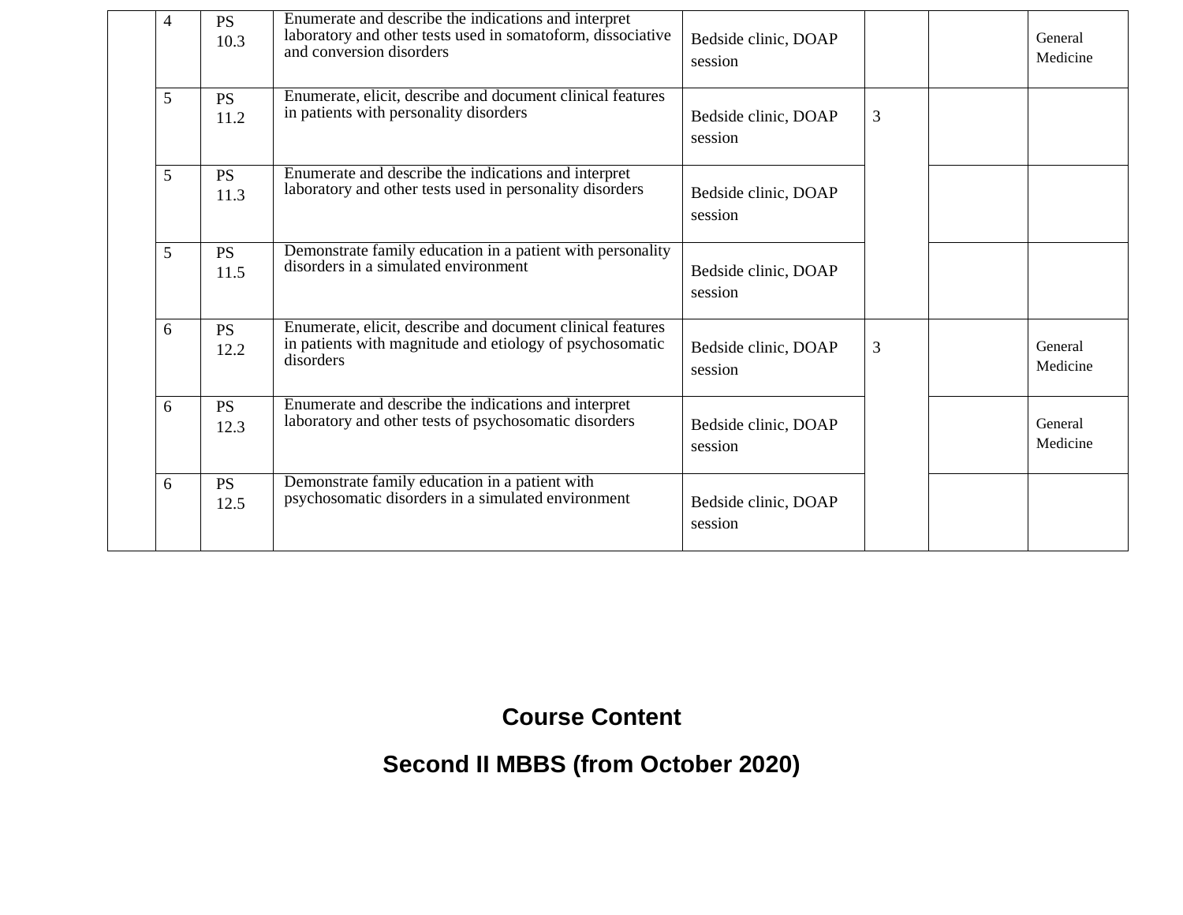|  | 4 | PS 10.3 | Enumerate and describe the indications and interpret laboratory and other tests used in somatoform, dissociative and conversion disorders | Bedside clinic, DOAP session |  |  | General Medicine |
|---|---|---|---|---|---|---|---|
|  | 5 | PS 11.2 | Enumerate, elicit, describe and document clinical features in patients with personality disorders | Bedside clinic, DOAP session | 3 |  |  |
|  | 5 | PS 11.3 | Enumerate and describe the indications and interpret laboratory and other tests used in personality disorders | Bedside clinic, DOAP session |  |  |  |
|  | 5 | PS 11.5 | Demonstrate family education in a patient with personality disorders in a simulated environment | Bedside clinic, DOAP session |  |  |  |
|  | 6 | PS 12.2 | Enumerate, elicit, describe and document clinical features in patients with magnitude and etiology of psychosomatic disorders | Bedside clinic, DOAP session | 3 |  | General Medicine |
|  | 6 | PS 12.3 | Enumerate and describe the indications and interpret laboratory and other tests of psychosomatic disorders | Bedside clinic, DOAP session |  |  | General Medicine |
|  | 6 | PS 12.5 | Demonstrate family education in a patient with psychosomatic disorders in a simulated environment | Bedside clinic, DOAP session |  |  |  |

## Course Content

## Second II MBBS (from October 2020)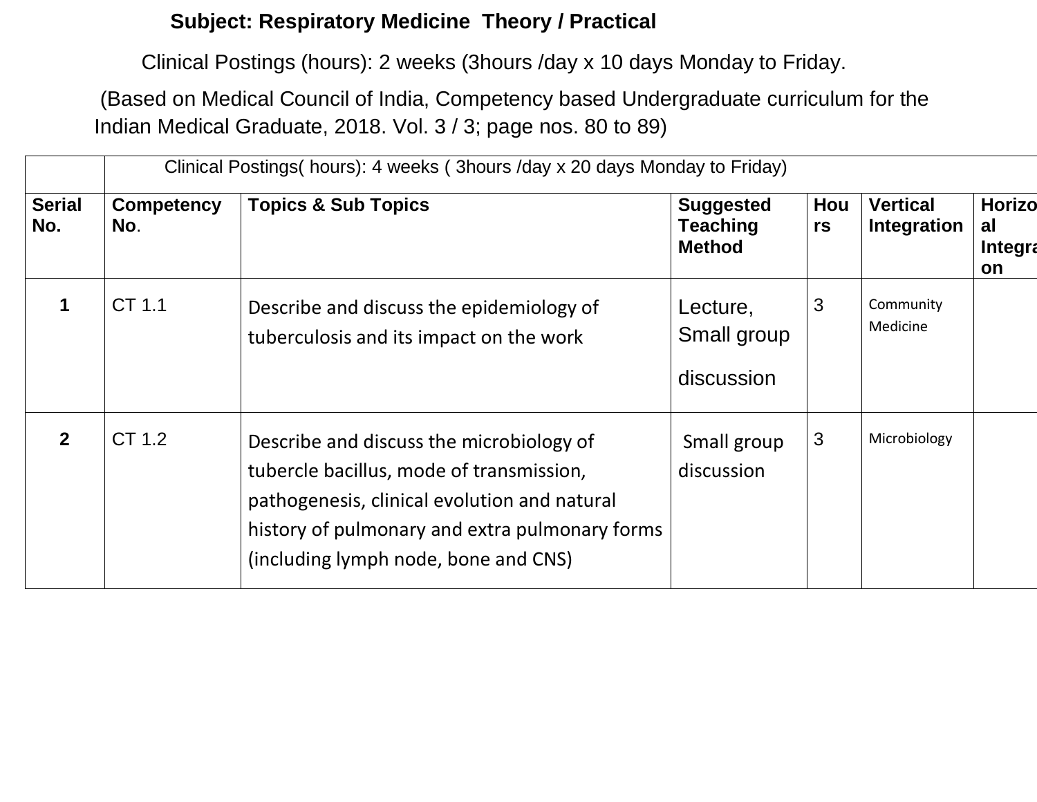**Subject: Respiratory Medicine Theory / Practical**

Clinical Postings (hours): 2 weeks (3hours /day x 10 days Monday to Friday.

(Based on Medical Council of India, Competency based Undergraduate curriculum for the Indian Medical Graduate, 2018. Vol. 3 / 3; page nos. 80 to 89)

| | Clinical Postings( hours): 4 weeks ( 3hours /day x 20 days Monday to Friday) | | | | | |
|---|---|---|---|---|---|---|
| **Serial No.** | **Competency No.** | **Topics & Sub Topics** | **Suggested Teaching Method** | **Hours** | **Vertical Integration** | **Horizontal Integration** |
| **1** | CT 1.1 | Describe and discuss the epidemiology of tuberculosis and its impact on the work | Lecture, Small group discussion | 3 | Community Medicine | |
| **2** | CT 1.2 | Describe and discuss the microbiology of tubercle bacillus, mode of transmission, pathogenesis, clinical evolution and natural history of pulmonary and extra pulmonary forms (including lymph node, bone and CNS) | Small group discussion | 3 | Microbiology | |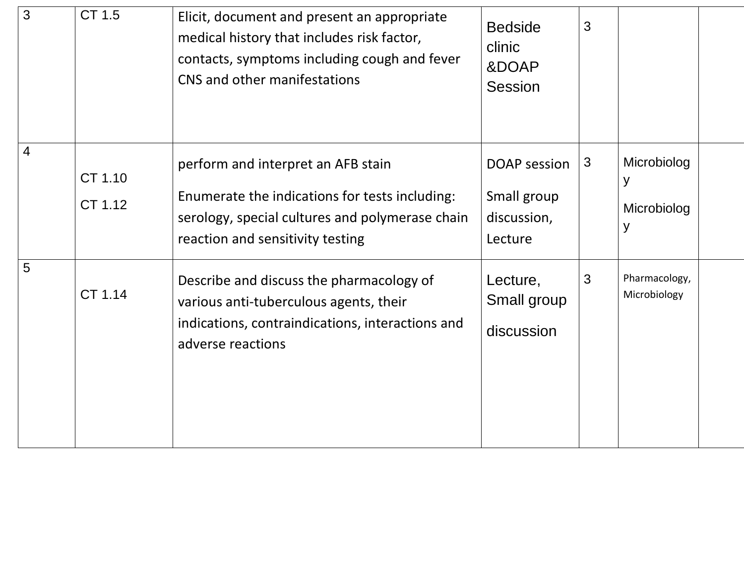| | | | | | | |
|---|---|---|---|---|---|---|
| 3 | CT 1.5 | Elicit, document and present an appropriate medical history that includes risk factor, contacts, symptoms including cough and fever CNS and other manifestations | Bedside clinic &DOAP Session | 3 | | |
| 4 | CT 1.10<br>CT 1.12 | perform and interpret an AFB stain<br>Enumerate the indications for tests including: serology, special cultures and polymerase chain reaction and sensitivity testing | DOAP session<br>Small group discussion, Lecture | 3 | Microbiology<br>Microbiology | |
| 5 | CT 1.14 | Describe and discuss the pharmacology of various anti-tuberculous agents, their indications, contraindications, interactions and adverse reactions | Lecture, Small group discussion | 3 | Pharmacology, Microbiology | |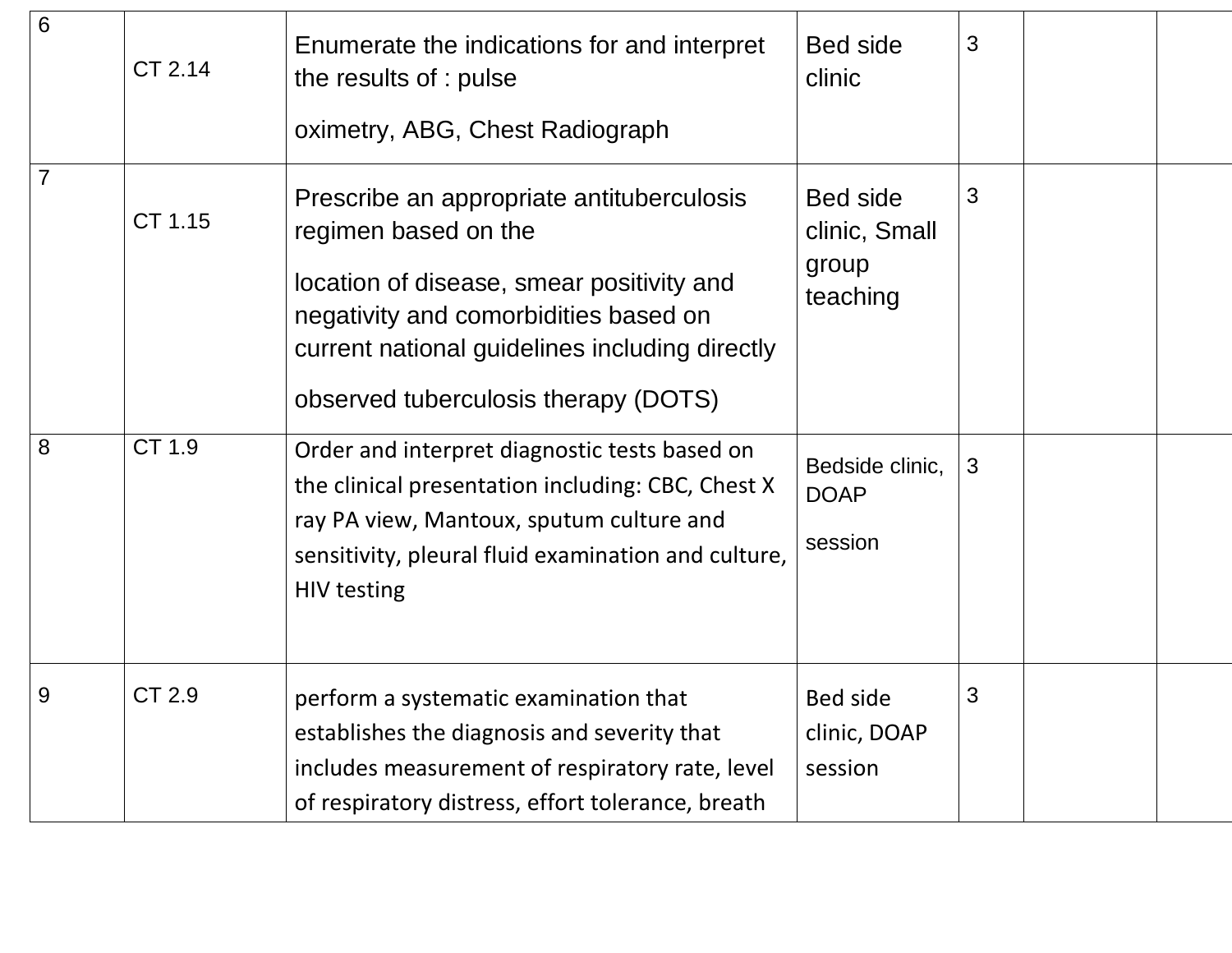| 6 | CT 2.14 | Enumerate the indications for and interpret the results of : pulse oximetry, ABG, Chest Radiograph | Bed side clinic | 3 | | |
|---|---|---|---|---|---|---|
| 7 | CT 1.15 | Prescribe an appropriate antituberculosis regimen based on the location of disease, smear positivity and negativity and comorbidities based on current national guidelines including directly observed tuberculosis therapy (DOTS) | Bed side clinic, Small group teaching | 3 | | |
| 8 | CT 1.9 | Order and interpret diagnostic tests based on the clinical presentation including: CBC, Chest X ray PA view, Mantoux, sputum culture and sensitivity, pleural fluid examination and culture, HIV testing | Bedside clinic, DOAP session | 3 | | |
| 9 | CT 2.9 | perform a systematic examination that establishes the diagnosis and severity that includes measurement of respiratory rate, level of respiratory distress, effort tolerance, breath | Bed side clinic, DOAP session | 3 | | |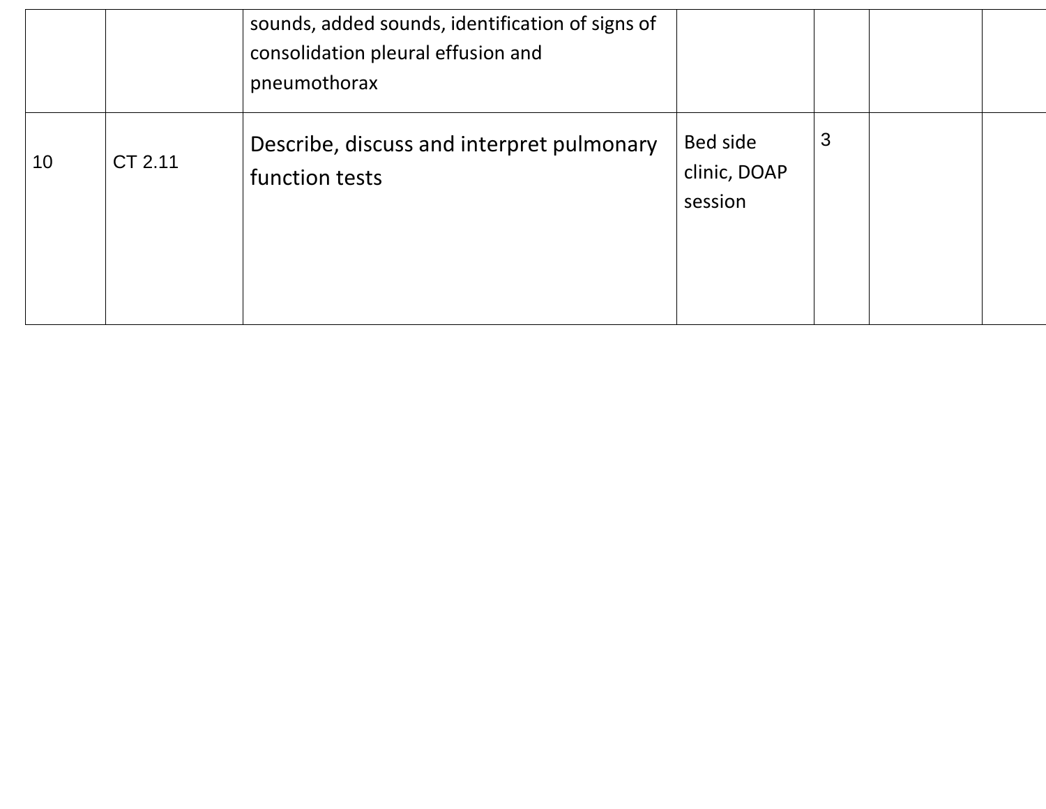| | | | | | | |
|---|---|---|---|---|---|---|
| | | sounds, added sounds, identification of signs of consolidation pleural effusion and pneumothorax | | | | |
| 10 | CT 2.11 | Describe, discuss and interpret pulmonary function tests | Bed side clinic, DOAP session | 3 | | |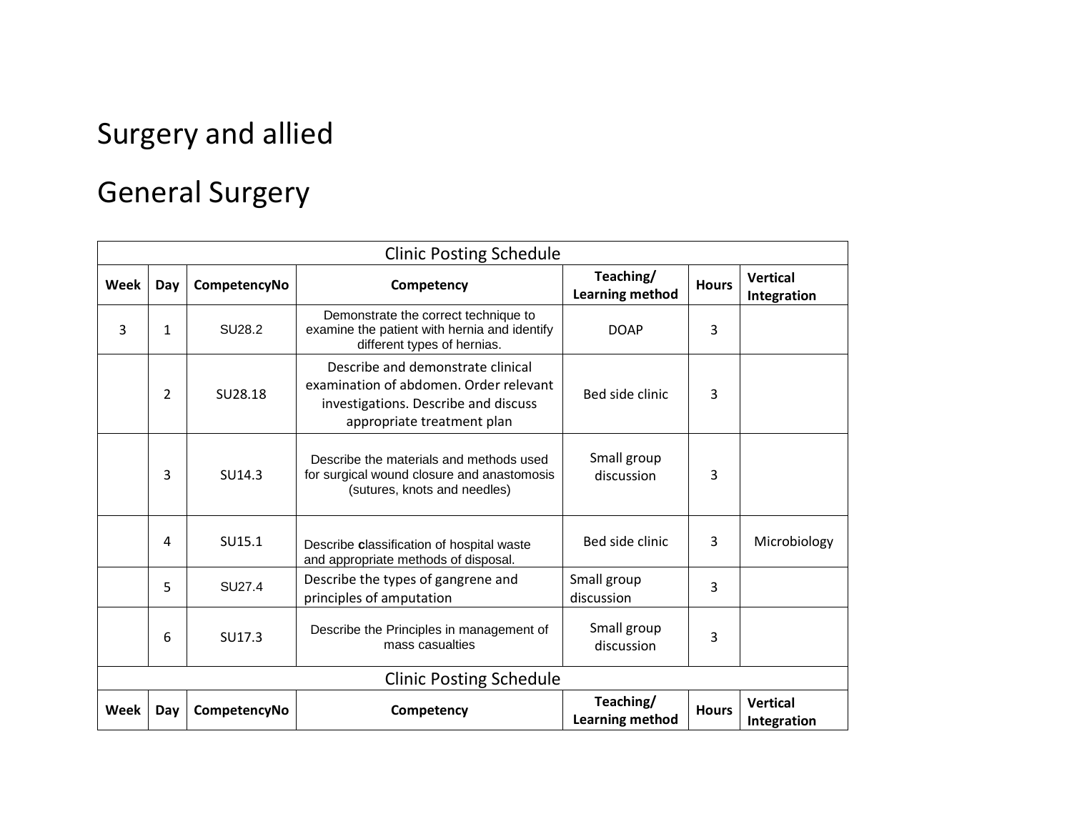# Surgery and allied

# General Surgery

| Clinic Posting Schedule | | | | | | |
|---|---|---|---|---|---|---|
| **Week** | **Day** | **CompetencyNo** | **Competency** | **Teaching/ Learning method** | **Hours** | **Vertical Integration** |
| 3 | 1 | SU28.2 | Demonstrate the correct technique to examine the patient with hernia and identify different types of hernias. | DOAP | 3 | |
| | 2 | SU28.18 | Describe and demonstrate clinical examination of abdomen. Order relevant investigations. Describe and discuss appropriate treatment plan | Bed side clinic | 3 | |
| | 3 | SU14.3 | Describe the materials and methods used for surgical wound closure and anastomosis (sutures, knots and needles) | Small group discussion | 3 | |
| | 4 | SU15.1 | Describe **c**lassification of hospital waste and appropriate methods of disposal. | Bed side clinic | 3 | Microbiology |
| | 5 | SU27.4 | Describe the types of gangrene and principles of amputation | Small group discussion | 3 | |
| | 6 | SU17.3 | Describe the Principles in management of mass casualties | Small group discussion | 3 | |

| Clinic Posting Schedule | | | | | | |
|---|---|---|---|---|---|---|
| **Week** | **Day** | **CompetencyNo** | **Competency** | **Teaching/ Learning method** | **Hours** | **Vertical Integration** |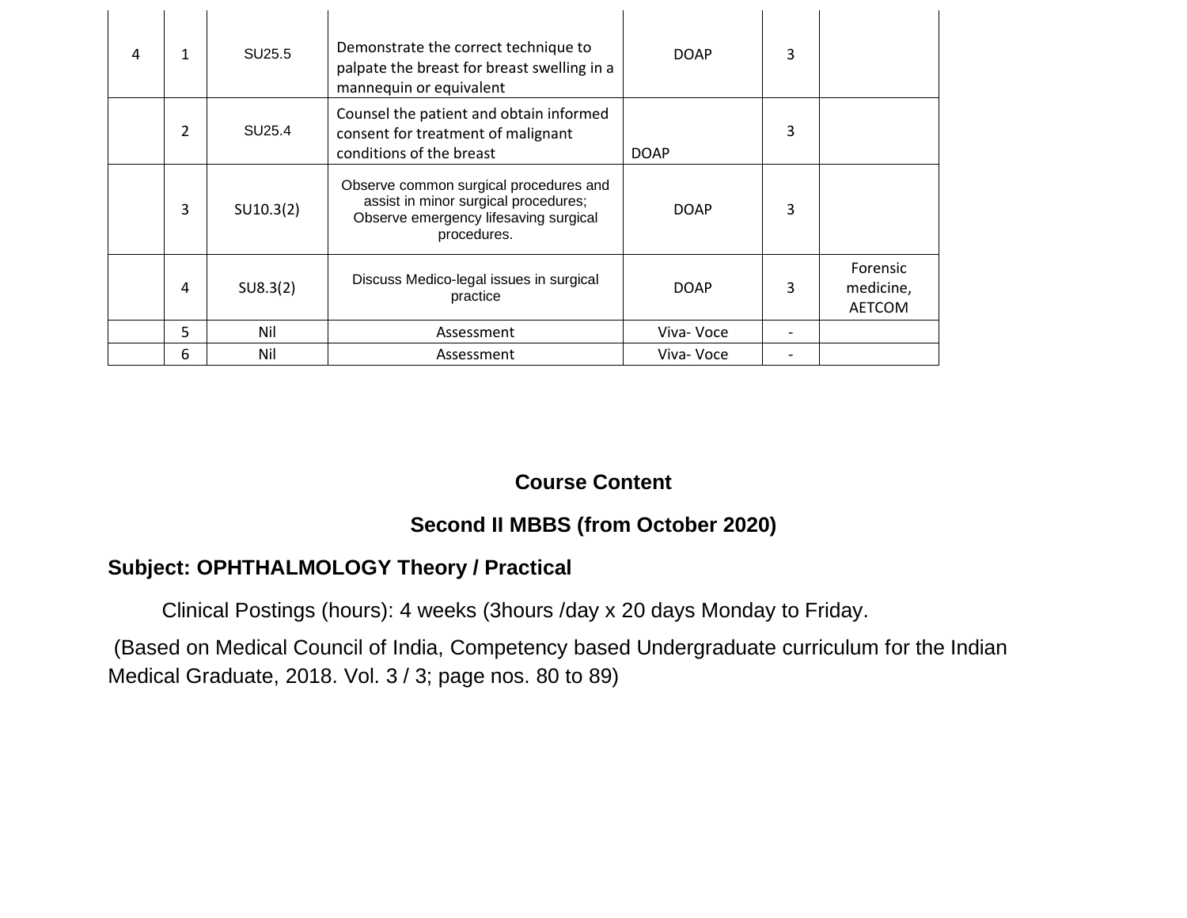| 4 | 1 | SU25.5 | Demonstrate the correct technique to palpate the breast for breast swelling in a mannequin or equivalent | DOAP | 3 | |
|---|---|---|---|---|---|---|
| | 2 | SU25.4 | Counsel the patient and obtain informed consent for treatment of malignant conditions of the breast | DOAP | 3 | |
| | 3 | SU10.3(2) | Observe common surgical procedures and assist in minor surgical procedures; Observe emergency lifesaving surgical procedures. | DOAP | 3 | |
| | 4 | SU8.3(2) | Discuss Medico-legal issues in surgical practice | DOAP | 3 | Forensic medicine, AETCOM |
| | 5 | Nil | Assessment | Viva- Voce | - | |
| | 6 | Nil | Assessment | Viva- Voce | - | |

## Course Content

## Second II MBBS (from October 2020)

### Subject: OPHTHALMOLOGY Theory / Practical

Clinical Postings (hours): 4 weeks (3hours /day x 20 days Monday to Friday.

(Based on Medical Council of India, Competency based Undergraduate curriculum for the Indian Medical Graduate, 2018. Vol. 3 / 3; page nos. 80 to 89)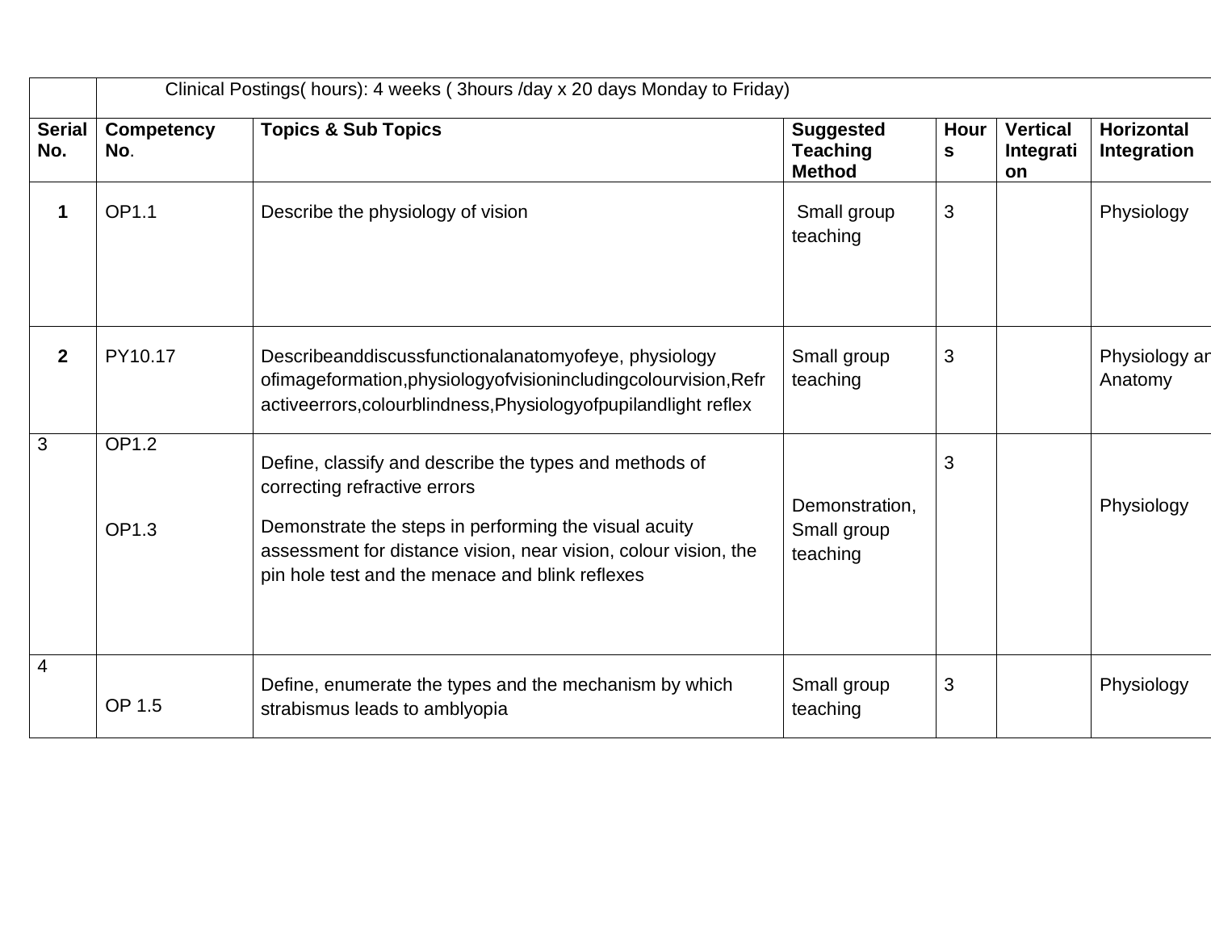| | Clinical Postings( hours): 4 weeks ( 3hours /day x 20 days Monday to Friday) | | | | | |
|---|---|---|---|---|---|---|
| **Serial No.** | **Competency No**. | **Topics & Sub Topics** | **Suggested Teaching Method** | **Hours** | **Vertical Integration** | **Horizontal Integration** |
| **1** | OP1.1 | Describe the physiology of vision | Small group teaching | 3 | | Physiology |
| **2** | PY10.17 | Describeanddiscussfunctionalanatomyofeye, physiology ofimageformation,physiologyofvisionincludingcolourvision,Refractiveerrors,colourblindness,Physiologyofpupilandlight reflex | Small group teaching | 3 | | Physiology ar Anatomy |
| 3 | OP1.2<br><br>OP1.3 | Define, classify and describe the types and methods of correcting refractive errors<br><br>Demonstrate the steps in performing the visual acuity assessment for distance vision, near vision, colour vision, the pin hole test and the menace and blink reflexes | Demonstration, Small group teaching | 3 | | Physiology |
| 4 | OP 1.5 | Define, enumerate the types and the mechanism by which strabismus leads to amblyopia | Small group teaching | 3 | | Physiology |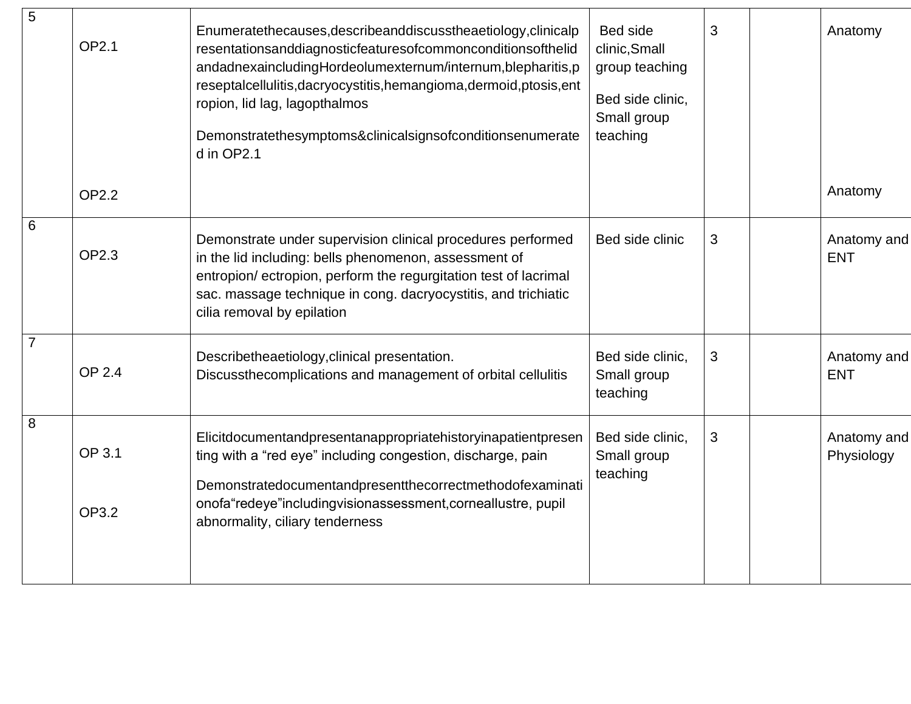| 5 | OP2.1<br><br>OP2.2 | Enumeratethecauses,describeanddiscusstheaetiology,clinicalpresentationsanddiagnosticfeaturesofcommonconditionsofthelidandadnexaincludingHordeolumexternum/internum,blepharitis,preseptalcellulitis,dacryocystitis,hemangioma,dermoid,ptosis,entropion, lid lag, lagopthalmos<br><br>Demonstratethesymptoms&clinicalsignsofconditionsenumerated in OP2.1 | Bed side clinic,Small group teaching<br><br>Bed side clinic, Small group teaching | 3 | | Anatomy<br><br>Anatomy |
|---|---|---|---|---|---|---|
| 6 | OP2.3 | Demonstrate under supervision clinical procedures performed in the lid including: bells phenomenon, assessment of entropion/ ectropion, perform the regurgitation test of lacrimal sac. massage technique in cong. dacryocystitis, and trichiatic cilia removal by epilation | Bed side clinic | 3 | | Anatomy and ENT |
| 7 | OP 2.4 | Describetheaetiology,clinical presentation. Discussthecomplications and management of orbital cellulitis | Bed side clinic, Small group teaching | 3 | | Anatomy and ENT |
| 8 | OP 3.1<br><br>OP3.2 | Elicitdocumentandpresentanappropriatehistoryinapatientpresenting with a “red eye” including congestion, discharge, pain<br><br>Demonstratedocumentandpresentthecorrectmethodofexaminationofa“redeye”includingvisionassessment,corneallustre, pupil abnormality, ciliary tenderness | Bed side clinic, Small group teaching | 3 | | Anatomy and Physiology |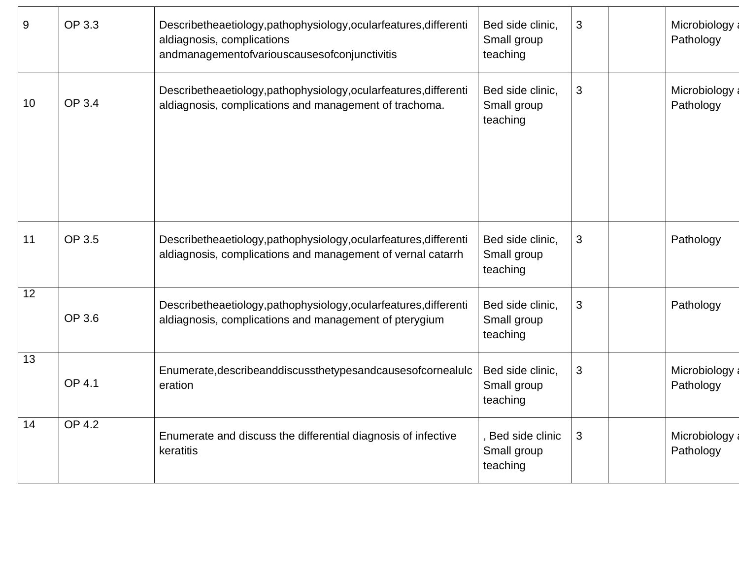| 9 | OP 3.3 | Describetheaetiology,pathophysiology,ocularfeatures,differentialdiagnosis, complications andmanagementofvariouscausesofconjunctivitis | Bed side clinic, Small group teaching | 3 | | Microbiology a Pathology |
|---|---|---|---|---|---|---|
| 10 | OP 3.4 | Describetheaetiology,pathophysiology,ocularfeatures,differentialdiagnosis, complications and management of trachoma. | Bed side clinic, Small group teaching | 3 | | Microbiology a Pathology |
| 11 | OP 3.5 | Describetheaetiology,pathophysiology,ocularfeatures,differentialdiagnosis, complications and management of vernal catarrh | Bed side clinic, Small group teaching | 3 | | Pathology |
| 12 | OP 3.6 | Describetheaetiology,pathophysiology,ocularfeatures,differentialdiagnosis, complications and management of pterygium | Bed side clinic, Small group teaching | 3 | | Pathology |
| 13 | OP 4.1 | Enumerate,describeanddiscussthetypesandcausesofcornealulceration | Bed side clinic, Small group teaching | 3 | | Microbiology a Pathology |
| 14 | OP 4.2 | Enumerate and discuss the differential diagnosis of infective keratitis | , Bed side clinic Small group teaching | 3 | | Microbiology a Pathology |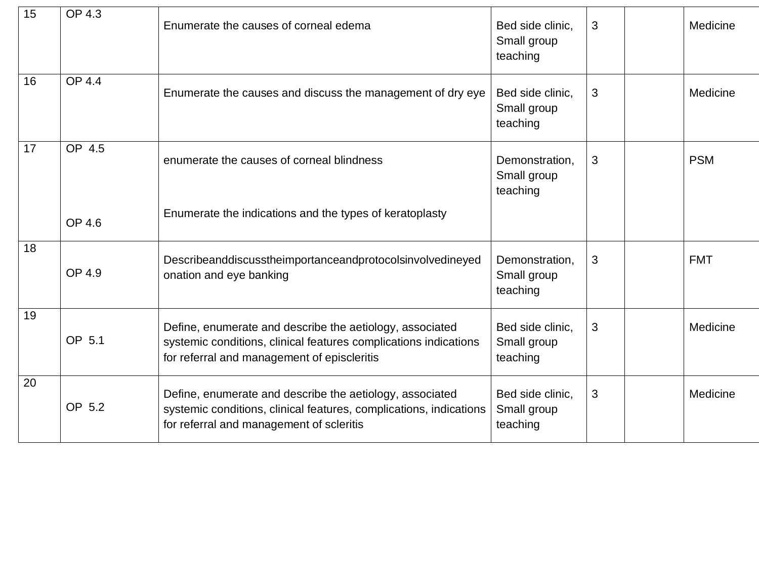| 15 | OP 4.3 | Enumerate the causes of corneal edema | Bed side clinic, Small group teaching | 3 | | Medicine |
|---|---|---|---|---|---|---|
| 16 | OP 4.4 | Enumerate the causes and discuss the management of dry eye | Bed side clinic, Small group teaching | 3 | | Medicine |
| 17 | OP 4.5<br><br>OP 4.6 | enumerate the causes of corneal blindness<br><br>Enumerate the indications and the types of keratoplasty | Demonstration, Small group teaching | 3 | | PSM |
| 18 | OP 4.9 | Describeanddiscusstheimportanceandprotocolsinvolvedineyed onation and eye banking | Demonstration, Small group teaching | 3 | | FMT |
| 19 | OP 5.1 | Define, enumerate and describe the aetiology, associated systemic conditions, clinical features complications indications for referral and management of episcleritis | Bed side clinic, Small group teaching | 3 | | Medicine |
| 20 | OP 5.2 | Define, enumerate and describe the aetiology, associated systemic conditions, clinical features, complications, indications for referral and management of scleritis | Bed side clinic, Small group teaching | 3 | | Medicine |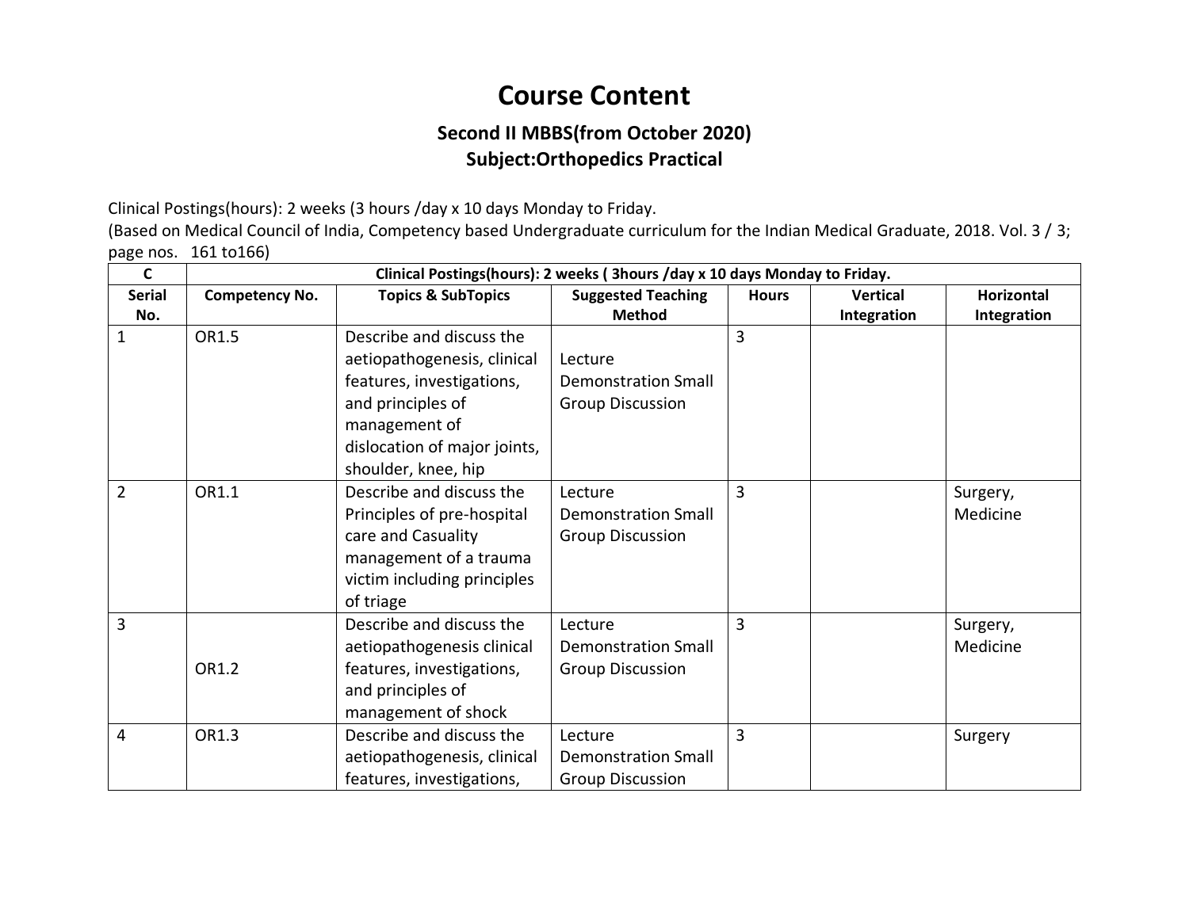# Course Content

## Second II MBBS(from October 2020)

## Subject:Orthopedics Practical

Clinical Postings(hours): 2 weeks (3 hours /day x 10 days Monday to Friday.

(Based on Medical Council of India, Competency based Undergraduate curriculum for the Indian Medical Graduate, 2018. Vol. 3 / 3; page nos. 161 to166)

| C | Clinical Postings(hours): 2 weeks ( 3hours /day x 10 days Monday to Friday. | | | | | |
|---|---|---|---|---|---|---|
| **Serial No.** | **Competency No.** | **Topics & SubTopics** | **Suggested Teaching Method** | **Hours** | **Vertical Integration** | **Horizontal Integration** |
| 1 | OR1.5 | Describe and discuss the aetiopathogenesis, clinical features, investigations, and principles of management of dislocation of major joints, shoulder, knee, hip | Lecture Demonstration Small Group Discussion | 3 | | |
| 2 | OR1.1 | Describe and discuss the Principles of pre-hospital care and Casuality management of a trauma victim including principles of triage | Lecture Demonstration Small Group Discussion | 3 | | Surgery, Medicine |
| 3 | OR1.2 | Describe and discuss the aetiopathogenesis clinical features, investigations, and principles of management of shock | Lecture Demonstration Small Group Discussion | 3 | | Surgery, Medicine |
| 4 | OR1.3 | Describe and discuss the aetiopathogenesis, clinical features, investigations, | Lecture Demonstration Small Group Discussion | 3 | | Surgery |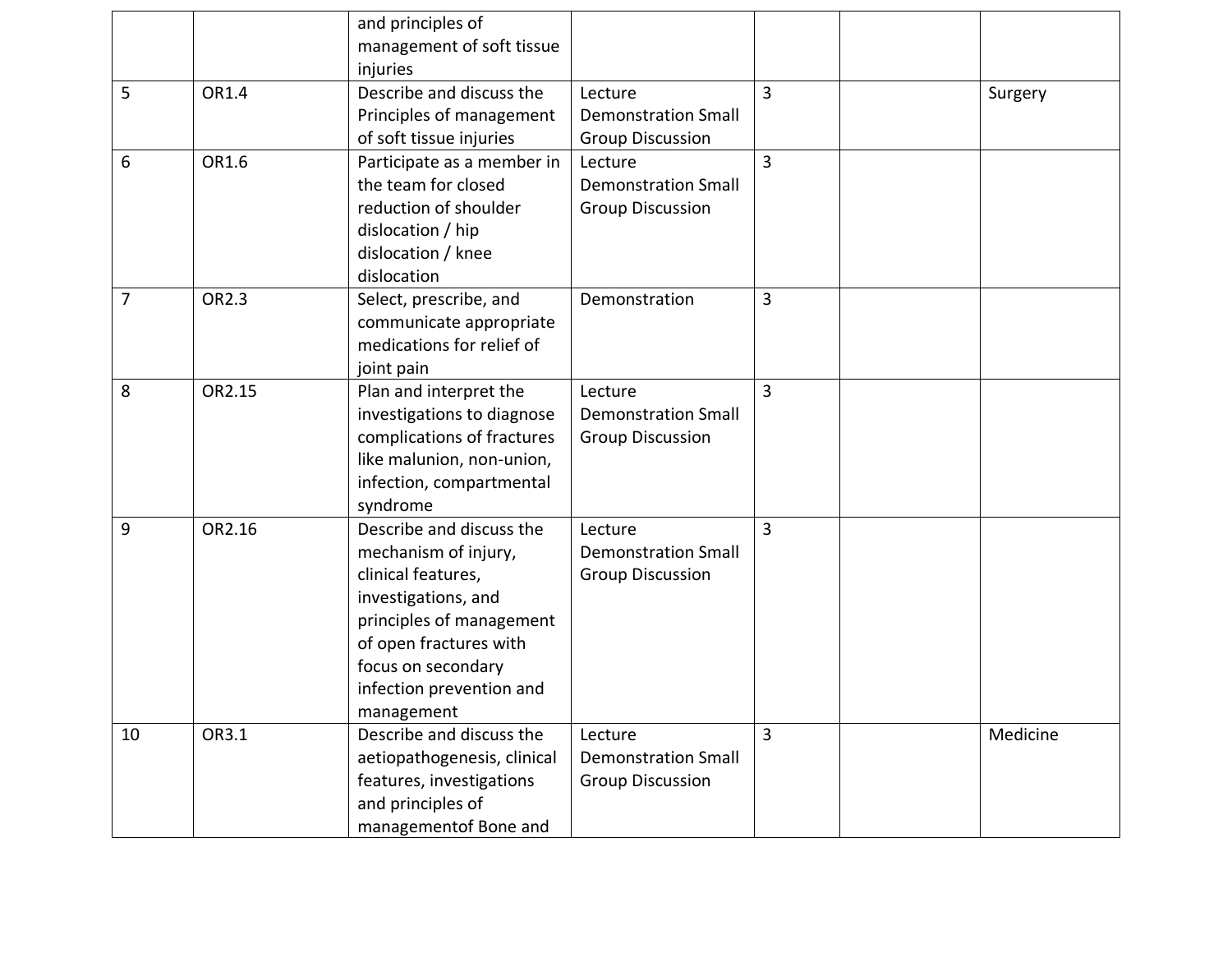| | | and principles of management of soft tissue injuries | | | | |
|---|---|---|---|---|---|---|
| 5 | OR1.4 | Describe and discuss the Principles of management of soft tissue injuries | Lecture Demonstration Small Group Discussion | 3 | | Surgery |
| 6 | OR1.6 | Participate as a member in the team for closed reduction of shoulder dislocation / hip dislocation / knee dislocation | Lecture Demonstration Small Group Discussion | 3 | | |
| 7 | OR2.3 | Select, prescribe, and communicate appropriate medications for relief of joint pain | Demonstration | 3 | | |
| 8 | OR2.15 | Plan and interpret the investigations to diagnose complications of fractures like malunion, non-union, infection, compartmental syndrome | Lecture Demonstration Small Group Discussion | 3 | | |
| 9 | OR2.16 | Describe and discuss the mechanism of injury, clinical features, investigations, and principles of management of open fractures with focus on secondary infection prevention and management | Lecture Demonstration Small Group Discussion | 3 | | |
| 10 | OR3.1 | Describe and discuss the aetiopathogenesis, clinical features, investigations and principles of managementof Bone and | Lecture Demonstration Small Group Discussion | 3 | | Medicine |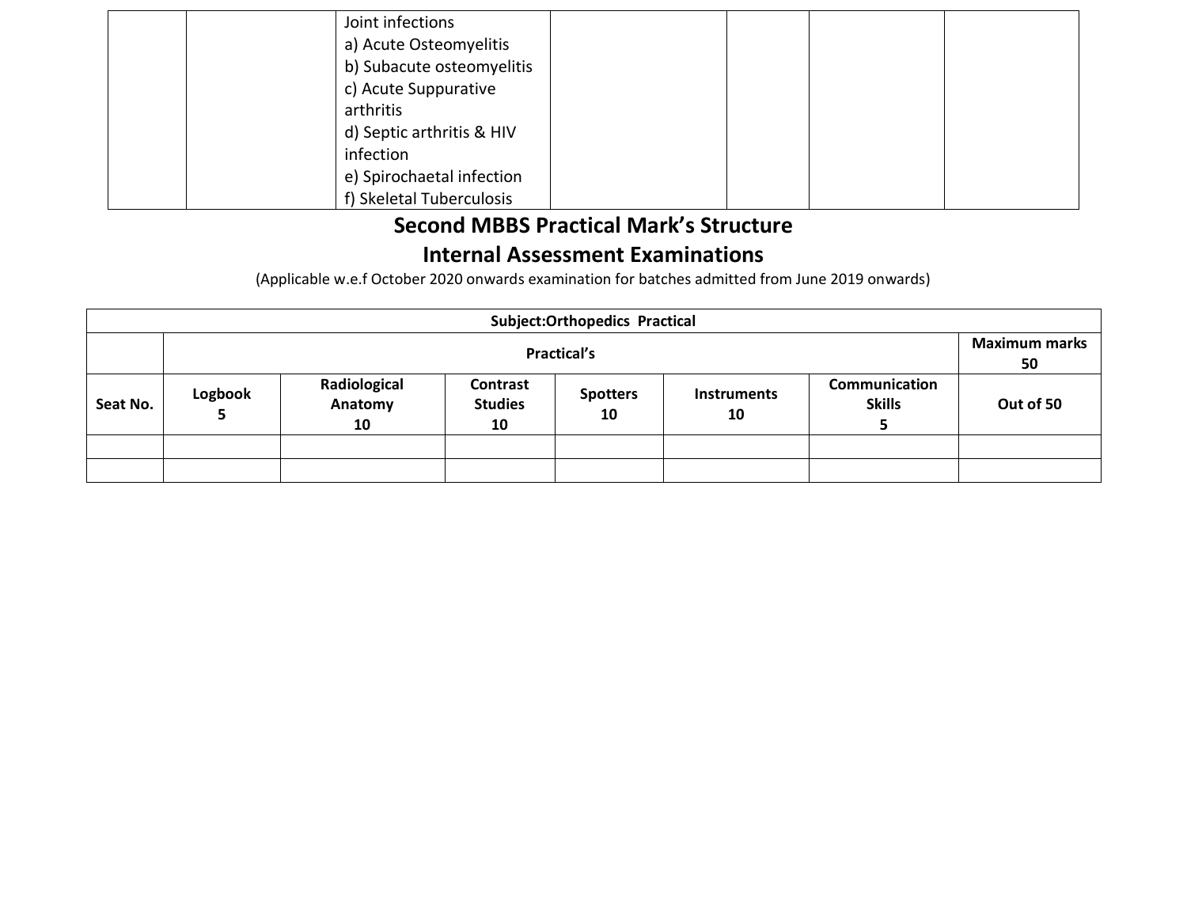| | | Joint infections<br>a) Acute Osteomyelitis<br>b) Subacute osteomyelitis<br>c) Acute Suppurative arthritis<br>d) Septic arthritis & HIV infection<br>e) Spirochaetal infection<br>f) Skeletal Tuberculosis | | | | |
|---|---|---|---|---|---|---|

## Second MBBS Practical Mark's Structure

## Internal Assessment Examinations

(Applicable w.e.f October 2020 onwards examination for batches admitted from June 2019 onwards)

| **Subject:Orthopedics Practical** | | | | | | | |
|---|---|---|---|---|---|---|---|
| | **Practical's** | | | | | | **Maximum marks 50** |
| **Seat No.** | **Logbook 5** | **Radiological Anatomy 10** | **Contrast Studies 10** | **Spotters 10** | **Instruments 10** | **Communication Skills 5** | **Out of 50** |
| | | | | | | | |
| | | | | | | | |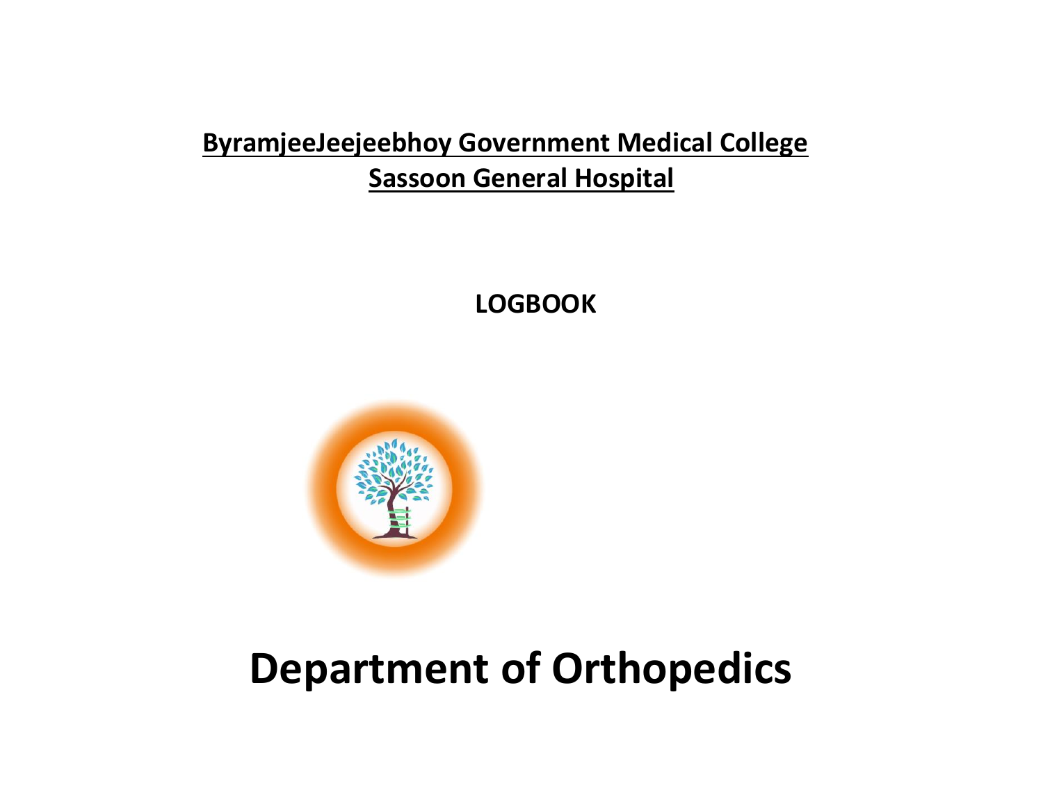**<u>ByramjeeJeejeebhoy Government Medical College</u>**

**<u>Sassoon General Hospital</u>**

**LOGBOOK**

# Department of Orthopedics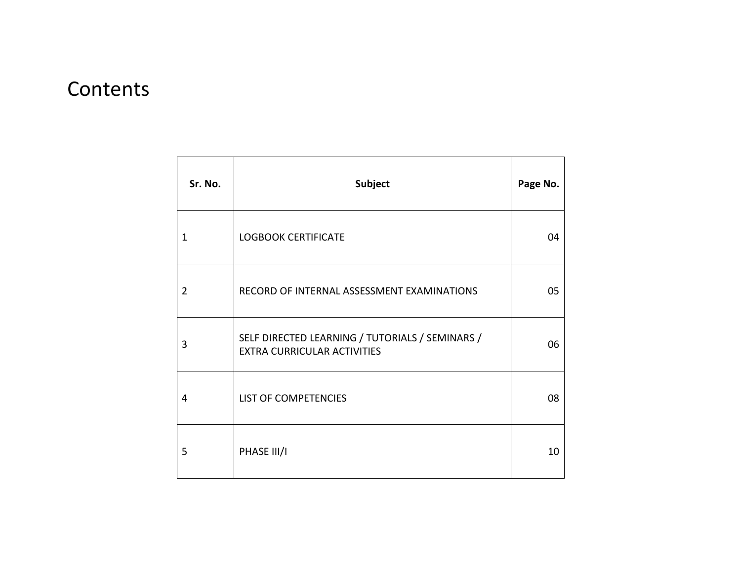# Contents

| Sr. No. | Subject | Page No. |
|---|---|---|
| 1 | LOGBOOK CERTIFICATE | 04 |
| 2 | RECORD OF INTERNAL ASSESSMENT EXAMINATIONS | 05 |
| 3 | SELF DIRECTED LEARNING / TUTORIALS / SEMINARS / EXTRA CURRICULAR ACTIVITIES | 06 |
| 4 | LIST OF COMPETENCIES | 08 |
| 5 | PHASE III/I | 10 |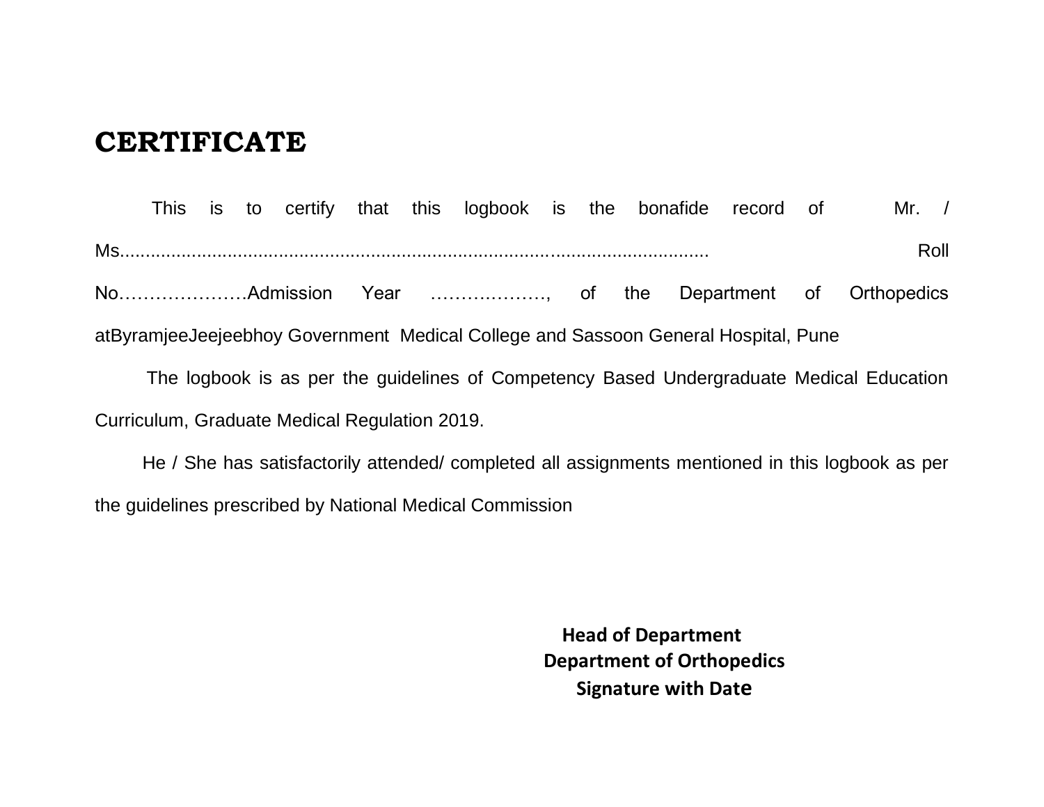# CERTIFICATE

This is to certify that this logbook is the bonafide record of Mr. / Ms.......................................................................................................... Roll No…………………Admission Year ………………, of the Department of Orthopedics atByramjeeJeejeebhoy Government Medical College and Sassoon General Hospital, Pune

The logbook is as per the guidelines of Competency Based Undergraduate Medical Education Curriculum, Graduate Medical Regulation 2019.

He / She has satisfactorily attended/ completed all assignments mentioned in this logbook as per the guidelines prescribed by National Medical Commission

**Head of Department**
**Department of Orthopedics**
**Signature with Date**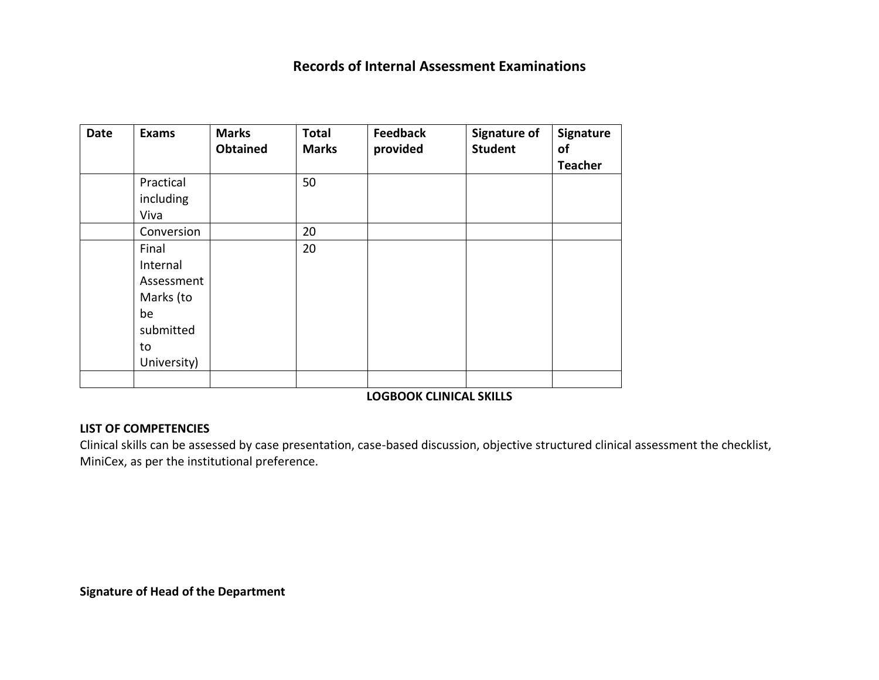## Records of Internal Assessment Examinations

| Date | Exams | Marks Obtained | Total Marks | Feedback provided | Signature of Student | Signature of Teacher |
|---|---|---|---|---|---|---|
| | Practical including Viva | | 50 | | | |
| | Conversion | | 20 | | | |
| | Final Internal Assessment Marks (to be submitted to University) | | 20 | | | |
| | | | | | | |

**LOGBOOK CLINICAL SKILLS**

**LIST OF COMPETENCIES**

Clinical skills can be assessed by case presentation, case-based discussion, objective structured clinical assessment the checklist, MiniCex, as per the institutional preference.

**Signature of Head of the Department**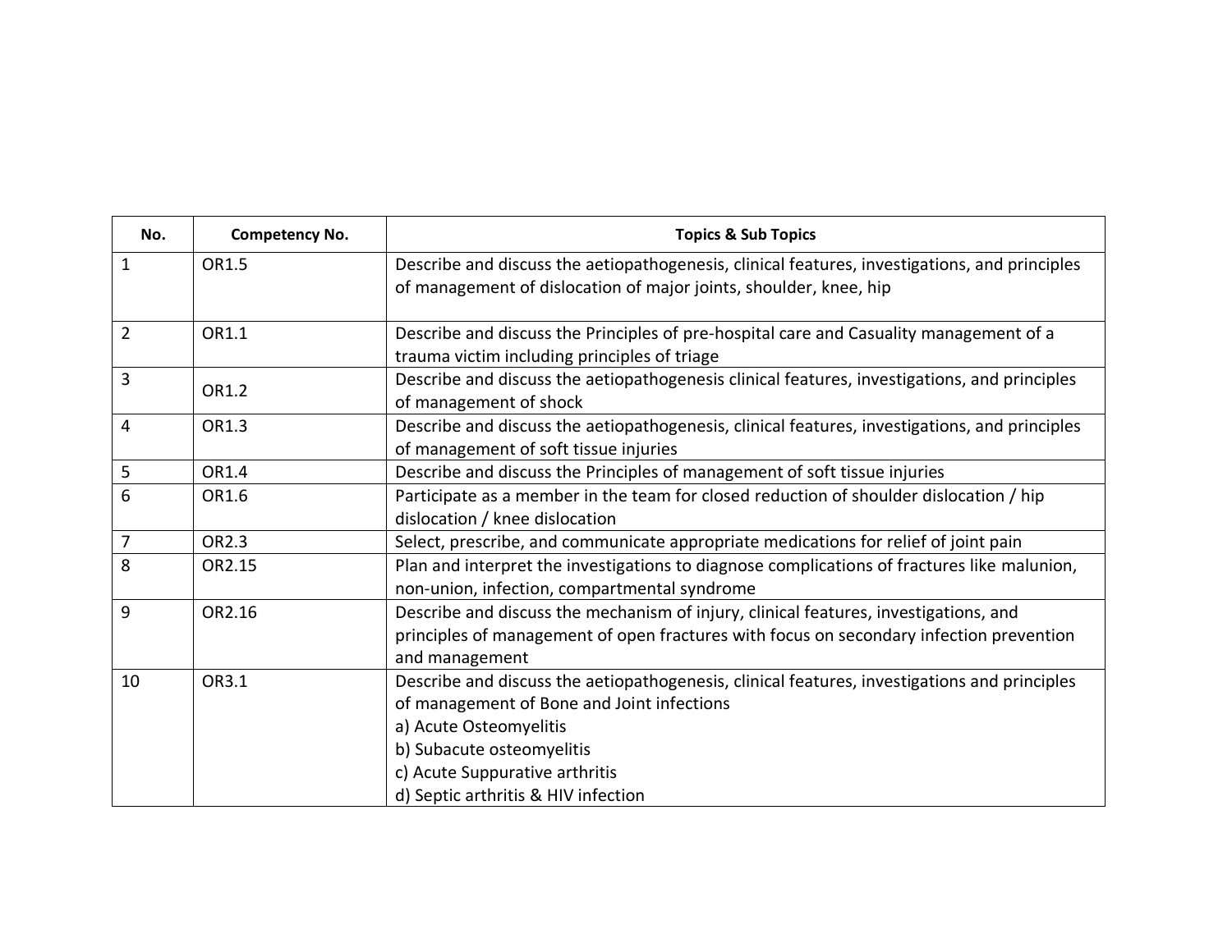| No. | Competency No. | Topics & Sub Topics |
|---|---|---|
| 1 | OR1.5 | Describe and discuss the aetiopathogenesis, clinical features, investigations, and principles of management of dislocation of major joints, shoulder, knee, hip |
| 2 | OR1.1 | Describe and discuss the Principles of pre-hospital care and Casuality management of a trauma victim including principles of triage |
| 3 | OR1.2 | Describe and discuss the aetiopathogenesis clinical features, investigations, and principles of management of shock |
| 4 | OR1.3 | Describe and discuss the aetiopathogenesis, clinical features, investigations, and principles of management of soft tissue injuries |
| 5 | OR1.4 | Describe and discuss the Principles of management of soft tissue injuries |
| 6 | OR1.6 | Participate as a member in the team for closed reduction of shoulder dislocation / hip dislocation / knee dislocation |
| 7 | OR2.3 | Select, prescribe, and communicate appropriate medications for relief of joint pain |
| 8 | OR2.15 | Plan and interpret the investigations to diagnose complications of fractures like malunion, non-union, infection, compartmental syndrome |
| 9 | OR2.16 | Describe and discuss the mechanism of injury, clinical features, investigations, and principles of management of open fractures with focus on secondary infection prevention and management |
| 10 | OR3.1 | Describe and discuss the aetiopathogenesis, clinical features, investigations and principles of management of Bone and Joint infections<br>a) Acute Osteomyelitis<br>b) Subacute osteomyelitis<br>c) Acute Suppurative arthritis<br>d) Septic arthritis & HIV infection |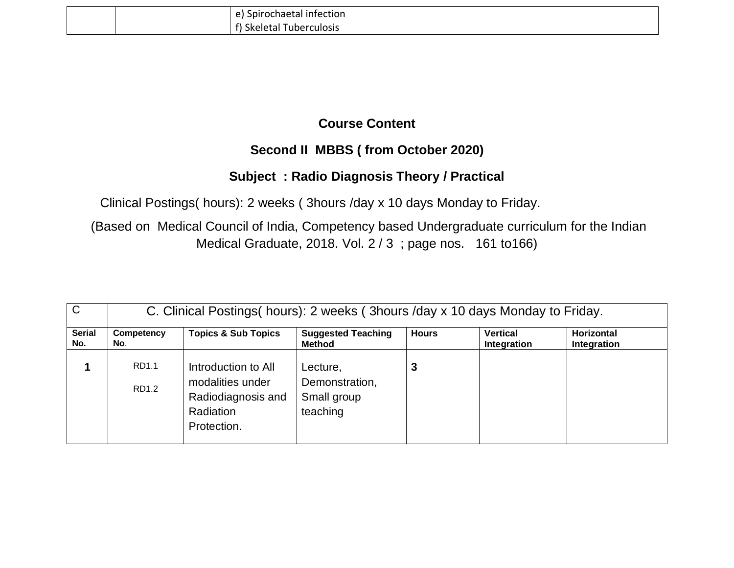| | | e) Spirochaetal infection<br>f) Skeletal Tuberculosis |
|---|---|---|

**Course Content**

**Second II MBBS ( from October 2020)**

**Subject : Radio Diagnosis Theory / Practical**

Clinical Postings( hours): 2 weeks ( 3hours /day x 10 days Monday to Friday.

(Based on Medical Council of India, Competency based Undergraduate curriculum for the Indian Medical Graduate, 2018. Vol. 2 / 3 ; page nos. 161 to166)

| C | C. Clinical Postings( hours): 2 weeks ( 3hours /day x 10 days Monday to Friday. | | | | | |
|---|---|---|---|---|---|---|
| **Serial No.** | **Competency No.** | **Topics & Sub Topics** | **Suggested Teaching Method** | **Hours** | **Vertical Integration** | **Horizontal Integration** |
| **1** | RD1.1<br>RD1.2 | Introduction to All modalities under Radiodiagnosis and Radiation Protection. | Lecture, Demonstration, Small group teaching | **3** | | |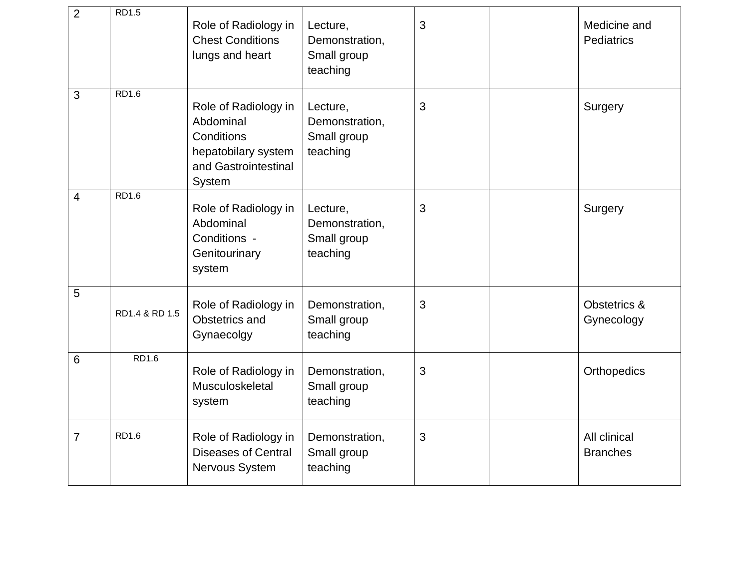| 2 | RD1.5 | Role of Radiology in Chest Conditions lungs and heart | Lecture, Demonstration, Small group teaching | 3 | | Medicine and Pediatrics |
|---|---|---|---|---|---|---|
| 3 | RD1.6 | Role of Radiology in Abdominal Conditions hepatobilary system and Gastrointestinal System | Lecture, Demonstration, Small group teaching | 3 | | Surgery |
| 4 | RD1.6 | Role of Radiology in Abdominal Conditions - Genitourinary system | Lecture, Demonstration, Small group teaching | 3 | | Surgery |
| 5 | RD1.4 & RD 1.5 | Role of Radiology in Obstetrics and Gynaecolgy | Demonstration, Small group teaching | 3 | | Obstetrics & Gynecology |
| 6 | RD1.6 | Role of Radiology in Musculoskeletal system | Demonstration, Small group teaching | 3 | | Orthopedics |
| 7 | RD1.6 | Role of Radiology in Diseases of Central Nervous System | Demonstration, Small group teaching | 3 | | All clinical Branches |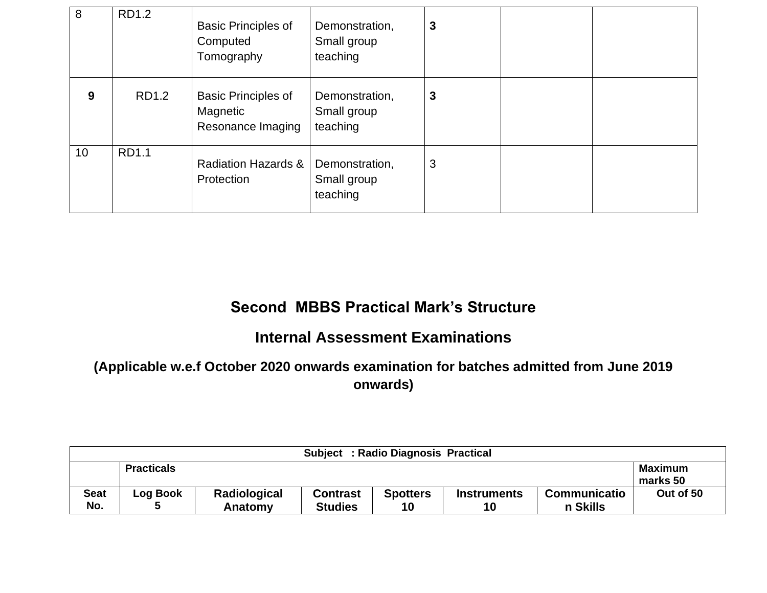| 8 | RD1.2 | Basic Principles of Computed Tomography | Demonstration, Small group teaching | **3** | | |
|---|---|---|---|---|---|---|
| **9** | RD1.2 | Basic Principles of Magnetic Resonance Imaging | Demonstration, Small group teaching | **3** | | |
| 10 | RD1.1 | Radiation Hazards & Protection | Demonstration, Small group teaching | 3 | | |

## Second MBBS Practical Mark's Structure

## Internal Assessment Examinations

### (Applicable w.e.f October 2020 onwards examination for batches admitted from June 2019 onwards)

| **Subject : Radio Diagnosis Practical** | | | | | | | |
|---|---|---|---|---|---|---|---|
| | **Practicals** | | | | | | **Maximum marks 50** |
| **Seat No.** | **Log Book 5** | **Radiological Anatomy** | **Contrast Studies** | **Spotters 10** | **Instruments 10** | **Communication Skills** | **Out of 50** |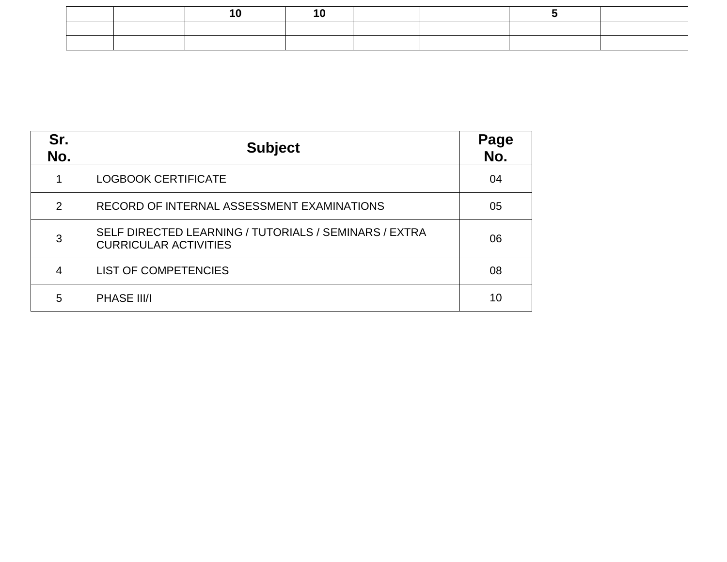| | | 10 | 10 | | | 5 | |
|---|---|---|---|---|---|---|---|
| | | | | | | | |
| | | | | | | | |

| Sr. No. | Subject | Page No. |
|---|---|---|
| 1 | LOGBOOK CERTIFICATE | 04 |
| 2 | RECORD OF INTERNAL ASSESSMENT EXAMINATIONS | 05 |
| 3 | SELF DIRECTED LEARNING / TUTORIALS / SEMINARS / EXTRA CURRICULAR ACTIVITIES | 06 |
| 4 | LIST OF COMPETENCIES | 08 |
| 5 | PHASE III/I | 10 |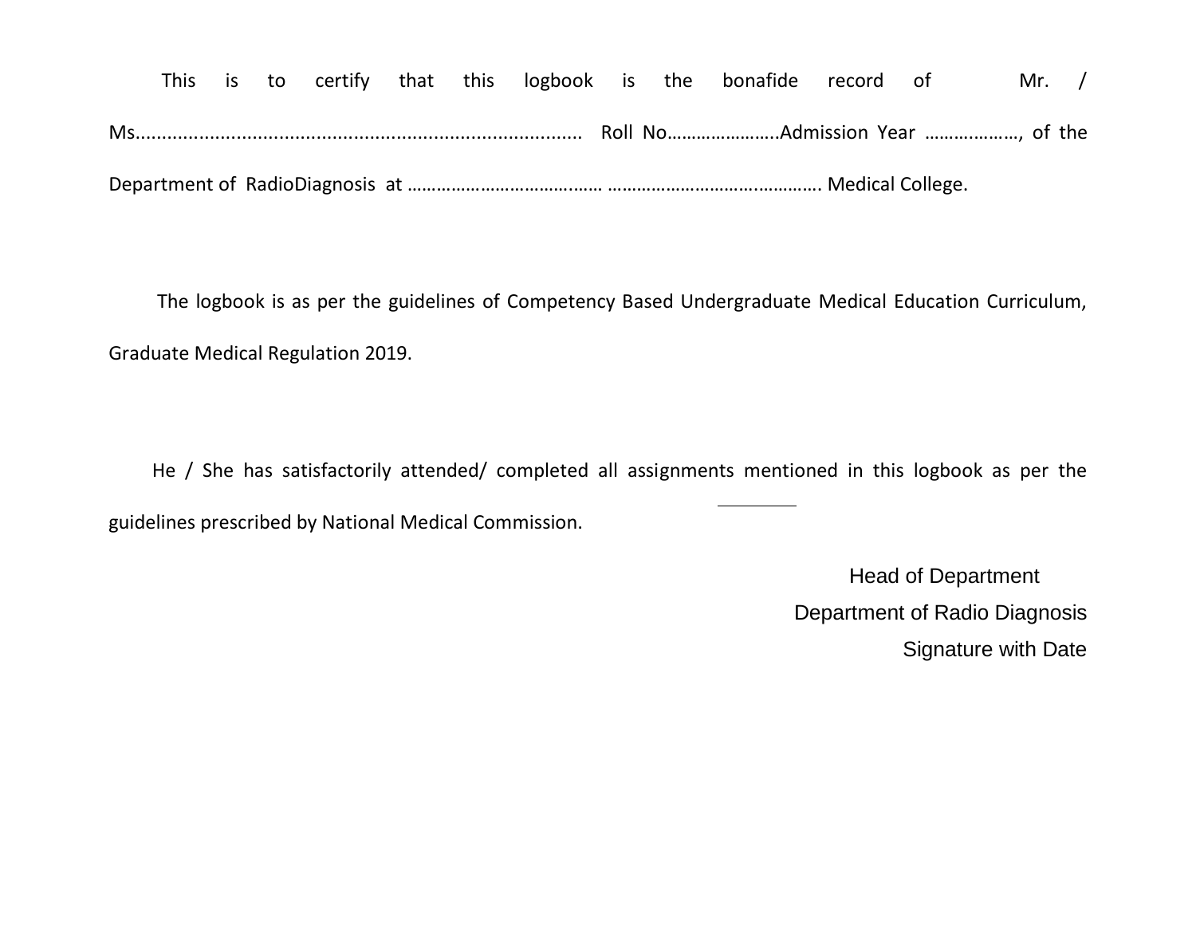This is to certify that this logbook is the bonafide record of Mr. / Ms..................................................................................... Roll No…………………..Admission Year ………………, of the Department of RadioDiagnosis at ……………………………….… …………………………….………. Medical College.

The logbook is as per the guidelines of Competency Based Undergraduate Medical Education Curriculum, Graduate Medical Regulation 2019.

He / She has satisfactorily attended/ completed all assignments mentioned in this logbook as per the guidelines prescribed by National Medical Commission.

Head of Department  
Department of Radio Diagnosis  
Signature with Date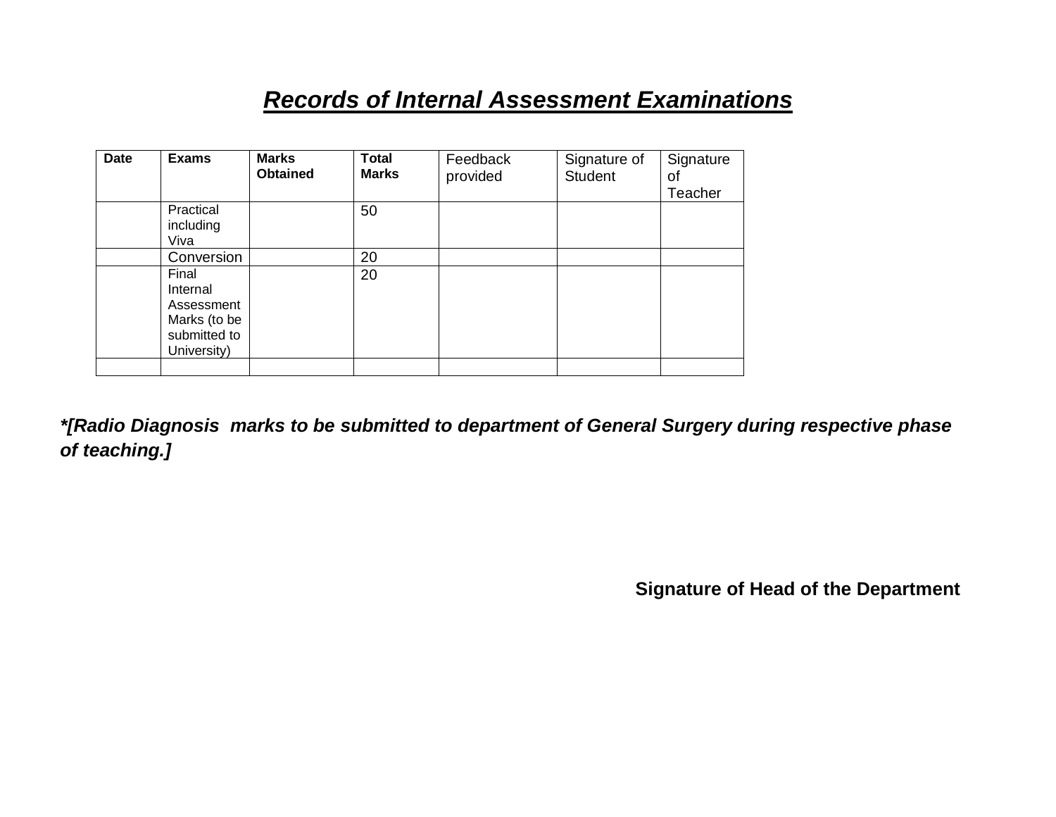# ***Records of Internal Assessment Examinations***

| Date | Exams | Marks Obtained | Total Marks | Feedback provided | Signature of Student | Signature of Teacher |
|---|---|---|---|---|---|---|
| | Practical including Viva | | 50 | | | |
| | Conversion | | 20 | | | |
| | Final Internal Assessment Marks (to be submitted to University) | | 20 | | | |
| | | | | | | |

***[Radio Diagnosis marks to be submitted to department of General Surgery during respective phase of teaching.]***

**Signature of Head of the Department**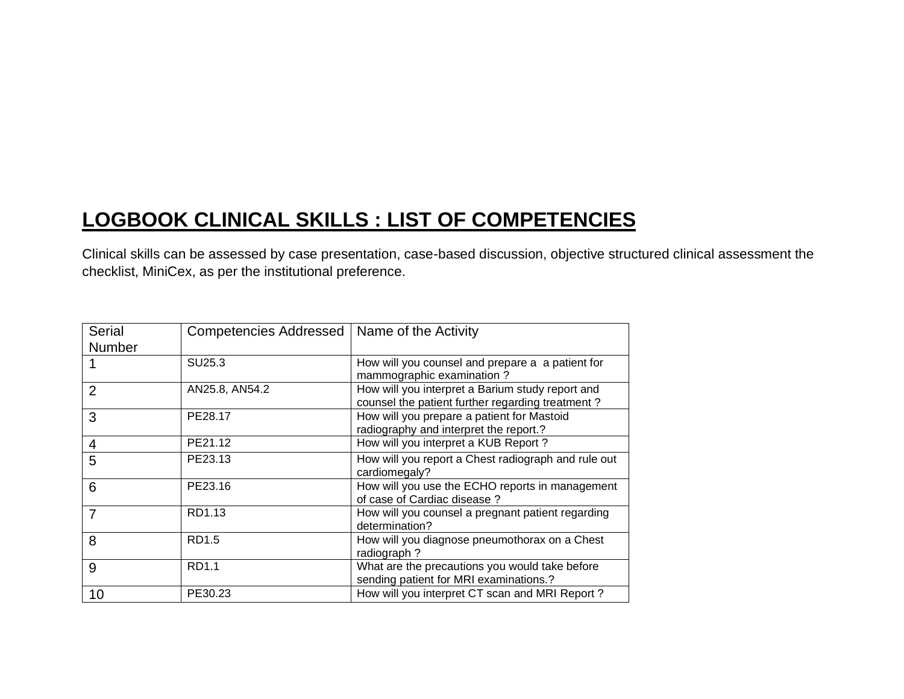## LOGBOOK CLINICAL SKILLS : LIST OF COMPETENCIES

Clinical skills can be assessed by case presentation, case-based discussion, objective structured clinical assessment the checklist, MiniCex, as per the institutional preference.

| Serial Number | Competencies Addressed | Name of the Activity |
|---|---|---|
| 1 | SU25.3 | How will you counsel and prepare a a patient for mammographic examination ? |
| 2 | AN25.8, AN54.2 | How will you interpret a Barium study report and counsel the patient further regarding treatment ? |
| 3 | PE28.17 | How will you prepare a patient for Mastoid radiography and interpret the report.? |
| 4 | PE21.12 | How will you interpret a KUB Report ? |
| 5 | PE23.13 | How will you report a Chest radiograph and rule out cardiomegaly? |
| 6 | PE23.16 | How will you use the ECHO reports in management of case of Cardiac disease ? |
| 7 | RD1.13 | How will you counsel a pregnant patient regarding determination? |
| 8 | RD1.5 | How will you diagnose pneumothorax on a Chest radiograph ? |
| 9 | RD1.1 | What are the precautions you would take before sending patient for MRI examinations.? |
| 10 | PE30.23 | How will you interpret CT scan and MRI Report ? |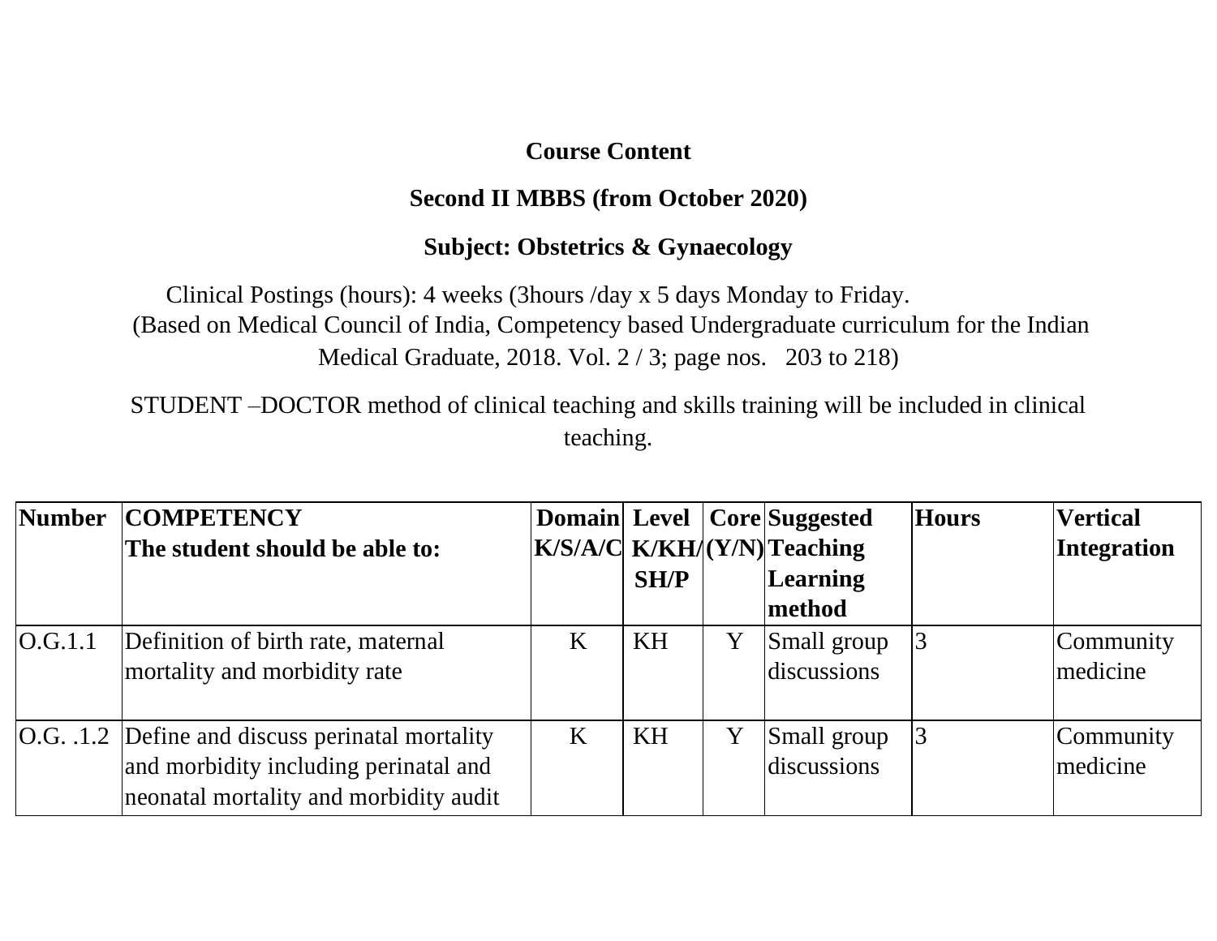**Course Content**

**Second II MBBS (from October 2020)**

**Subject: Obstetrics & Gynaecology**

Clinical Postings (hours): 4 weeks (3hours /day x 5 days Monday to Friday.
(Based on Medical Council of India, Competency based Undergraduate curriculum for the Indian Medical Graduate, 2018. Vol. 2 / 3; page nos. 203 to 218)

STUDENT –DOCTOR method of clinical teaching and skills training will be included in clinical teaching.

| Number | COMPETENCY The student should be able to: | Domain K/S/A/C | Level K/KH/ SH/P | Core (Y/N) | Suggested Teaching Learning method | Hours | Vertical Integration |
|---|---|---|---|---|---|---|---|
| O.G.1.1 | Definition of birth rate, maternal mortality and morbidity rate | K | KH | Y | Small group discussions | 3 | Community medicine |
| O.G. .1.2 | Define and discuss perinatal mortality and morbidity including perinatal and neonatal mortality and morbidity audit | K | KH | Y | Small group discussions | 3 | Community medicine |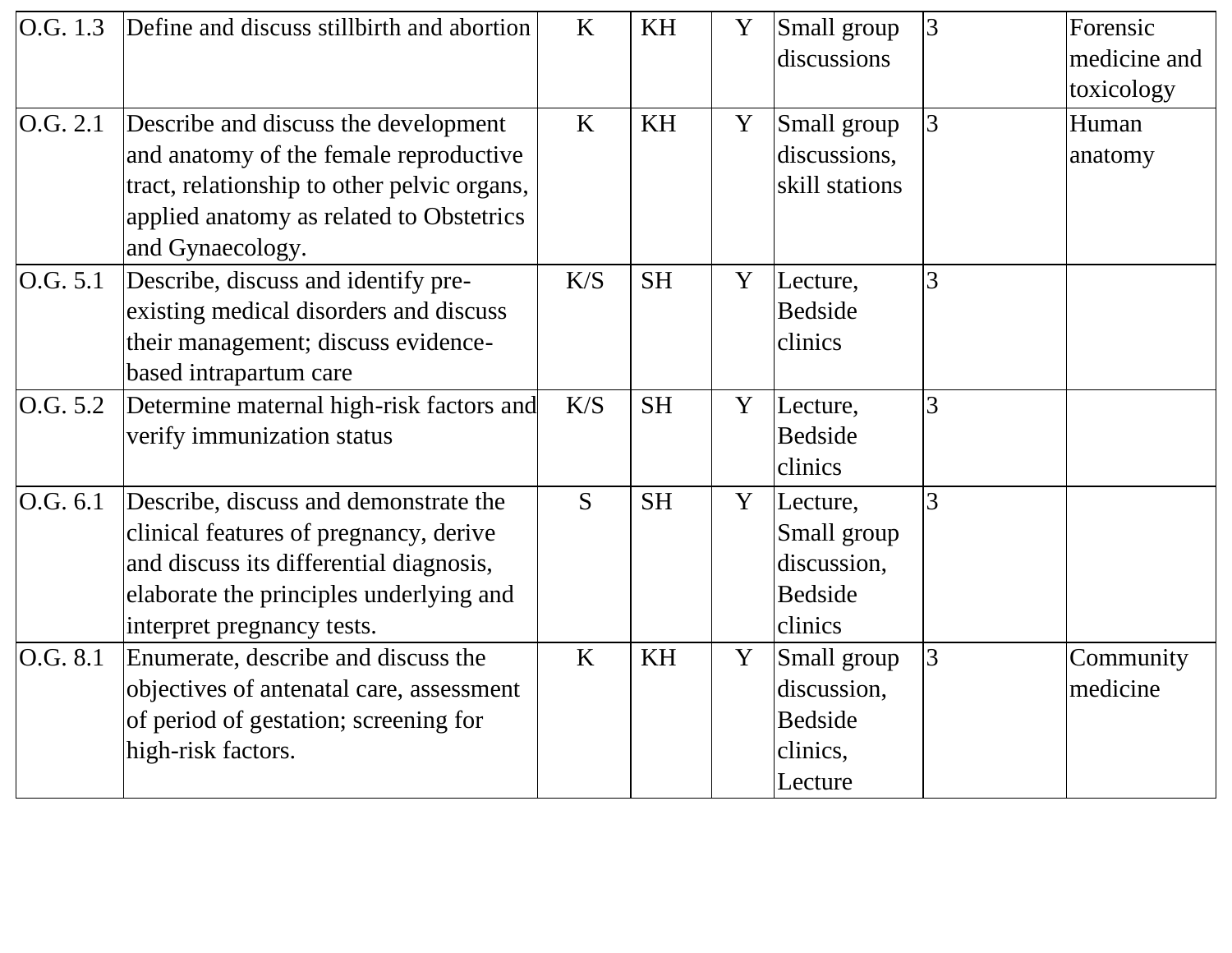| O.G. 1.3 | Define and discuss stillbirth and abortion | K | KH | Y | Small group discussions | 3 | Forensic medicine and toxicology |
|---|---|---|---|---|---|---|---|
| O.G. 2.1 | Describe and discuss the development and anatomy of the female reproductive tract, relationship to other pelvic organs, applied anatomy as related to Obstetrics and Gynaecology. | K | KH | Y | Small group discussions, skill stations | 3 | Human anatomy |
| O.G. 5.1 | Describe, discuss and identify pre-existing medical disorders and discuss their management; discuss evidence-based intrapartum care | K/S | SH | Y | Lecture, Bedside clinics | 3 | |
| O.G. 5.2 | Determine maternal high-risk factors and verify immunization status | K/S | SH | Y | Lecture, Bedside clinics | 3 | |
| O.G. 6.1 | Describe, discuss and demonstrate the clinical features of pregnancy, derive and discuss its differential diagnosis, elaborate the principles underlying and interpret pregnancy tests. | S | SH | Y | Lecture, Small group discussion, Bedside clinics | 3 | |
| O.G. 8.1 | Enumerate, describe and discuss the objectives of antenatal care, assessment of period of gestation; screening for high-risk factors. | K | KH | Y | Small group discussion, Bedside clinics, Lecture | 3 | Community medicine |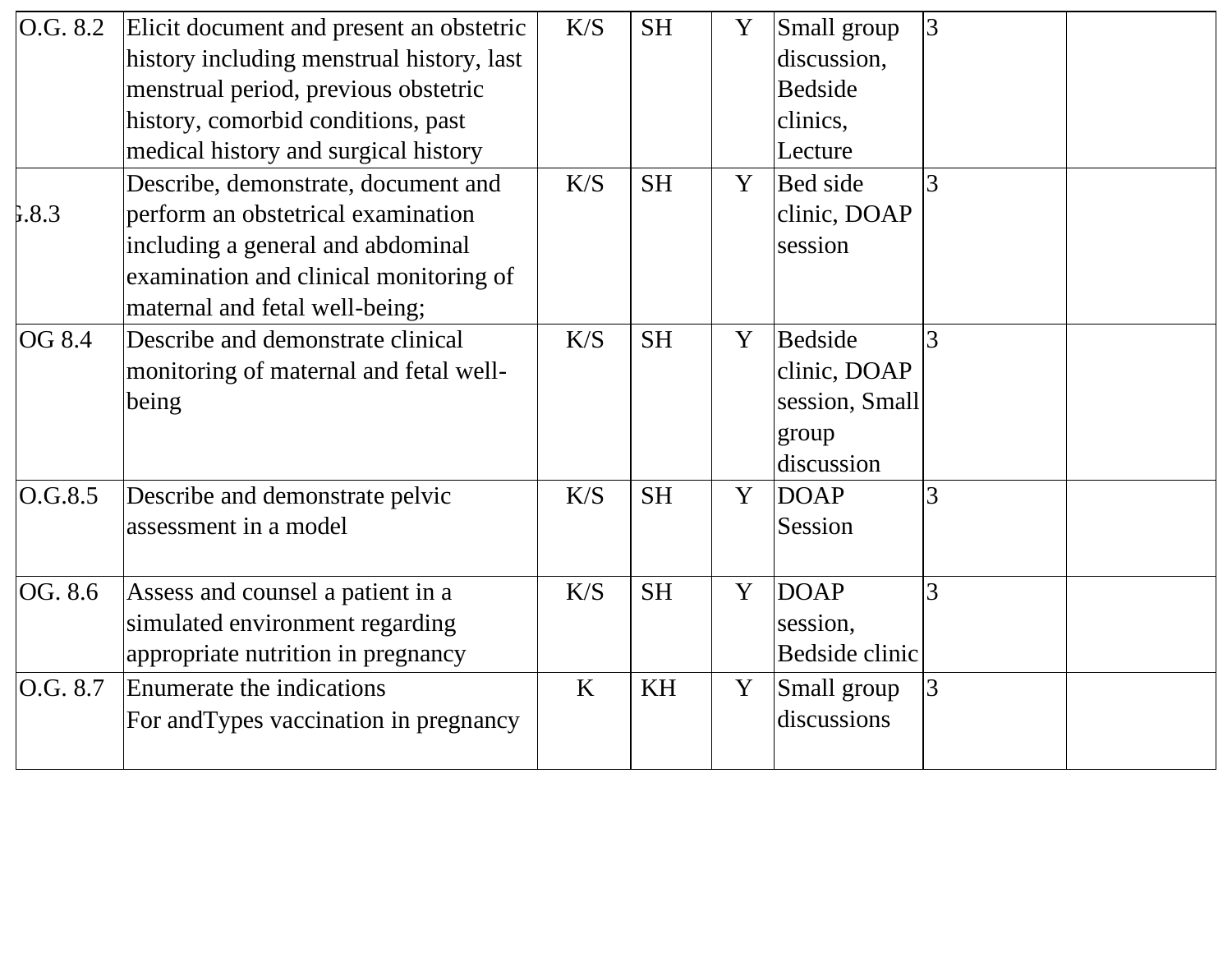| | | | | | | | |
|---|---|---|---|---|---|---|---|
| O.G. 8.2 | Elicit document and present an obstetric history including menstrual history, last menstrual period, previous obstetric history, comorbid conditions, past medical history and surgical history | K/S | SH | Y | Small group discussion, Bedside clinics, Lecture | 3 | |
| .8.3 | Describe, demonstrate, document and perform an obstetrical examination including a general and abdominal examination and clinical monitoring of maternal and fetal well-being; | K/S | SH | Y | Bed side clinic, DOAP session | 3 | |
| OG 8.4 | Describe and demonstrate clinical monitoring of maternal and fetal well-being | K/S | SH | Y | Bedside clinic, DOAP session, Small group discussion | 3 | |
| O.G.8.5 | Describe and demonstrate pelvic assessment in a model | K/S | SH | Y | DOAP Session | 3 | |
| OG. 8.6 | Assess and counsel a patient in a simulated environment regarding appropriate nutrition in pregnancy | K/S | SH | Y | DOAP session, Bedside clinic | 3 | |
| O.G. 8.7 | Enumerate the indications For andTypes vaccination in pregnancy | K | KH | Y | Small group discussions | 3 | |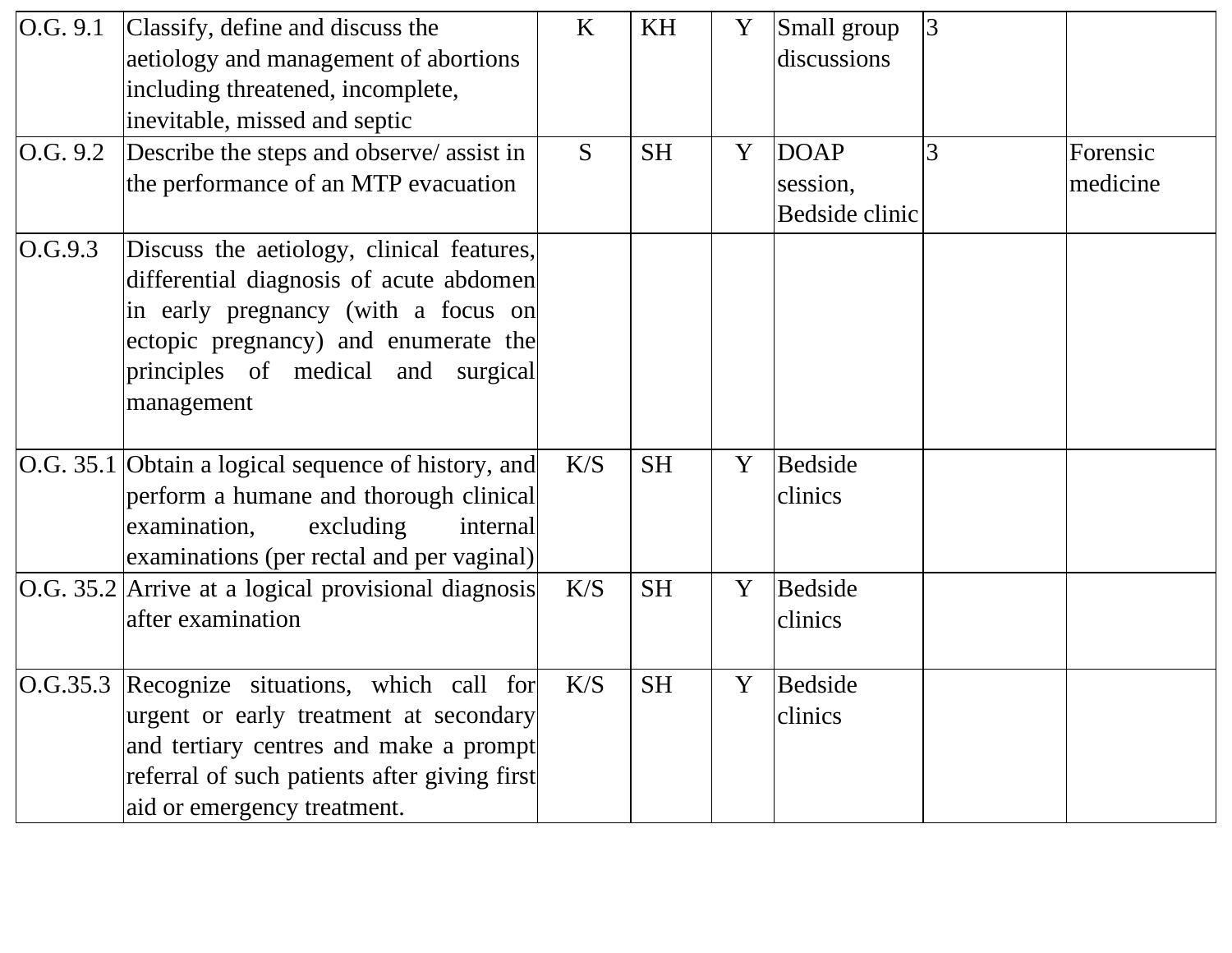| | | | | | | | |
|---|---|---|---|---|---|---|---|
| O.G. 9.1 | Classify, define and discuss the aetiology and management of abortions including threatened, incomplete, inevitable, missed and septic | K | KH | Y | Small group discussions | 3 | |
| O.G. 9.2 | Describe the steps and observe/ assist in the performance of an MTP evacuation | S | SH | Y | DOAP session, Bedside clinic | 3 | Forensic medicine |
| O.G.9.3 | Discuss the aetiology, clinical features, differential diagnosis of acute abdomen in early pregnancy (with a focus on ectopic pregnancy) and enumerate the principles of medical and surgical management | | | | | | |
| O.G. 35.1 | Obtain a logical sequence of history, and perform a humane and thorough clinical examination, excluding internal examinations (per rectal and per vaginal) | K/S | SH | Y | Bedside clinics | | |
| O.G. 35.2 | Arrive at a logical provisional diagnosis after examination | K/S | SH | Y | Bedside clinics | | |
| O.G.35.3 | Recognize situations, which call for urgent or early treatment at secondary and tertiary centres and make a prompt referral of such patients after giving first aid or emergency treatment. | K/S | SH | Y | Bedside clinics | | |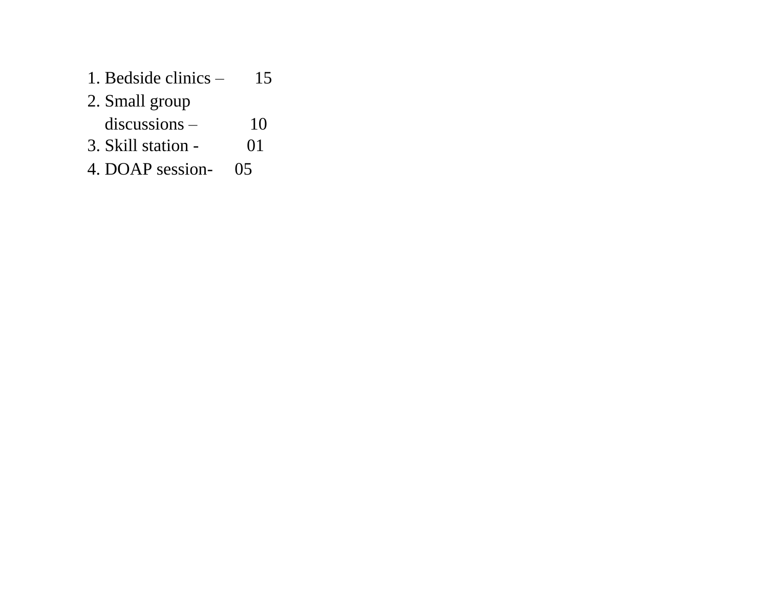1. Bedside clinics – 15
2. Small group discussions – 10
3. Skill station - 01
4. DOAP session- 05